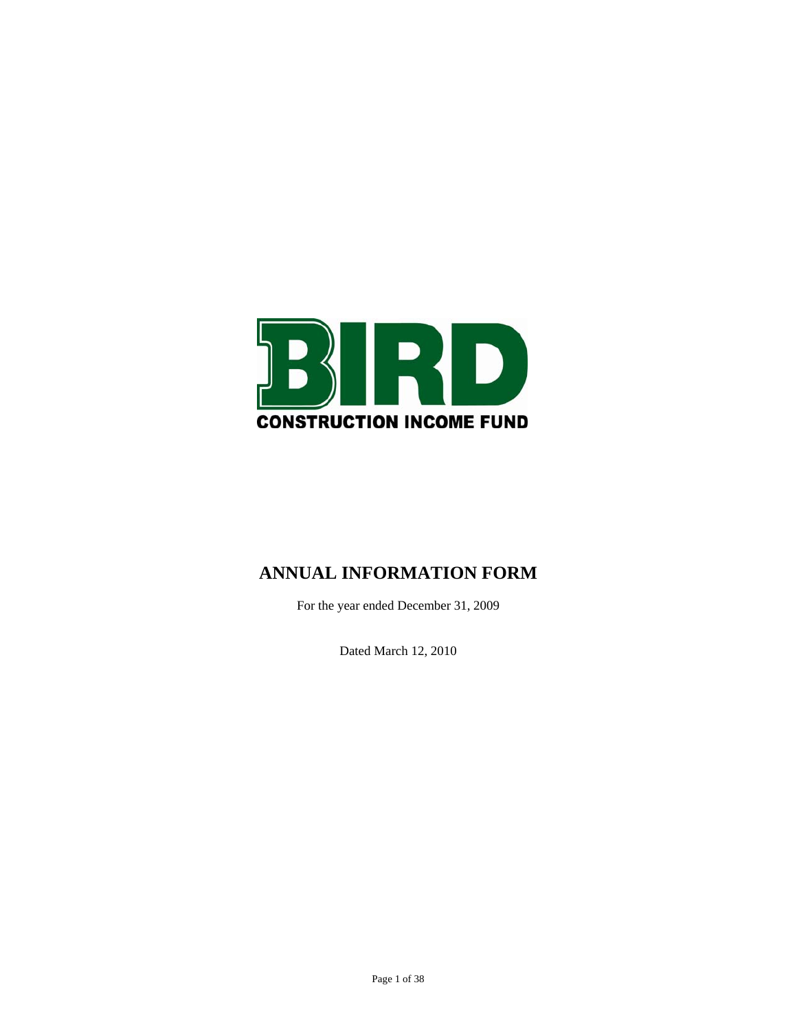# BIRD

**CONSTRUCTION INCOME FUND**

## ANNUAL INFORMATION FORM

For the year ended December 31, 2009

Dated March 12, 2010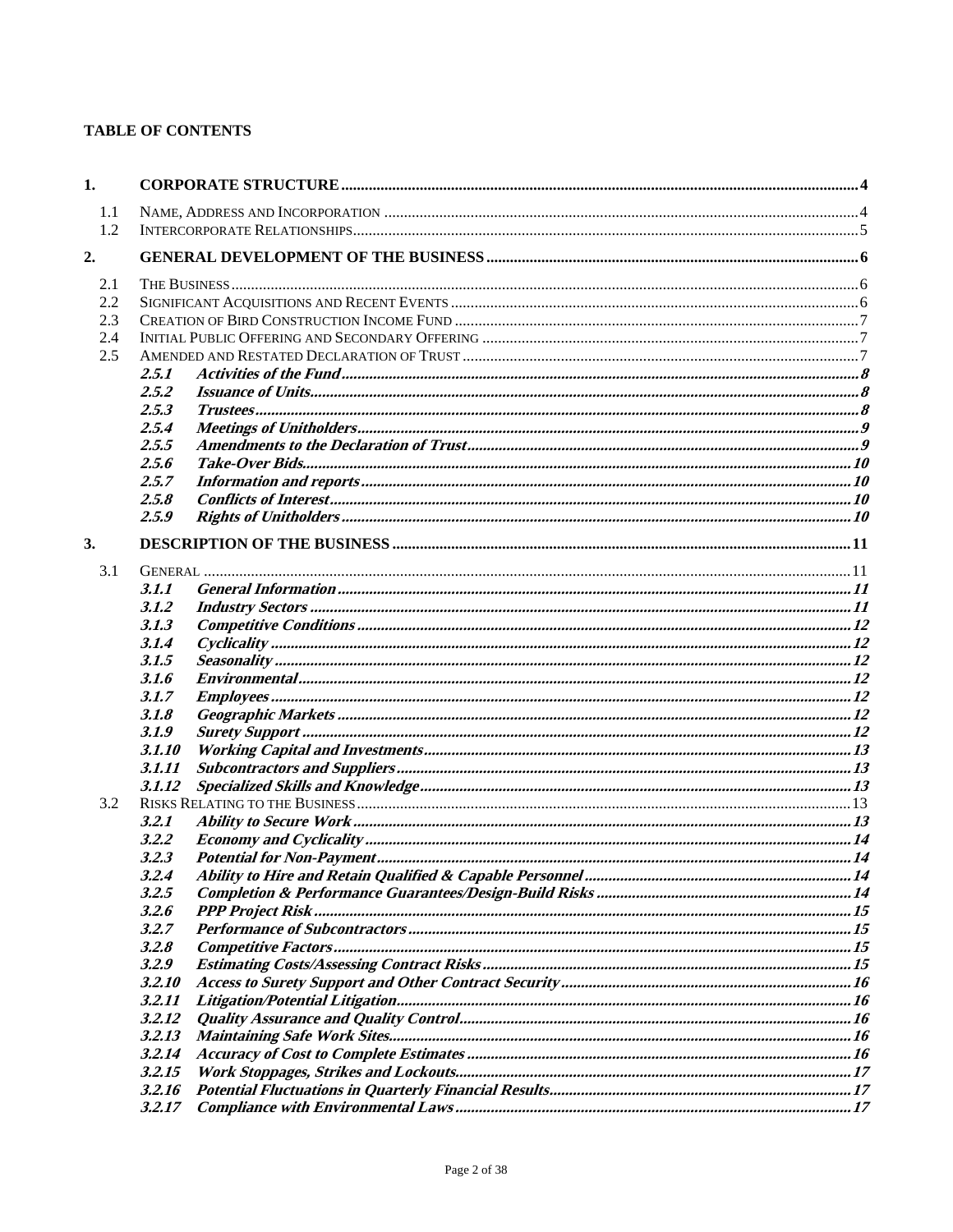**TABLE OF CONTENTS**

| | | |
|---|---|---|
| **1.** | **CORPORATE STRUCTURE** | **4** |
| 1.1 | NAME, ADDRESS AND INCORPORATION | 4 |
| 1.2 | INTERCORPORATE RELATIONSHIPS | 5 |
| **2.** | **GENERAL DEVELOPMENT OF THE BUSINESS** | **6** |
| 2.1 | THE BUSINESS | 6 |
| 2.2 | SIGNIFICANT ACQUISITIONS AND RECENT EVENTS | 6 |
| 2.3 | CREATION OF BIRD CONSTRUCTION INCOME FUND | 7 |
| 2.4 | INITIAL PUBLIC OFFERING AND SECONDARY OFFERING | 7 |
| 2.5 | AMENDED AND RESTATED DECLARATION OF TRUST | 7 |
| *2.5.1* | ***Activities of the Fund*** | ***8*** |
| *2.5.2* | ***Issuance of Units*** | ***8*** |
| *2.5.3* | ***Trustees*** | ***8*** |
| *2.5.4* | ***Meetings of Unitholders*** | ***9*** |
| *2.5.5* | ***Amendments to the Declaration of Trust*** | ***9*** |
| *2.5.6* | ***Take-Over Bids*** | ***10*** |
| *2.5.7* | ***Information and reports*** | ***10*** |
| *2.5.8* | ***Conflicts of Interest*** | ***10*** |
| *2.5.9* | ***Rights of Unitholders*** | ***10*** |
| **3.** | **DESCRIPTION OF THE BUSINESS** | **11** |
| 3.1 | GENERAL | 11 |
| *3.1.1* | ***General Information*** | ***11*** |
| *3.1.2* | ***Industry Sectors*** | ***11*** |
| *3.1.3* | ***Competitive Conditions*** | ***12*** |
| *3.1.4* | ***Cyclicality*** | ***12*** |
| *3.1.5* | ***Seasonality*** | ***12*** |
| *3.1.6* | ***Environmental*** | ***12*** |
| *3.1.7* | ***Employees*** | ***12*** |
| *3.1.8* | ***Geographic Markets*** | ***12*** |
| *3.1.9* | ***Surety Support*** | ***12*** |
| *3.1.10* | ***Working Capital and Investments*** | ***13*** |
| *3.1.11* | ***Subcontractors and Suppliers*** | ***13*** |
| *3.1.12* | ***Specialized Skills and Knowledge*** | ***13*** |
| 3.2 | RISKS RELATING TO THE BUSINESS | 13 |
| *3.2.1* | ***Ability to Secure Work*** | ***13*** |
| *3.2.2* | ***Economy and Cyclicality*** | ***14*** |
| *3.2.3* | ***Potential for Non-Payment*** | ***14*** |
| *3.2.4* | ***Ability to Hire and Retain Qualified & Capable Personnel*** | ***14*** |
| *3.2.5* | ***Completion & Performance Guarantees/Design-Build Risks*** | ***14*** |
| *3.2.6* | ***PPP Project Risk*** | ***15*** |
| *3.2.7* | ***Performance of Subcontractors*** | ***15*** |
| *3.2.8* | ***Competitive Factors*** | ***15*** |
| *3.2.9* | ***Estimating Costs/Assessing Contract Risks*** | ***15*** |
| *3.2.10* | ***Access to Surety Support and Other Contract Security*** | ***16*** |
| *3.2.11* | ***Litigation/Potential Litigation*** | ***16*** |
| *3.2.12* | ***Quality Assurance and Quality Control*** | ***16*** |
| *3.2.13* | ***Maintaining Safe Work Sites*** | ***16*** |
| *3.2.14* | ***Accuracy of Cost to Complete Estimates*** | ***16*** |
| *3.2.15* | ***Work Stoppages, Strikes and Lockouts*** | ***17*** |
| *3.2.16* | ***Potential Fluctuations in Quarterly Financial Results*** | ***17*** |
| *3.2.17* | ***Compliance with Environmental Laws*** | ***17*** |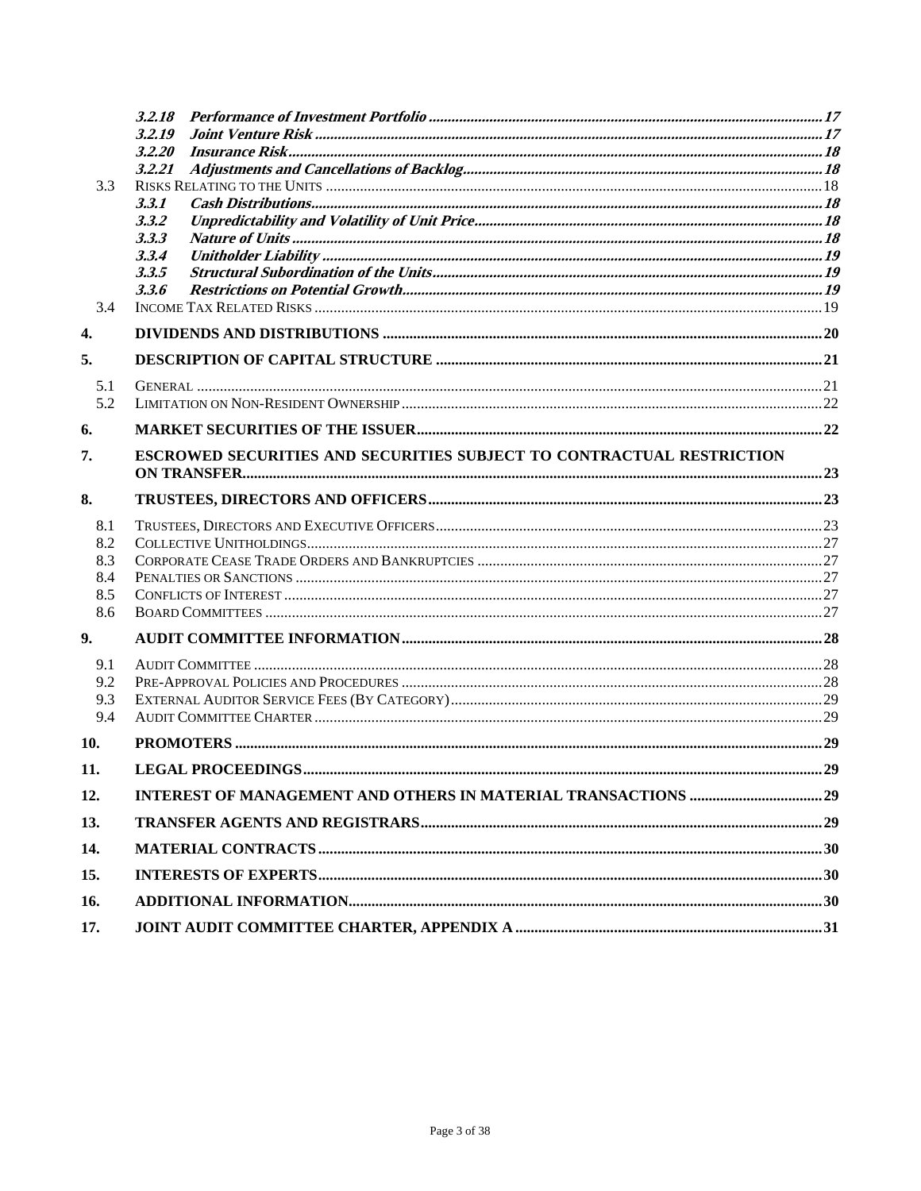| | | |
|---|---|---|
| | ***3.2.18 Performance of Investment Portfolio*** | ***17*** |
| | ***3.2.19 Joint Venture Risk*** | ***17*** |
| | ***3.2.20 Insurance Risk*** | ***18*** |
| | ***3.2.21 Adjustments and Cancellations of Backlog*** | ***18*** |
| 3.3 | RISKS RELATING TO THE UNITS | 18 |
| | ***3.3.1 Cash Distributions*** | ***18*** |
| | ***3.3.2 Unpredictability and Volatility of Unit Price*** | ***18*** |
| | ***3.3.3 Nature of Units*** | ***18*** |
| | ***3.3.4 Unitholder Liability*** | ***19*** |
| | ***3.3.5 Structural Subordination of the Units*** | ***19*** |
| | ***3.3.6 Restrictions on Potential Growth*** | ***19*** |
| 3.4 | INCOME TAX RELATED RISKS | 19 |
| **4.** | **DIVIDENDS AND DISTRIBUTIONS** | **20** |
| **5.** | **DESCRIPTION OF CAPITAL STRUCTURE** | **21** |
| 5.1 | GENERAL | 21 |
| 5.2 | LIMITATION ON NON-RESIDENT OWNERSHIP | 22 |
| **6.** | **MARKET SECURITIES OF THE ISSUER** | **22** |
| **7.** | **ESCROWED SECURITIES AND SECURITIES SUBJECT TO CONTRACTUAL RESTRICTION ON TRANSFER** | **23** |
| **8.** | **TRUSTEES, DIRECTORS AND OFFICERS** | **23** |
| 8.1 | TRUSTEES, DIRECTORS AND EXECUTIVE OFFICERS | 23 |
| 8.2 | COLLECTIVE UNITHOLDINGS | 27 |
| 8.3 | CORPORATE CEASE TRADE ORDERS AND BANKRUPTCIES | 27 |
| 8.4 | PENALTIES OR SANCTIONS | 27 |
| 8.5 | CONFLICTS OF INTEREST | 27 |
| 8.6 | BOARD COMMITTEES | 27 |
| **9.** | **AUDIT COMMITTEE INFORMATION** | **28** |
| 9.1 | AUDIT COMMITTEE | 28 |
| 9.2 | PRE-APPROVAL POLICIES AND PROCEDURES | 28 |
| 9.3 | EXTERNAL AUDITOR SERVICE FEES (BY CATEGORY) | 29 |
| 9.4 | AUDIT COMMITTEE CHARTER | 29 |
| **10.** | **PROMOTERS** | **29** |
| **11.** | **LEGAL PROCEEDINGS** | **29** |
| **12.** | **INTEREST OF MANAGEMENT AND OTHERS IN MATERIAL TRANSACTIONS** | **29** |
| **13.** | **TRANSFER AGENTS AND REGISTRARS** | **29** |
| **14.** | **MATERIAL CONTRACTS** | **30** |
| **15.** | **INTERESTS OF EXPERTS** | **30** |
| **16.** | **ADDITIONAL INFORMATION** | **30** |
| **17.** | **JOINT AUDIT COMMITTEE CHARTER, APPENDIX A** | **31** |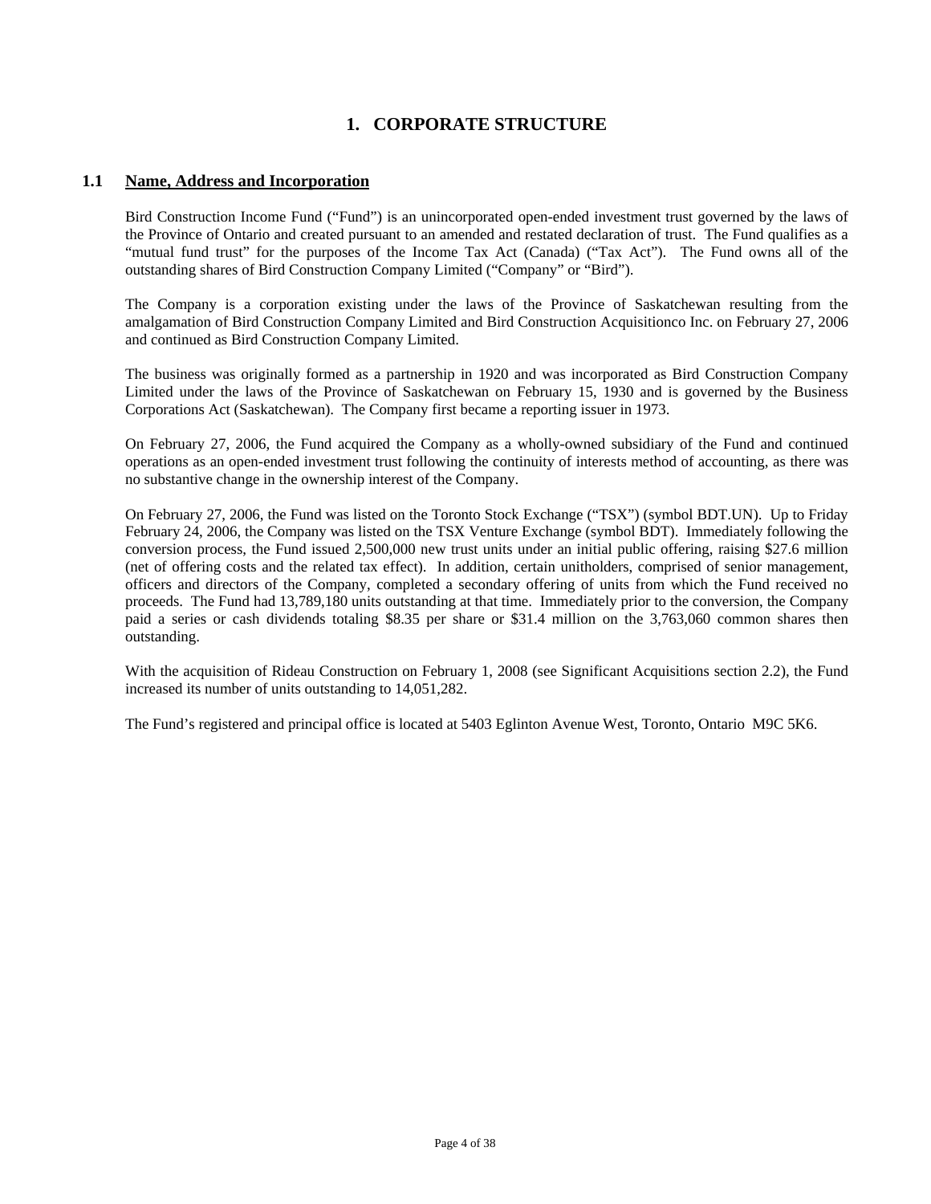# 1. CORPORATE STRUCTURE

## 1.1 Name, Address and Incorporation

Bird Construction Income Fund ("Fund") is an unincorporated open-ended investment trust governed by the laws of the Province of Ontario and created pursuant to an amended and restated declaration of trust. The Fund qualifies as a "mutual fund trust" for the purposes of the Income Tax Act (Canada) ("Tax Act"). The Fund owns all of the outstanding shares of Bird Construction Company Limited ("Company" or "Bird").

The Company is a corporation existing under the laws of the Province of Saskatchewan resulting from the amalgamation of Bird Construction Company Limited and Bird Construction Acquisitionco Inc. on February 27, 2006 and continued as Bird Construction Company Limited.

The business was originally formed as a partnership in 1920 and was incorporated as Bird Construction Company Limited under the laws of the Province of Saskatchewan on February 15, 1930 and is governed by the Business Corporations Act (Saskatchewan). The Company first became a reporting issuer in 1973.

On February 27, 2006, the Fund acquired the Company as a wholly-owned subsidiary of the Fund and continued operations as an open-ended investment trust following the continuity of interests method of accounting, as there was no substantive change in the ownership interest of the Company.

On February 27, 2006, the Fund was listed on the Toronto Stock Exchange ("TSX") (symbol BDT.UN). Up to Friday February 24, 2006, the Company was listed on the TSX Venture Exchange (symbol BDT). Immediately following the conversion process, the Fund issued 2,500,000 new trust units under an initial public offering, raising $27.6 million (net of offering costs and the related tax effect). In addition, certain unitholders, comprised of senior management, officers and directors of the Company, completed a secondary offering of units from which the Fund received no proceeds. The Fund had 13,789,180 units outstanding at that time. Immediately prior to the conversion, the Company paid a series or cash dividends totaling $8.35 per share or $31.4 million on the 3,763,060 common shares then outstanding.

With the acquisition of Rideau Construction on February 1, 2008 (see Significant Acquisitions section 2.2), the Fund increased its number of units outstanding to 14,051,282.

The Fund's registered and principal office is located at 5403 Eglinton Avenue West, Toronto, Ontario M9C 5K6.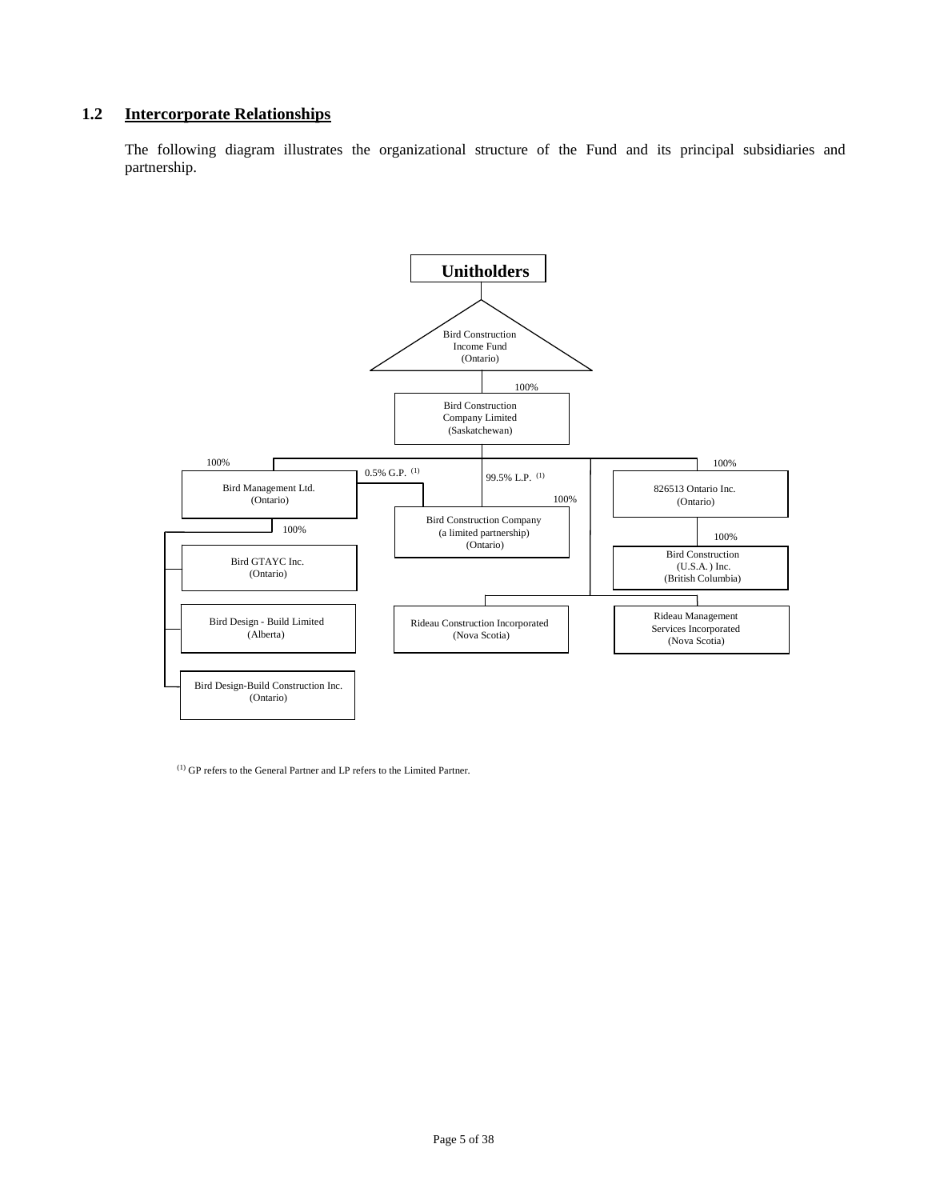## 1.2 Intercorporate Relationships

The following diagram illustrates the organizational structure of the Fund and its principal subsidiaries and partnership.

**Unitholders**

Bird Construction Income Fund (Ontario)

100%

Bird Construction Company Limited (Saskatchewan)

100% — Bird Management Ltd. (Ontario)

0.5% G.P. [1] / 99.5% L.P. [1] — Bird Construction Company (a limited partnership) (Ontario)

100% — 826513 Ontario Inc. (Ontario)

100% — Bird Construction (U.S.A.) Inc. (British Columbia)

100% — Bird GTAYC Inc. (Ontario)

Bird Design - Build Limited (Alberta)

Bird Design-Build Construction Inc. (Ontario)

100% — Rideau Construction Incorporated (Nova Scotia)

Rideau Management Services Incorporated (Nova Scotia)

[1] GP refers to the General Partner and LP refers to the Limited Partner.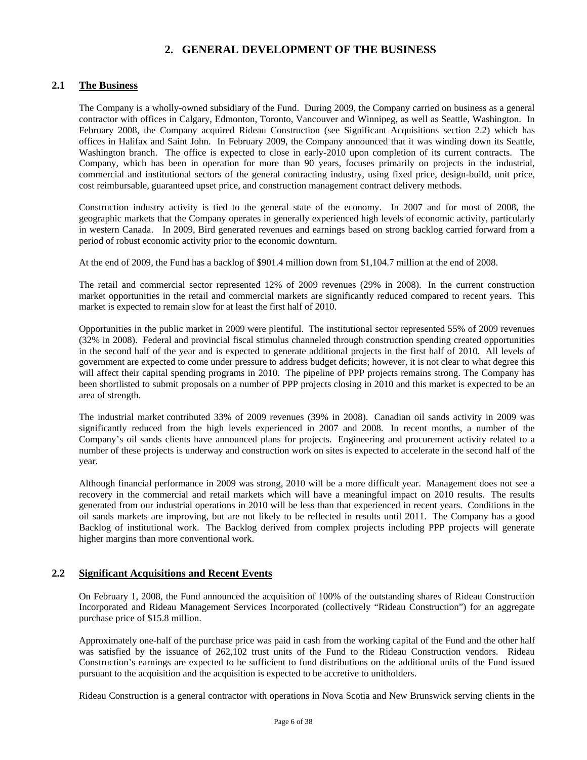# 2. GENERAL DEVELOPMENT OF THE BUSINESS

## 2.1 The Business

The Company is a wholly-owned subsidiary of the Fund. During 2009, the Company carried on business as a general contractor with offices in Calgary, Edmonton, Toronto, Vancouver and Winnipeg, as well as Seattle, Washington. In February 2008, the Company acquired Rideau Construction (see Significant Acquisitions section 2.2) which has offices in Halifax and Saint John. In February 2009, the Company announced that it was winding down its Seattle, Washington branch. The office is expected to close in early-2010 upon completion of its current contracts. The Company, which has been in operation for more than 90 years, focuses primarily on projects in the industrial, commercial and institutional sectors of the general contracting industry, using fixed price, design-build, unit price, cost reimbursable, guaranteed upset price, and construction management contract delivery methods.

Construction industry activity is tied to the general state of the economy. In 2007 and for most of 2008, the geographic markets that the Company operates in generally experienced high levels of economic activity, particularly in western Canada. In 2009, Bird generated revenues and earnings based on strong backlog carried forward from a period of robust economic activity prior to the economic downturn.

At the end of 2009, the Fund has a backlog of $901.4 million down from $1,104.7 million at the end of 2008.

The retail and commercial sector represented 12% of 2009 revenues (29% in 2008). In the current construction market opportunities in the retail and commercial markets are significantly reduced compared to recent years. This market is expected to remain slow for at least the first half of 2010.

Opportunities in the public market in 2009 were plentiful. The institutional sector represented 55% of 2009 revenues (32% in 2008). Federal and provincial fiscal stimulus channeled through construction spending created opportunities in the second half of the year and is expected to generate additional projects in the first half of 2010. All levels of government are expected to come under pressure to address budget deficits; however, it is not clear to what degree this will affect their capital spending programs in 2010. The pipeline of PPP projects remains strong. The Company has been shortlisted to submit proposals on a number of PPP projects closing in 2010 and this market is expected to be an area of strength.

The industrial market contributed 33% of 2009 revenues (39% in 2008). Canadian oil sands activity in 2009 was significantly reduced from the high levels experienced in 2007 and 2008. In recent months, a number of the Company's oil sands clients have announced plans for projects. Engineering and procurement activity related to a number of these projects is underway and construction work on sites is expected to accelerate in the second half of the year.

Although financial performance in 2009 was strong, 2010 will be a more difficult year. Management does not see a recovery in the commercial and retail markets which will have a meaningful impact on 2010 results. The results generated from our industrial operations in 2010 will be less than that experienced in recent years. Conditions in the oil sands markets are improving, but are not likely to be reflected in results until 2011. The Company has a good Backlog of institutional work. The Backlog derived from complex projects including PPP projects will generate higher margins than more conventional work.

## 2.2 Significant Acquisitions and Recent Events

On February 1, 2008, the Fund announced the acquisition of 100% of the outstanding shares of Rideau Construction Incorporated and Rideau Management Services Incorporated (collectively "Rideau Construction") for an aggregate purchase price of $15.8 million.

Approximately one-half of the purchase price was paid in cash from the working capital of the Fund and the other half was satisfied by the issuance of 262,102 trust units of the Fund to the Rideau Construction vendors. Rideau Construction's earnings are expected to be sufficient to fund distributions on the additional units of the Fund issued pursuant to the acquisition and the acquisition is expected to be accretive to unitholders.

Rideau Construction is a general contractor with operations in Nova Scotia and New Brunswick serving clients in the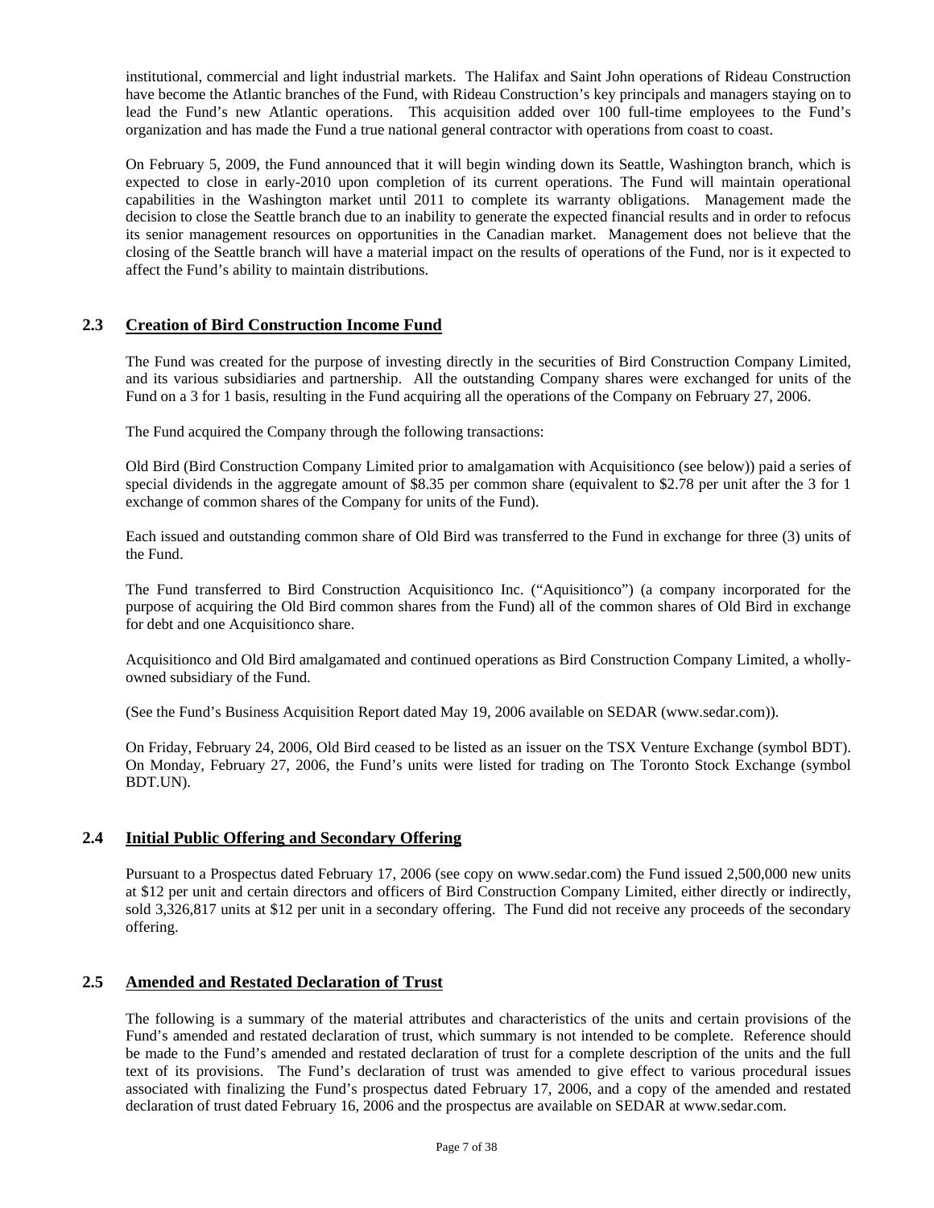institutional, commercial and light industrial markets. The Halifax and Saint John operations of Rideau Construction have become the Atlantic branches of the Fund, with Rideau Construction's key principals and managers staying on to lead the Fund's new Atlantic operations. This acquisition added over 100 full-time employees to the Fund's organization and has made the Fund a true national general contractor with operations from coast to coast.

On February 5, 2009, the Fund announced that it will begin winding down its Seattle, Washington branch, which is expected to close in early-2010 upon completion of its current operations. The Fund will maintain operational capabilities in the Washington market until 2011 to complete its warranty obligations. Management made the decision to close the Seattle branch due to an inability to generate the expected financial results and in order to refocus its senior management resources on opportunities in the Canadian market. Management does not believe that the closing of the Seattle branch will have a material impact on the results of operations of the Fund, nor is it expected to affect the Fund's ability to maintain distributions.

## 2.3 Creation of Bird Construction Income Fund

The Fund was created for the purpose of investing directly in the securities of Bird Construction Company Limited, and its various subsidiaries and partnership. All the outstanding Company shares were exchanged for units of the Fund on a 3 for 1 basis, resulting in the Fund acquiring all the operations of the Company on February 27, 2006.

The Fund acquired the Company through the following transactions:

Old Bird (Bird Construction Company Limited prior to amalgamation with Acquisitionco (see below)) paid a series of special dividends in the aggregate amount of $8.35 per common share (equivalent to $2.78 per unit after the 3 for 1 exchange of common shares of the Company for units of the Fund).

Each issued and outstanding common share of Old Bird was transferred to the Fund in exchange for three (3) units of the Fund.

The Fund transferred to Bird Construction Acquisitionco Inc. ("Aquisitionco") (a company incorporated for the purpose of acquiring the Old Bird common shares from the Fund) all of the common shares of Old Bird in exchange for debt and one Acquisitionco share.

Acquisitionco and Old Bird amalgamated and continued operations as Bird Construction Company Limited, a wholly-owned subsidiary of the Fund.

(See the Fund's Business Acquisition Report dated May 19, 2006 available on SEDAR (www.sedar.com)).

On Friday, February 24, 2006, Old Bird ceased to be listed as an issuer on the TSX Venture Exchange (symbol BDT). On Monday, February 27, 2006, the Fund's units were listed for trading on The Toronto Stock Exchange (symbol BDT.UN).

## 2.4 Initial Public Offering and Secondary Offering

Pursuant to a Prospectus dated February 17, 2006 (see copy on www.sedar.com) the Fund issued 2,500,000 new units at $12 per unit and certain directors and officers of Bird Construction Company Limited, either directly or indirectly, sold 3,326,817 units at $12 per unit in a secondary offering. The Fund did not receive any proceeds of the secondary offering.

## 2.5 Amended and Restated Declaration of Trust

The following is a summary of the material attributes and characteristics of the units and certain provisions of the Fund's amended and restated declaration of trust, which summary is not intended to be complete. Reference should be made to the Fund's amended and restated declaration of trust for a complete description of the units and the full text of its provisions. The Fund's declaration of trust was amended to give effect to various procedural issues associated with finalizing the Fund's prospectus dated February 17, 2006, and a copy of the amended and restated declaration of trust dated February 16, 2006 and the prospectus are available on SEDAR at www.sedar.com.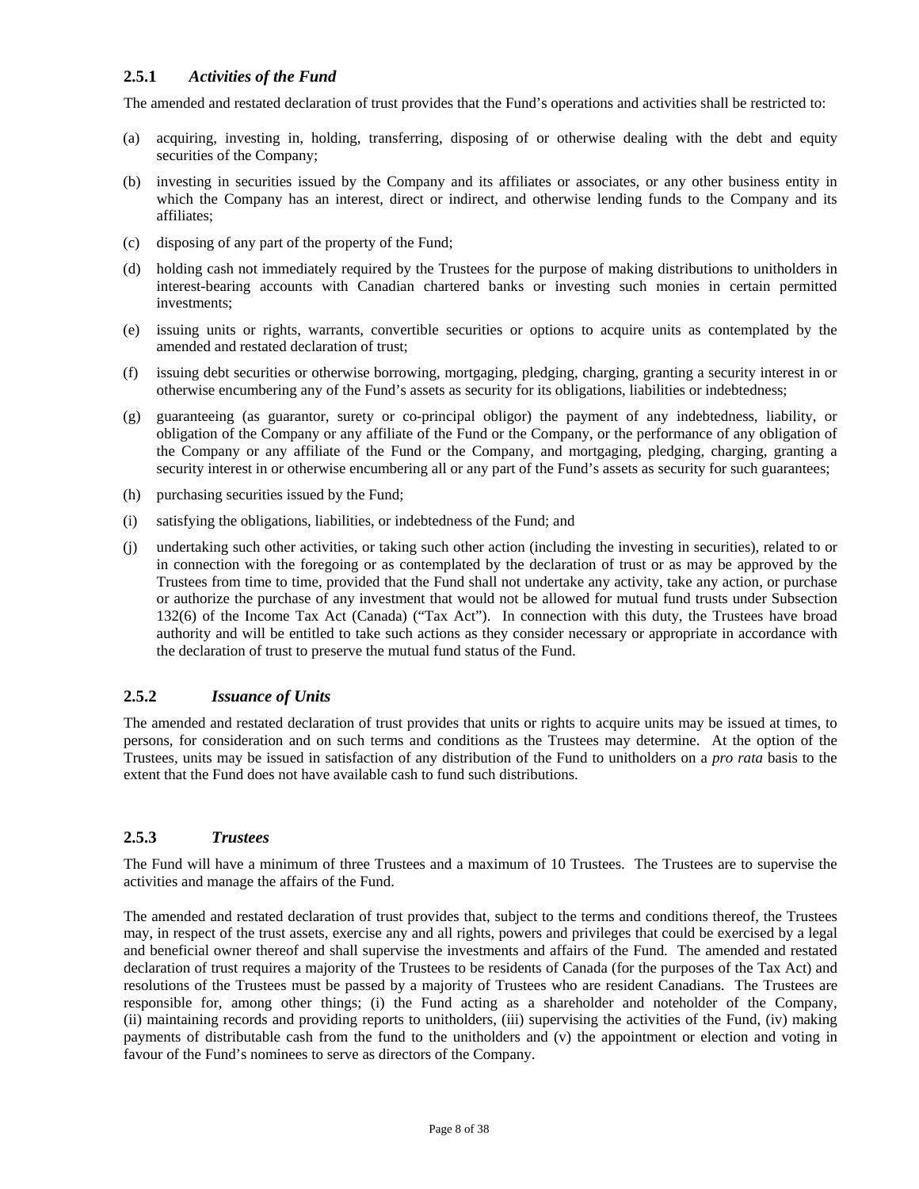### 2.5.1 *Activities of the Fund*

The amended and restated declaration of trust provides that the Fund's operations and activities shall be restricted to:

(a) acquiring, investing in, holding, transferring, disposing of or otherwise dealing with the debt and equity securities of the Company;

(b) investing in securities issued by the Company and its affiliates or associates, or any other business entity in which the Company has an interest, direct or indirect, and otherwise lending funds to the Company and its affiliates;

(c) disposing of any part of the property of the Fund;

(d) holding cash not immediately required by the Trustees for the purpose of making distributions to unitholders in interest-bearing accounts with Canadian chartered banks or investing such monies in certain permitted investments;

(e) issuing units or rights, warrants, convertible securities or options to acquire units as contemplated by the amended and restated declaration of trust;

(f) issuing debt securities or otherwise borrowing, mortgaging, pledging, charging, granting a security interest in or otherwise encumbering any of the Fund's assets as security for its obligations, liabilities or indebtedness;

(g) guaranteeing (as guarantor, surety or co-principal obligor) the payment of any indebtedness, liability, or obligation of the Company or any affiliate of the Fund or the Company, or the performance of any obligation of the Company or any affiliate of the Fund or the Company, and mortgaging, pledging, charging, granting a security interest in or otherwise encumbering all or any part of the Fund's assets as security for such guarantees;

(h) purchasing securities issued by the Fund;

(i) satisfying the obligations, liabilities, or indebtedness of the Fund; and

(j) undertaking such other activities, or taking such other action (including the investing in securities), related to or in connection with the foregoing or as contemplated by the declaration of trust or as may be approved by the Trustees from time to time, provided that the Fund shall not undertake any activity, take any action, or purchase or authorize the purchase of any investment that would not be allowed for mutual fund trusts under Subsection 132(6) of the Income Tax Act (Canada) ("Tax Act"). In connection with this duty, the Trustees have broad authority and will be entitled to take such actions as they consider necessary or appropriate in accordance with the declaration of trust to preserve the mutual fund status of the Fund.

### 2.5.2 *Issuance of Units*

The amended and restated declaration of trust provides that units or rights to acquire units may be issued at times, to persons, for consideration and on such terms and conditions as the Trustees may determine. At the option of the Trustees, units may be issued in satisfaction of any distribution of the Fund to unitholders on a *pro rata* basis to the extent that the Fund does not have available cash to fund such distributions.

### 2.5.3 *Trustees*

The Fund will have a minimum of three Trustees and a maximum of 10 Trustees. The Trustees are to supervise the activities and manage the affairs of the Fund.

The amended and restated declaration of trust provides that, subject to the terms and conditions thereof, the Trustees may, in respect of the trust assets, exercise any and all rights, powers and privileges that could be exercised by a legal and beneficial owner thereof and shall supervise the investments and affairs of the Fund. The amended and restated declaration of trust requires a majority of the Trustees to be residents of Canada (for the purposes of the Tax Act) and resolutions of the Trustees must be passed by a majority of Trustees who are resident Canadians. The Trustees are responsible for, among other things; (i) the Fund acting as a shareholder and noteholder of the Company, (ii) maintaining records and providing reports to unitholders, (iii) supervising the activities of the Fund, (iv) making payments of distributable cash from the fund to the unitholders and (v) the appointment or election and voting in favour of the Fund's nominees to serve as directors of the Company.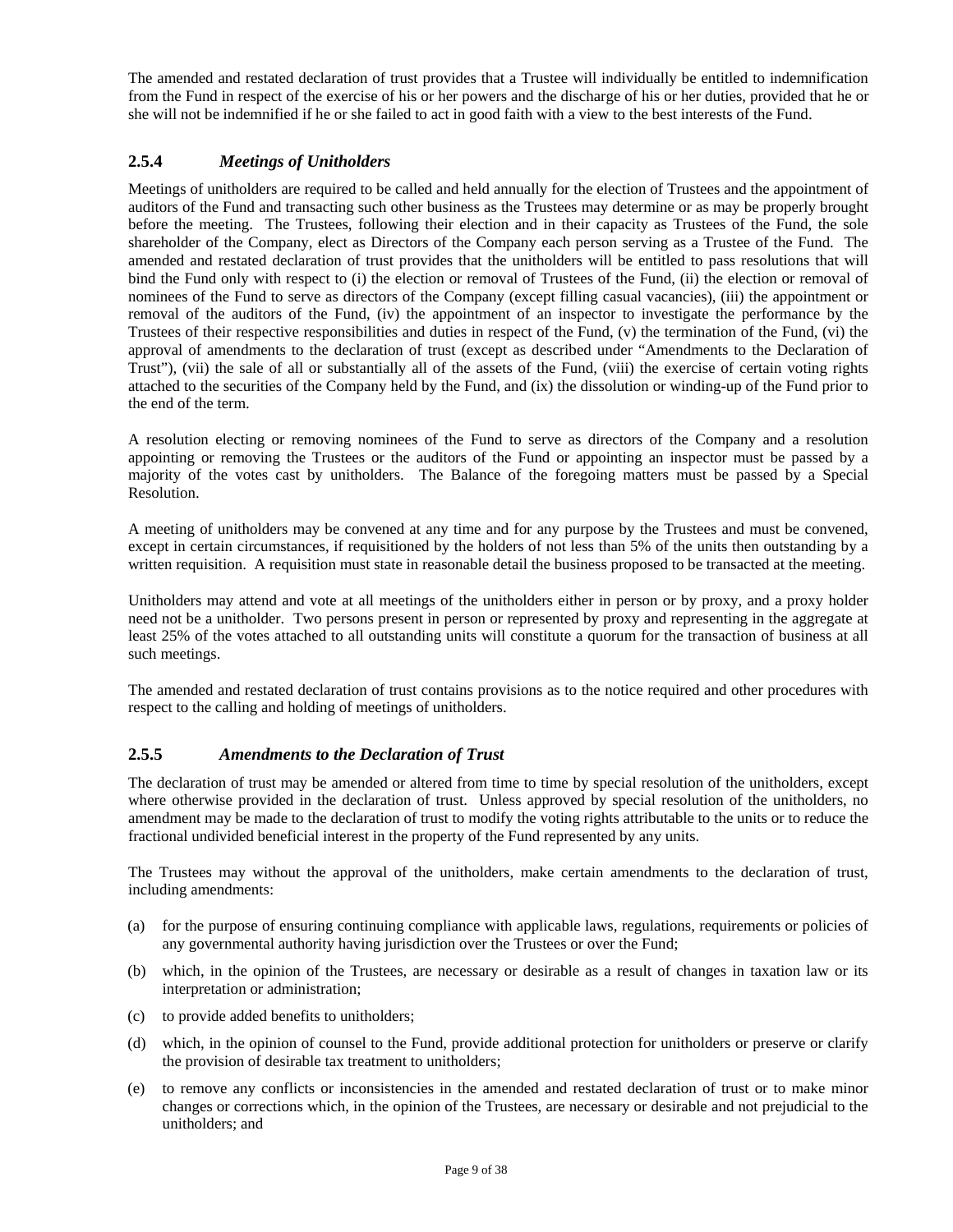The amended and restated declaration of trust provides that a Trustee will individually be entitled to indemnification from the Fund in respect of the exercise of his or her powers and the discharge of his or her duties, provided that he or she will not be indemnified if he or she failed to act in good faith with a view to the best interests of the Fund.

### 2.5.4 *Meetings of Unitholders*

Meetings of unitholders are required to be called and held annually for the election of Trustees and the appointment of auditors of the Fund and transacting such other business as the Trustees may determine or as may be properly brought before the meeting. The Trustees, following their election and in their capacity as Trustees of the Fund, the sole shareholder of the Company, elect as Directors of the Company each person serving as a Trustee of the Fund. The amended and restated declaration of trust provides that the unitholders will be entitled to pass resolutions that will bind the Fund only with respect to (i) the election or removal of Trustees of the Fund, (ii) the election or removal of nominees of the Fund to serve as directors of the Company (except filling casual vacancies), (iii) the appointment or removal of the auditors of the Fund, (iv) the appointment of an inspector to investigate the performance by the Trustees of their respective responsibilities and duties in respect of the Fund, (v) the termination of the Fund, (vi) the approval of amendments to the declaration of trust (except as described under "Amendments to the Declaration of Trust"), (vii) the sale of all or substantially all of the assets of the Fund, (viii) the exercise of certain voting rights attached to the securities of the Company held by the Fund, and (ix) the dissolution or winding-up of the Fund prior to the end of the term.

A resolution electing or removing nominees of the Fund to serve as directors of the Company and a resolution appointing or removing the Trustees or the auditors of the Fund or appointing an inspector must be passed by a majority of the votes cast by unitholders. The Balance of the foregoing matters must be passed by a Special Resolution.

A meeting of unitholders may be convened at any time and for any purpose by the Trustees and must be convened, except in certain circumstances, if requisitioned by the holders of not less than 5% of the units then outstanding by a written requisition. A requisition must state in reasonable detail the business proposed to be transacted at the meeting.

Unitholders may attend and vote at all meetings of the unitholders either in person or by proxy, and a proxy holder need not be a unitholder. Two persons present in person or represented by proxy and representing in the aggregate at least 25% of the votes attached to all outstanding units will constitute a quorum for the transaction of business at all such meetings.

The amended and restated declaration of trust contains provisions as to the notice required and other procedures with respect to the calling and holding of meetings of unitholders.

### 2.5.5 *Amendments to the Declaration of Trust*

The declaration of trust may be amended or altered from time to time by special resolution of the unitholders, except where otherwise provided in the declaration of trust. Unless approved by special resolution of the unitholders, no amendment may be made to the declaration of trust to modify the voting rights attributable to the units or to reduce the fractional undivided beneficial interest in the property of the Fund represented by any units.

The Trustees may without the approval of the unitholders, make certain amendments to the declaration of trust, including amendments:

(a) for the purpose of ensuring continuing compliance with applicable laws, regulations, requirements or policies of any governmental authority having jurisdiction over the Trustees or over the Fund;

(b) which, in the opinion of the Trustees, are necessary or desirable as a result of changes in taxation law or its interpretation or administration;

(c) to provide added benefits to unitholders;

(d) which, in the opinion of counsel to the Fund, provide additional protection for unitholders or preserve or clarify the provision of desirable tax treatment to unitholders;

(e) to remove any conflicts or inconsistencies in the amended and restated declaration of trust or to make minor changes or corrections which, in the opinion of the Trustees, are necessary or desirable and not prejudicial to the unitholders; and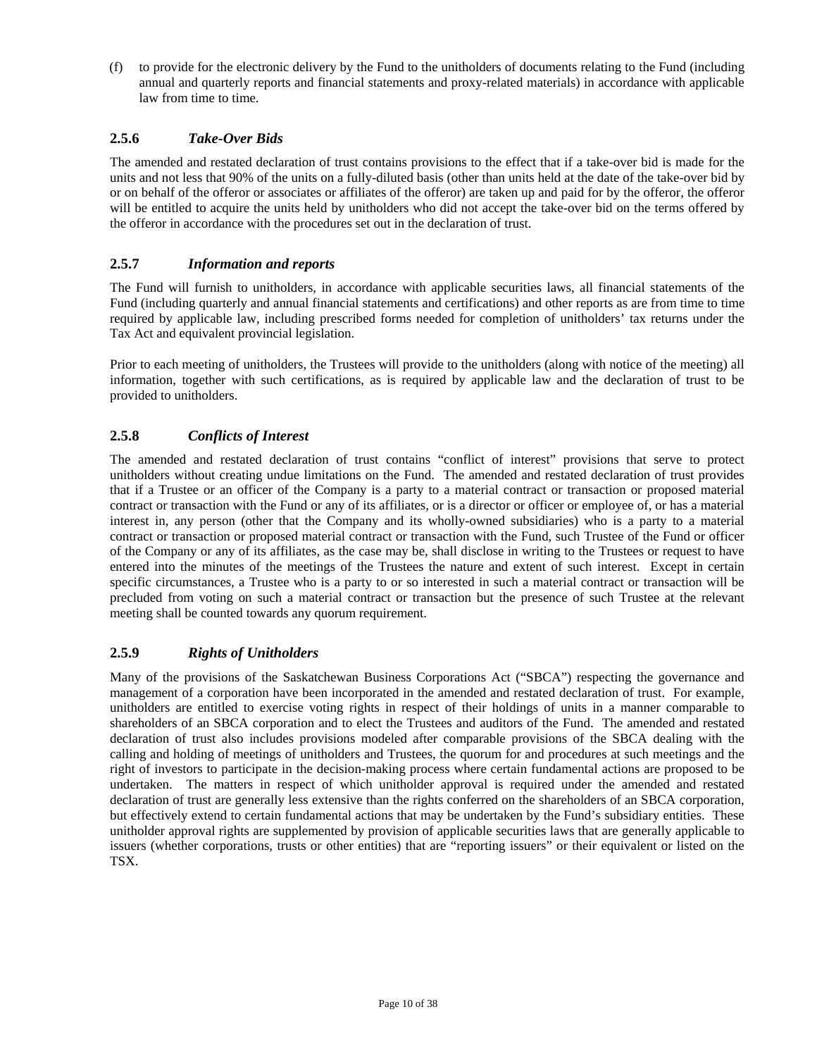(f) to provide for the electronic delivery by the Fund to the unitholders of documents relating to the Fund (including annual and quarterly reports and financial statements and proxy-related materials) in accordance with applicable law from time to time.

### 2.5.6 *Take-Over Bids*

The amended and restated declaration of trust contains provisions to the effect that if a take-over bid is made for the units and not less that 90% of the units on a fully-diluted basis (other than units held at the date of the take-over bid by or on behalf of the offeror or associates or affiliates of the offeror) are taken up and paid for by the offeror, the offeror will be entitled to acquire the units held by unitholders who did not accept the take-over bid on the terms offered by the offeror in accordance with the procedures set out in the declaration of trust.

### 2.5.7 *Information and reports*

The Fund will furnish to unitholders, in accordance with applicable securities laws, all financial statements of the Fund (including quarterly and annual financial statements and certifications) and other reports as are from time to time required by applicable law, including prescribed forms needed for completion of unitholders' tax returns under the Tax Act and equivalent provincial legislation.

Prior to each meeting of unitholders, the Trustees will provide to the unitholders (along with notice of the meeting) all information, together with such certifications, as is required by applicable law and the declaration of trust to be provided to unitholders.

### 2.5.8 *Conflicts of Interest*

The amended and restated declaration of trust contains "conflict of interest" provisions that serve to protect unitholders without creating undue limitations on the Fund. The amended and restated declaration of trust provides that if a Trustee or an officer of the Company is a party to a material contract or transaction or proposed material contract or transaction with the Fund or any of its affiliates, or is a director or officer or employee of, or has a material interest in, any person (other that the Company and its wholly-owned subsidiaries) who is a party to a material contract or transaction or proposed material contract or transaction with the Fund, such Trustee of the Fund or officer of the Company or any of its affiliates, as the case may be, shall disclose in writing to the Trustees or request to have entered into the minutes of the meetings of the Trustees the nature and extent of such interest. Except in certain specific circumstances, a Trustee who is a party to or so interested in such a material contract or transaction will be precluded from voting on such a material contract or transaction but the presence of such Trustee at the relevant meeting shall be counted towards any quorum requirement.

### 2.5.9 *Rights of Unitholders*

Many of the provisions of the Saskatchewan Business Corporations Act ("SBCA") respecting the governance and management of a corporation have been incorporated in the amended and restated declaration of trust. For example, unitholders are entitled to exercise voting rights in respect of their holdings of units in a manner comparable to shareholders of an SBCA corporation and to elect the Trustees and auditors of the Fund. The amended and restated declaration of trust also includes provisions modeled after comparable provisions of the SBCA dealing with the calling and holding of meetings of unitholders and Trustees, the quorum for and procedures at such meetings and the right of investors to participate in the decision-making process where certain fundamental actions are proposed to be undertaken. The matters in respect of which unitholder approval is required under the amended and restated declaration of trust are generally less extensive than the rights conferred on the shareholders of an SBCA corporation, but effectively extend to certain fundamental actions that may be undertaken by the Fund's subsidiary entities. These unitholder approval rights are supplemented by provision of applicable securities laws that are generally applicable to issuers (whether corporations, trusts or other entities) that are "reporting issuers" or their equivalent or listed on the TSX.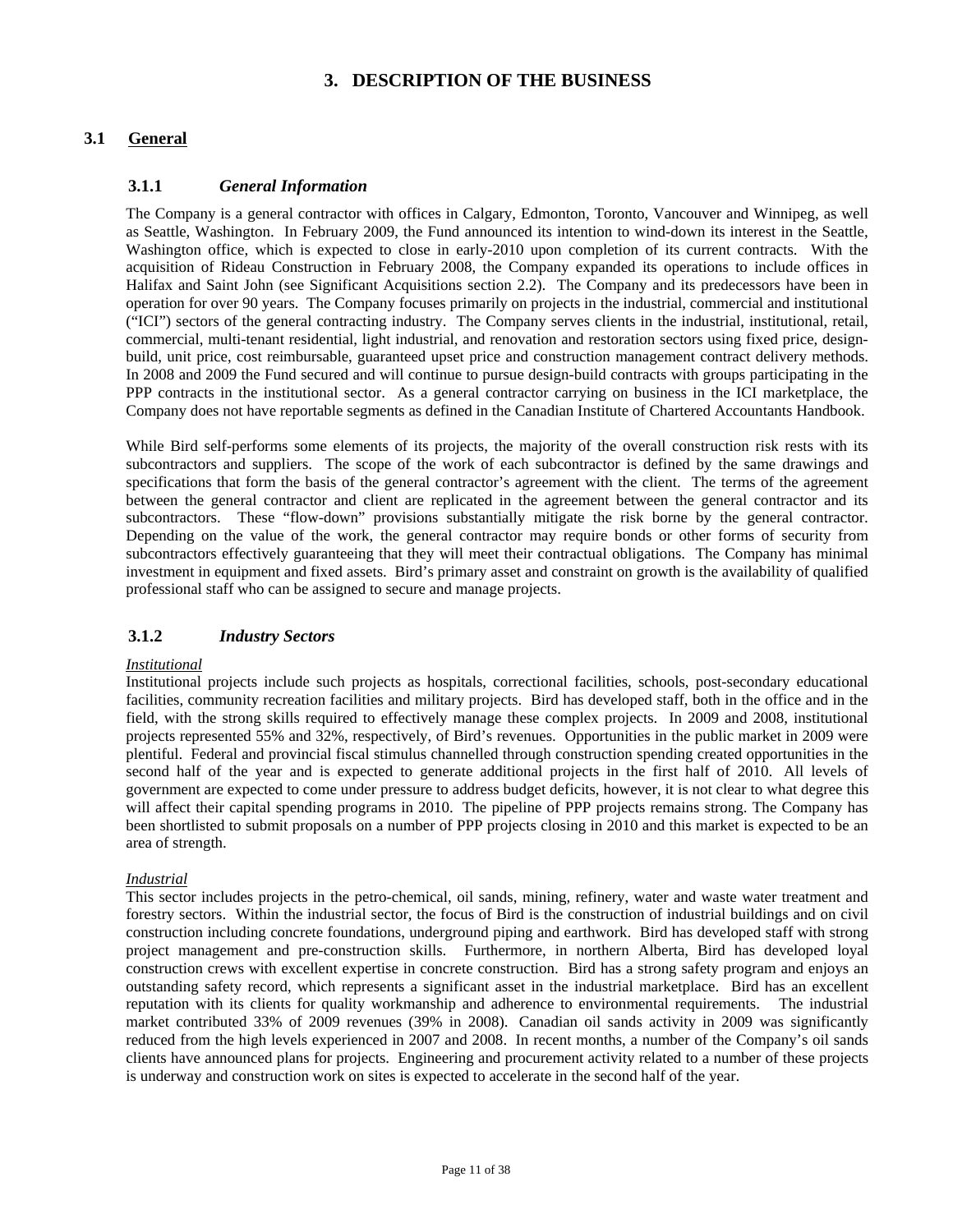# 3. DESCRIPTION OF THE BUSINESS

## 3.1 General

### 3.1.1 *General Information*

The Company is a general contractor with offices in Calgary, Edmonton, Toronto, Vancouver and Winnipeg, as well as Seattle, Washington. In February 2009, the Fund announced its intention to wind-down its interest in the Seattle, Washington office, which is expected to close in early-2010 upon completion of its current contracts. With the acquisition of Rideau Construction in February 2008, the Company expanded its operations to include offices in Halifax and Saint John (see Significant Acquisitions section 2.2). The Company and its predecessors have been in operation for over 90 years. The Company focuses primarily on projects in the industrial, commercial and institutional ("ICI") sectors of the general contracting industry. The Company serves clients in the industrial, institutional, retail, commercial, multi-tenant residential, light industrial, and renovation and restoration sectors using fixed price, design-build, unit price, cost reimbursable, guaranteed upset price and construction management contract delivery methods. In 2008 and 2009 the Fund secured and will continue to pursue design-build contracts with groups participating in the PPP contracts in the institutional sector. As a general contractor carrying on business in the ICI marketplace, the Company does not have reportable segments as defined in the Canadian Institute of Chartered Accountants Handbook.

While Bird self-performs some elements of its projects, the majority of the overall construction risk rests with its subcontractors and suppliers. The scope of the work of each subcontractor is defined by the same drawings and specifications that form the basis of the general contractor's agreement with the client. The terms of the agreement between the general contractor and client are replicated in the agreement between the general contractor and its subcontractors. These "flow-down" provisions substantially mitigate the risk borne by the general contractor. Depending on the value of the work, the general contractor may require bonds or other forms of security from subcontractors effectively guaranteeing that they will meet their contractual obligations. The Company has minimal investment in equipment and fixed assets. Bird's primary asset and constraint on growth is the availability of qualified professional staff who can be assigned to secure and manage projects.

### 3.1.2 *Industry Sectors*

*Institutional*

Institutional projects include such projects as hospitals, correctional facilities, schools, post-secondary educational facilities, community recreation facilities and military projects. Bird has developed staff, both in the office and in the field, with the strong skills required to effectively manage these complex projects. In 2009 and 2008, institutional projects represented 55% and 32%, respectively, of Bird's revenues. Opportunities in the public market in 2009 were plentiful. Federal and provincial fiscal stimulus channelled through construction spending created opportunities in the second half of the year and is expected to generate additional projects in the first half of 2010. All levels of government are expected to come under pressure to address budget deficits, however, it is not clear to what degree this will affect their capital spending programs in 2010. The pipeline of PPP projects remains strong. The Company has been shortlisted to submit proposals on a number of PPP projects closing in 2010 and this market is expected to be an area of strength.

*Industrial*

This sector includes projects in the petro-chemical, oil sands, mining, refinery, water and waste water treatment and forestry sectors. Within the industrial sector, the focus of Bird is the construction of industrial buildings and on civil construction including concrete foundations, underground piping and earthwork. Bird has developed staff with strong project management and pre-construction skills. Furthermore, in northern Alberta, Bird has developed loyal construction crews with excellent expertise in concrete construction. Bird has a strong safety program and enjoys an outstanding safety record, which represents a significant asset in the industrial marketplace. Bird has an excellent reputation with its clients for quality workmanship and adherence to environmental requirements. The industrial market contributed 33% of 2009 revenues (39% in 2008). Canadian oil sands activity in 2009 was significantly reduced from the high levels experienced in 2007 and 2008. In recent months, a number of the Company's oil sands clients have announced plans for projects. Engineering and procurement activity related to a number of these projects is underway and construction work on sites is expected to accelerate in the second half of the year.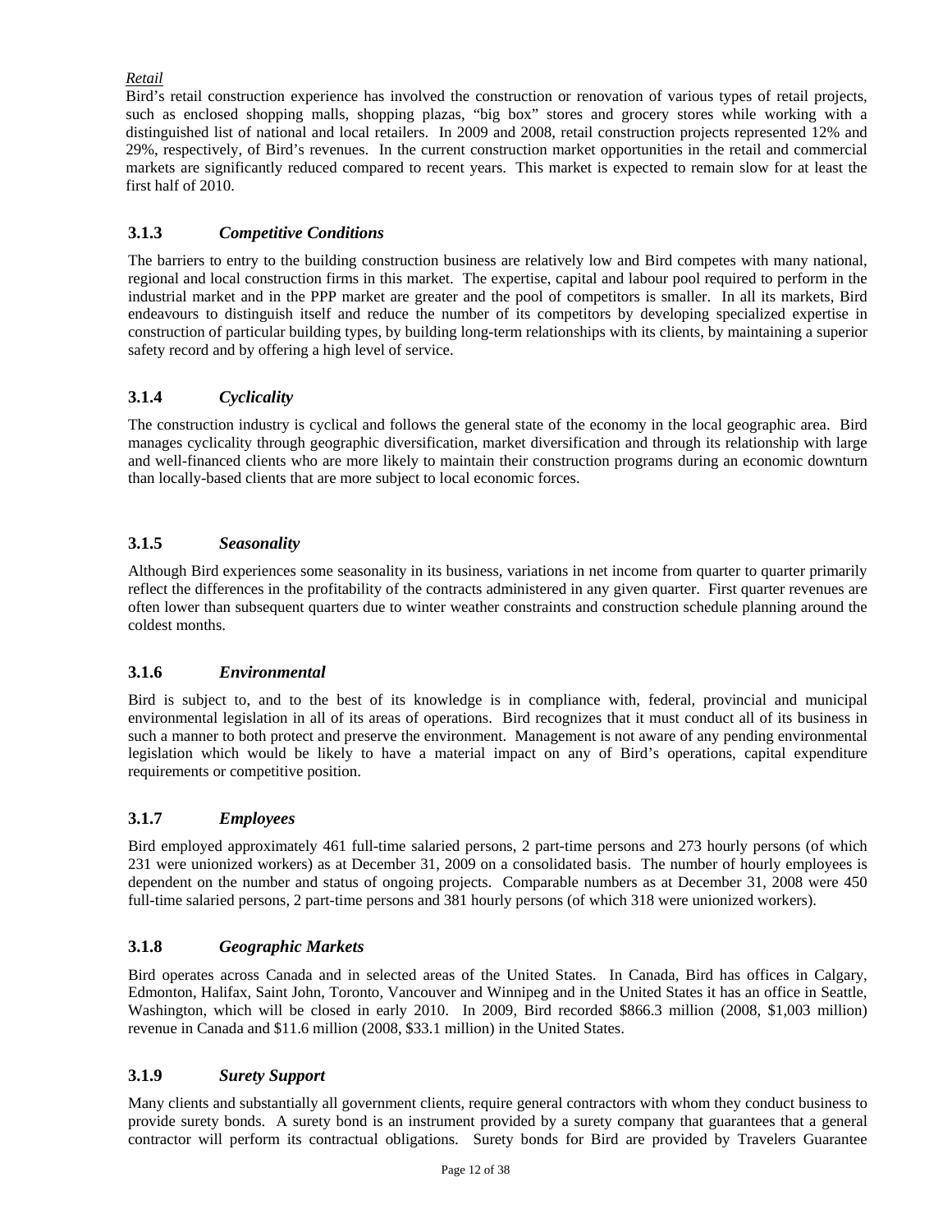*Retail*

Bird's retail construction experience has involved the construction or renovation of various types of retail projects, such as enclosed shopping malls, shopping plazas, "big box" stores and grocery stores while working with a distinguished list of national and local retailers. In 2009 and 2008, retail construction projects represented 12% and 29%, respectively, of Bird's revenues. In the current construction market opportunities in the retail and commercial markets are significantly reduced compared to recent years. This market is expected to remain slow for at least the first half of 2010.

### 3.1.3 *Competitive Conditions*

The barriers to entry to the building construction business are relatively low and Bird competes with many national, regional and local construction firms in this market. The expertise, capital and labour pool required to perform in the industrial market and in the PPP market are greater and the pool of competitors is smaller. In all its markets, Bird endeavours to distinguish itself and reduce the number of its competitors by developing specialized expertise in construction of particular building types, by building long-term relationships with its clients, by maintaining a superior safety record and by offering a high level of service.

### 3.1.4 *Cyclicality*

The construction industry is cyclical and follows the general state of the economy in the local geographic area. Bird manages cyclicality through geographic diversification, market diversification and through its relationship with large and well-financed clients who are more likely to maintain their construction programs during an economic downturn than locally-based clients that are more subject to local economic forces.

### 3.1.5 *Seasonality*

Although Bird experiences some seasonality in its business, variations in net income from quarter to quarter primarily reflect the differences in the profitability of the contracts administered in any given quarter. First quarter revenues are often lower than subsequent quarters due to winter weather constraints and construction schedule planning around the coldest months.

### 3.1.6 *Environmental*

Bird is subject to, and to the best of its knowledge is in compliance with, federal, provincial and municipal environmental legislation in all of its areas of operations. Bird recognizes that it must conduct all of its business in such a manner to both protect and preserve the environment. Management is not aware of any pending environmental legislation which would be likely to have a material impact on any of Bird's operations, capital expenditure requirements or competitive position.

### 3.1.7 *Employees*

Bird employed approximately 461 full-time salaried persons, 2 part-time persons and 273 hourly persons (of which 231 were unionized workers) as at December 31, 2009 on a consolidated basis. The number of hourly employees is dependent on the number and status of ongoing projects. Comparable numbers as at December 31, 2008 were 450 full-time salaried persons, 2 part-time persons and 381 hourly persons (of which 318 were unionized workers).

### 3.1.8 *Geographic Markets*

Bird operates across Canada and in selected areas of the United States. In Canada, Bird has offices in Calgary, Edmonton, Halifax, Saint John, Toronto, Vancouver and Winnipeg and in the United States it has an office in Seattle, Washington, which will be closed in early 2010. In 2009, Bird recorded \$866.3 million (2008, \$1,003 million) revenue in Canada and \$11.6 million (2008, \$33.1 million) in the United States.

### 3.1.9 *Surety Support*

Many clients and substantially all government clients, require general contractors with whom they conduct business to provide surety bonds. A surety bond is an instrument provided by a surety company that guarantees that a general contractor will perform its contractual obligations. Surety bonds for Bird are provided by Travelers Guarantee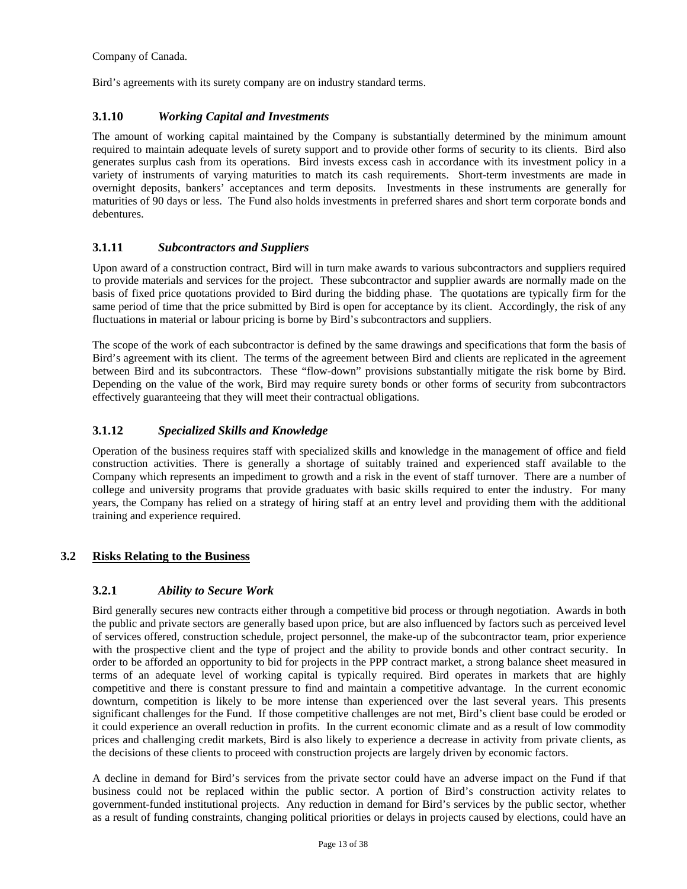Company of Canada.

Bird's agreements with its surety company are on industry standard terms.

### 3.1.10 *Working Capital and Investments*

The amount of working capital maintained by the Company is substantially determined by the minimum amount required to maintain adequate levels of surety support and to provide other forms of security to its clients. Bird also generates surplus cash from its operations. Bird invests excess cash in accordance with its investment policy in a variety of instruments of varying maturities to match its cash requirements. Short-term investments are made in overnight deposits, bankers' acceptances and term deposits. Investments in these instruments are generally for maturities of 90 days or less. The Fund also holds investments in preferred shares and short term corporate bonds and debentures.

### 3.1.11 *Subcontractors and Suppliers*

Upon award of a construction contract, Bird will in turn make awards to various subcontractors and suppliers required to provide materials and services for the project. These subcontractor and supplier awards are normally made on the basis of fixed price quotations provided to Bird during the bidding phase. The quotations are typically firm for the same period of time that the price submitted by Bird is open for acceptance by its client. Accordingly, the risk of any fluctuations in material or labour pricing is borne by Bird's subcontractors and suppliers.

The scope of the work of each subcontractor is defined by the same drawings and specifications that form the basis of Bird's agreement with its client. The terms of the agreement between Bird and clients are replicated in the agreement between Bird and its subcontractors. These "flow-down" provisions substantially mitigate the risk borne by Bird. Depending on the value of the work, Bird may require surety bonds or other forms of security from subcontractors effectively guaranteeing that they will meet their contractual obligations.

### 3.1.12 *Specialized Skills and Knowledge*

Operation of the business requires staff with specialized skills and knowledge in the management of office and field construction activities. There is generally a shortage of suitably trained and experienced staff available to the Company which represents an impediment to growth and a risk in the event of staff turnover. There are a number of college and university programs that provide graduates with basic skills required to enter the industry. For many years, the Company has relied on a strategy of hiring staff at an entry level and providing them with the additional training and experience required.

## 3.2 Risks Relating to the Business

### 3.2.1 *Ability to Secure Work*

Bird generally secures new contracts either through a competitive bid process or through negotiation. Awards in both the public and private sectors are generally based upon price, but are also influenced by factors such as perceived level of services offered, construction schedule, project personnel, the make-up of the subcontractor team, prior experience with the prospective client and the type of project and the ability to provide bonds and other contract security. In order to be afforded an opportunity to bid for projects in the PPP contract market, a strong balance sheet measured in terms of an adequate level of working capital is typically required. Bird operates in markets that are highly competitive and there is constant pressure to find and maintain a competitive advantage. In the current economic downturn, competition is likely to be more intense than experienced over the last several years. This presents significant challenges for the Fund. If those competitive challenges are not met, Bird's client base could be eroded or it could experience an overall reduction in profits. In the current economic climate and as a result of low commodity prices and challenging credit markets, Bird is also likely to experience a decrease in activity from private clients, as the decisions of these clients to proceed with construction projects are largely driven by economic factors.

A decline in demand for Bird's services from the private sector could have an adverse impact on the Fund if that business could not be replaced within the public sector. A portion of Bird's construction activity relates to government-funded institutional projects. Any reduction in demand for Bird's services by the public sector, whether as a result of funding constraints, changing political priorities or delays in projects caused by elections, could have an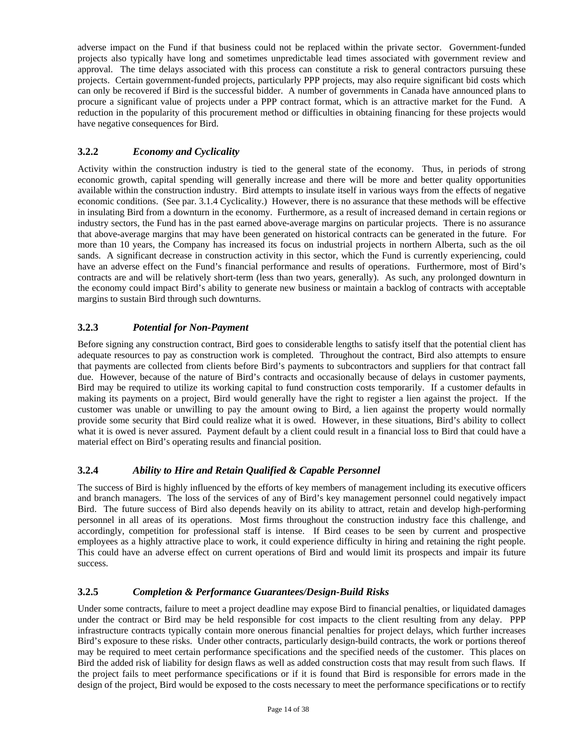adverse impact on the Fund if that business could not be replaced within the private sector. Government-funded projects also typically have long and sometimes unpredictable lead times associated with government review and approval. The time delays associated with this process can constitute a risk to general contractors pursuing these projects. Certain government-funded projects, particularly PPP projects, may also require significant bid costs which can only be recovered if Bird is the successful bidder. A number of governments in Canada have announced plans to procure a significant value of projects under a PPP contract format, which is an attractive market for the Fund. A reduction in the popularity of this procurement method or difficulties in obtaining financing for these projects would have negative consequences for Bird.

### 3.2.2 *Economy and Cyclicality*

Activity within the construction industry is tied to the general state of the economy. Thus, in periods of strong economic growth, capital spending will generally increase and there will be more and better quality opportunities available within the construction industry. Bird attempts to insulate itself in various ways from the effects of negative economic conditions. (See par. 3.1.4 Cyclicality.) However, there is no assurance that these methods will be effective in insulating Bird from a downturn in the economy. Furthermore, as a result of increased demand in certain regions or industry sectors, the Fund has in the past earned above-average margins on particular projects. There is no assurance that above-average margins that may have been generated on historical contracts can be generated in the future. For more than 10 years, the Company has increased its focus on industrial projects in northern Alberta, such as the oil sands. A significant decrease in construction activity in this sector, which the Fund is currently experiencing, could have an adverse effect on the Fund's financial performance and results of operations. Furthermore, most of Bird's contracts are and will be relatively short-term (less than two years, generally). As such, any prolonged downturn in the economy could impact Bird's ability to generate new business or maintain a backlog of contracts with acceptable margins to sustain Bird through such downturns.

### 3.2.3 *Potential for Non-Payment*

Before signing any construction contract, Bird goes to considerable lengths to satisfy itself that the potential client has adequate resources to pay as construction work is completed. Throughout the contract, Bird also attempts to ensure that payments are collected from clients before Bird's payments to subcontractors and suppliers for that contract fall due. However, because of the nature of Bird's contracts and occasionally because of delays in customer payments, Bird may be required to utilize its working capital to fund construction costs temporarily. If a customer defaults in making its payments on a project, Bird would generally have the right to register a lien against the project. If the customer was unable or unwilling to pay the amount owing to Bird, a lien against the property would normally provide some security that Bird could realize what it is owed. However, in these situations, Bird's ability to collect what it is owed is never assured. Payment default by a client could result in a financial loss to Bird that could have a material effect on Bird's operating results and financial position.

### 3.2.4 *Ability to Hire and Retain Qualified & Capable Personnel*

The success of Bird is highly influenced by the efforts of key members of management including its executive officers and branch managers. The loss of the services of any of Bird's key management personnel could negatively impact Bird. The future success of Bird also depends heavily on its ability to attract, retain and develop high-performing personnel in all areas of its operations. Most firms throughout the construction industry face this challenge, and accordingly, competition for professional staff is intense. If Bird ceases to be seen by current and prospective employees as a highly attractive place to work, it could experience difficulty in hiring and retaining the right people. This could have an adverse effect on current operations of Bird and would limit its prospects and impair its future success.

### 3.2.5 *Completion & Performance Guarantees/Design-Build Risks*

Under some contracts, failure to meet a project deadline may expose Bird to financial penalties, or liquidated damages under the contract or Bird may be held responsible for cost impacts to the client resulting from any delay. PPP infrastructure contracts typically contain more onerous financial penalties for project delays, which further increases Bird's exposure to these risks. Under other contracts, particularly design-build contracts, the work or portions thereof may be required to meet certain performance specifications and the specified needs of the customer. This places on Bird the added risk of liability for design flaws as well as added construction costs that may result from such flaws. If the project fails to meet performance specifications or if it is found that Bird is responsible for errors made in the design of the project, Bird would be exposed to the costs necessary to meet the performance specifications or to rectify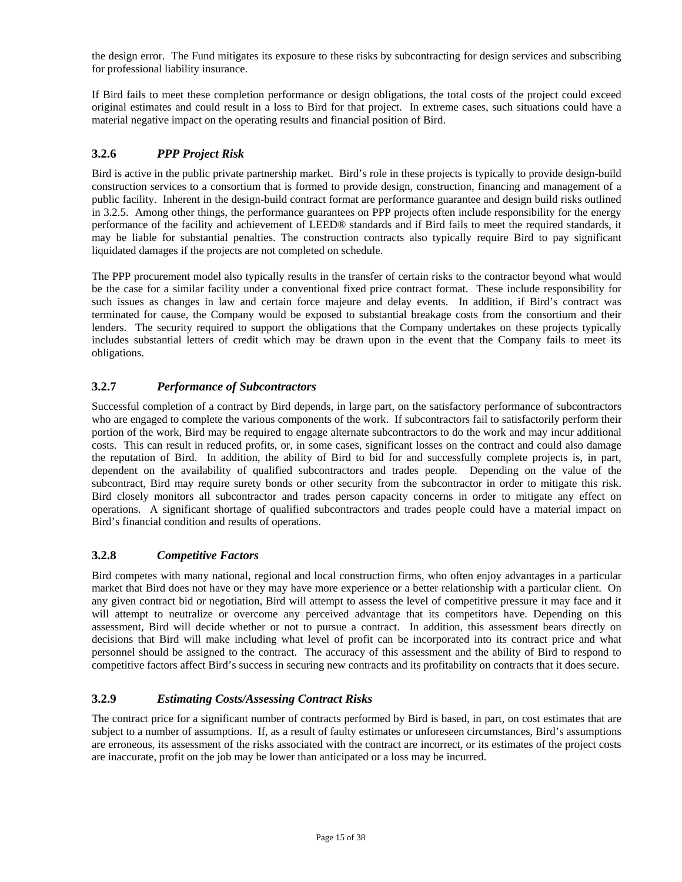the design error. The Fund mitigates its exposure to these risks by subcontracting for design services and subscribing for professional liability insurance.

If Bird fails to meet these completion performance or design obligations, the total costs of the project could exceed original estimates and could result in a loss to Bird for that project. In extreme cases, such situations could have a material negative impact on the operating results and financial position of Bird.

### 3.2.6 *PPP Project Risk*

Bird is active in the public private partnership market. Bird's role in these projects is typically to provide design-build construction services to a consortium that is formed to provide design, construction, financing and management of a public facility. Inherent in the design-build contract format are performance guarantee and design build risks outlined in 3.2.5. Among other things, the performance guarantees on PPP projects often include responsibility for the energy performance of the facility and achievement of LEED® standards and if Bird fails to meet the required standards, it may be liable for substantial penalties. The construction contracts also typically require Bird to pay significant liquidated damages if the projects are not completed on schedule.

The PPP procurement model also typically results in the transfer of certain risks to the contractor beyond what would be the case for a similar facility under a conventional fixed price contract format. These include responsibility for such issues as changes in law and certain force majeure and delay events. In addition, if Bird's contract was terminated for cause, the Company would be exposed to substantial breakage costs from the consortium and their lenders. The security required to support the obligations that the Company undertakes on these projects typically includes substantial letters of credit which may be drawn upon in the event that the Company fails to meet its obligations.

### 3.2.7 *Performance of Subcontractors*

Successful completion of a contract by Bird depends, in large part, on the satisfactory performance of subcontractors who are engaged to complete the various components of the work. If subcontractors fail to satisfactorily perform their portion of the work, Bird may be required to engage alternate subcontractors to do the work and may incur additional costs. This can result in reduced profits, or, in some cases, significant losses on the contract and could also damage the reputation of Bird. In addition, the ability of Bird to bid for and successfully complete projects is, in part, dependent on the availability of qualified subcontractors and trades people. Depending on the value of the subcontract, Bird may require surety bonds or other security from the subcontractor in order to mitigate this risk. Bird closely monitors all subcontractor and trades person capacity concerns in order to mitigate any effect on operations. A significant shortage of qualified subcontractors and trades people could have a material impact on Bird's financial condition and results of operations.

### 3.2.8 *Competitive Factors*

Bird competes with many national, regional and local construction firms, who often enjoy advantages in a particular market that Bird does not have or they may have more experience or a better relationship with a particular client. On any given contract bid or negotiation, Bird will attempt to assess the level of competitive pressure it may face and it will attempt to neutralize or overcome any perceived advantage that its competitors have. Depending on this assessment, Bird will decide whether or not to pursue a contract. In addition, this assessment bears directly on decisions that Bird will make including what level of profit can be incorporated into its contract price and what personnel should be assigned to the contract. The accuracy of this assessment and the ability of Bird to respond to competitive factors affect Bird's success in securing new contracts and its profitability on contracts that it does secure.

### 3.2.9 *Estimating Costs/Assessing Contract Risks*

The contract price for a significant number of contracts performed by Bird is based, in part, on cost estimates that are subject to a number of assumptions. If, as a result of faulty estimates or unforeseen circumstances, Bird's assumptions are erroneous, its assessment of the risks associated with the contract are incorrect, or its estimates of the project costs are inaccurate, profit on the job may be lower than anticipated or a loss may be incurred.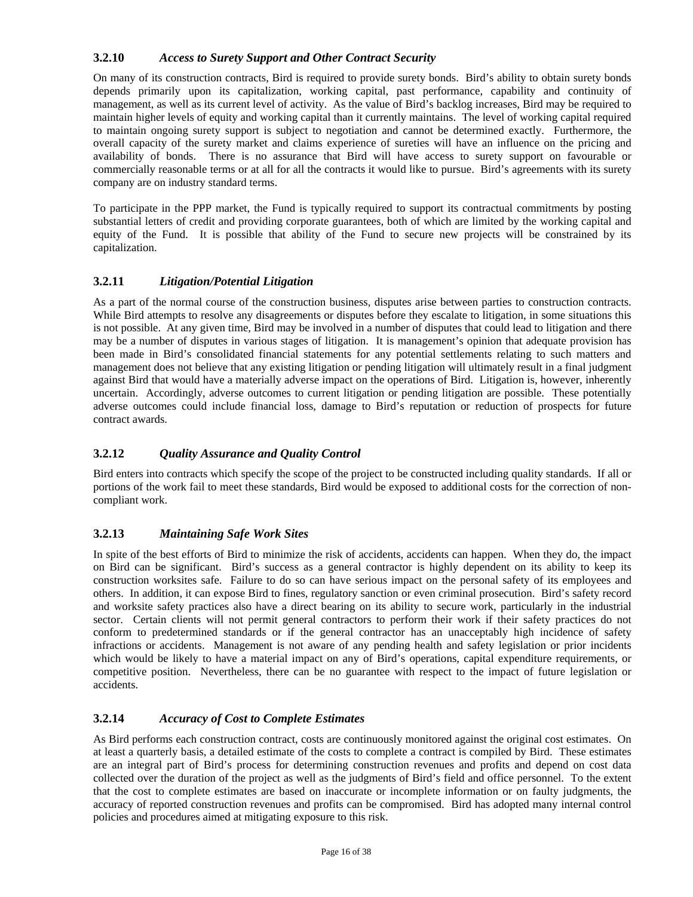### 3.2.10 *Access to Surety Support and Other Contract Security*

On many of its construction contracts, Bird is required to provide surety bonds. Bird's ability to obtain surety bonds depends primarily upon its capitalization, working capital, past performance, capability and continuity of management, as well as its current level of activity. As the value of Bird's backlog increases, Bird may be required to maintain higher levels of equity and working capital than it currently maintains. The level of working capital required to maintain ongoing surety support is subject to negotiation and cannot be determined exactly. Furthermore, the overall capacity of the surety market and claims experience of sureties will have an influence on the pricing and availability of bonds. There is no assurance that Bird will have access to surety support on favourable or commercially reasonable terms or at all for all the contracts it would like to pursue. Bird's agreements with its surety company are on industry standard terms.

To participate in the PPP market, the Fund is typically required to support its contractual commitments by posting substantial letters of credit and providing corporate guarantees, both of which are limited by the working capital and equity of the Fund. It is possible that ability of the Fund to secure new projects will be constrained by its capitalization.

### 3.2.11 *Litigation/Potential Litigation*

As a part of the normal course of the construction business, disputes arise between parties to construction contracts. While Bird attempts to resolve any disagreements or disputes before they escalate to litigation, in some situations this is not possible. At any given time, Bird may be involved in a number of disputes that could lead to litigation and there may be a number of disputes in various stages of litigation. It is management's opinion that adequate provision has been made in Bird's consolidated financial statements for any potential settlements relating to such matters and management does not believe that any existing litigation or pending litigation will ultimately result in a final judgment against Bird that would have a materially adverse impact on the operations of Bird. Litigation is, however, inherently uncertain. Accordingly, adverse outcomes to current litigation or pending litigation are possible. These potentially adverse outcomes could include financial loss, damage to Bird's reputation or reduction of prospects for future contract awards.

### 3.2.12 *Quality Assurance and Quality Control*

Bird enters into contracts which specify the scope of the project to be constructed including quality standards. If all or portions of the work fail to meet these standards, Bird would be exposed to additional costs for the correction of non-compliant work.

### 3.2.13 *Maintaining Safe Work Sites*

In spite of the best efforts of Bird to minimize the risk of accidents, accidents can happen. When they do, the impact on Bird can be significant. Bird's success as a general contractor is highly dependent on its ability to keep its construction worksites safe. Failure to do so can have serious impact on the personal safety of its employees and others. In addition, it can expose Bird to fines, regulatory sanction or even criminal prosecution. Bird's safety record and worksite safety practices also have a direct bearing on its ability to secure work, particularly in the industrial sector. Certain clients will not permit general contractors to perform their work if their safety practices do not conform to predetermined standards or if the general contractor has an unacceptably high incidence of safety infractions or accidents. Management is not aware of any pending health and safety legislation or prior incidents which would be likely to have a material impact on any of Bird's operations, capital expenditure requirements, or competitive position. Nevertheless, there can be no guarantee with respect to the impact of future legislation or accidents.

### 3.2.14 *Accuracy of Cost to Complete Estimates*

As Bird performs each construction contract, costs are continuously monitored against the original cost estimates. On at least a quarterly basis, a detailed estimate of the costs to complete a contract is compiled by Bird. These estimates are an integral part of Bird's process for determining construction revenues and profits and depend on cost data collected over the duration of the project as well as the judgments of Bird's field and office personnel. To the extent that the cost to complete estimates are based on inaccurate or incomplete information or on faulty judgments, the accuracy of reported construction revenues and profits can be compromised. Bird has adopted many internal control policies and procedures aimed at mitigating exposure to this risk.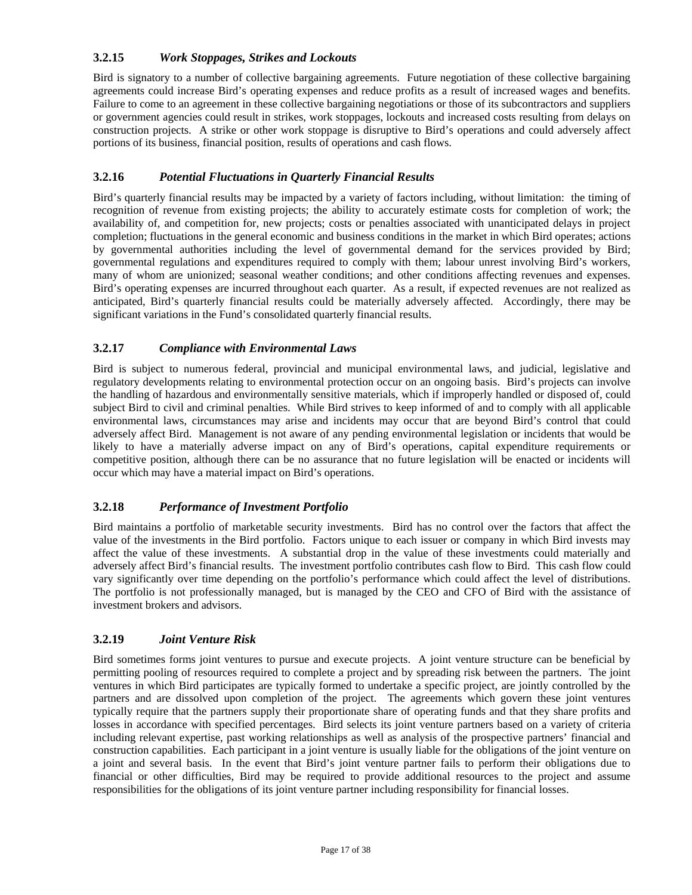### 3.2.15 *Work Stoppages, Strikes and Lockouts*

Bird is signatory to a number of collective bargaining agreements. Future negotiation of these collective bargaining agreements could increase Bird's operating expenses and reduce profits as a result of increased wages and benefits. Failure to come to an agreement in these collective bargaining negotiations or those of its subcontractors and suppliers or government agencies could result in strikes, work stoppages, lockouts and increased costs resulting from delays on construction projects. A strike or other work stoppage is disruptive to Bird's operations and could adversely affect portions of its business, financial position, results of operations and cash flows.

### 3.2.16 *Potential Fluctuations in Quarterly Financial Results*

Bird's quarterly financial results may be impacted by a variety of factors including, without limitation: the timing of recognition of revenue from existing projects; the ability to accurately estimate costs for completion of work; the availability of, and competition for, new projects; costs or penalties associated with unanticipated delays in project completion; fluctuations in the general economic and business conditions in the market in which Bird operates; actions by governmental authorities including the level of governmental demand for the services provided by Bird; governmental regulations and expenditures required to comply with them; labour unrest involving Bird's workers, many of whom are unionized; seasonal weather conditions; and other conditions affecting revenues and expenses. Bird's operating expenses are incurred throughout each quarter. As a result, if expected revenues are not realized as anticipated, Bird's quarterly financial results could be materially adversely affected. Accordingly, there may be significant variations in the Fund's consolidated quarterly financial results.

### 3.2.17 *Compliance with Environmental Laws*

Bird is subject to numerous federal, provincial and municipal environmental laws, and judicial, legislative and regulatory developments relating to environmental protection occur on an ongoing basis. Bird's projects can involve the handling of hazardous and environmentally sensitive materials, which if improperly handled or disposed of, could subject Bird to civil and criminal penalties. While Bird strives to keep informed of and to comply with all applicable environmental laws, circumstances may arise and incidents may occur that are beyond Bird's control that could adversely affect Bird. Management is not aware of any pending environmental legislation or incidents that would be likely to have a materially adverse impact on any of Bird's operations, capital expenditure requirements or competitive position, although there can be no assurance that no future legislation will be enacted or incidents will occur which may have a material impact on Bird's operations.

### 3.2.18 *Performance of Investment Portfolio*

Bird maintains a portfolio of marketable security investments. Bird has no control over the factors that affect the value of the investments in the Bird portfolio. Factors unique to each issuer or company in which Bird invests may affect the value of these investments. A substantial drop in the value of these investments could materially and adversely affect Bird's financial results. The investment portfolio contributes cash flow to Bird. This cash flow could vary significantly over time depending on the portfolio's performance which could affect the level of distributions. The portfolio is not professionally managed, but is managed by the CEO and CFO of Bird with the assistance of investment brokers and advisors.

### 3.2.19 *Joint Venture Risk*

Bird sometimes forms joint ventures to pursue and execute projects. A joint venture structure can be beneficial by permitting pooling of resources required to complete a project and by spreading risk between the partners. The joint ventures in which Bird participates are typically formed to undertake a specific project, are jointly controlled by the partners and are dissolved upon completion of the project. The agreements which govern these joint ventures typically require that the partners supply their proportionate share of operating funds and that they share profits and losses in accordance with specified percentages. Bird selects its joint venture partners based on a variety of criteria including relevant expertise, past working relationships as well as analysis of the prospective partners' financial and construction capabilities. Each participant in a joint venture is usually liable for the obligations of the joint venture on a joint and several basis. In the event that Bird's joint venture partner fails to perform their obligations due to financial or other difficulties, Bird may be required to provide additional resources to the project and assume responsibilities for the obligations of its joint venture partner including responsibility for financial losses.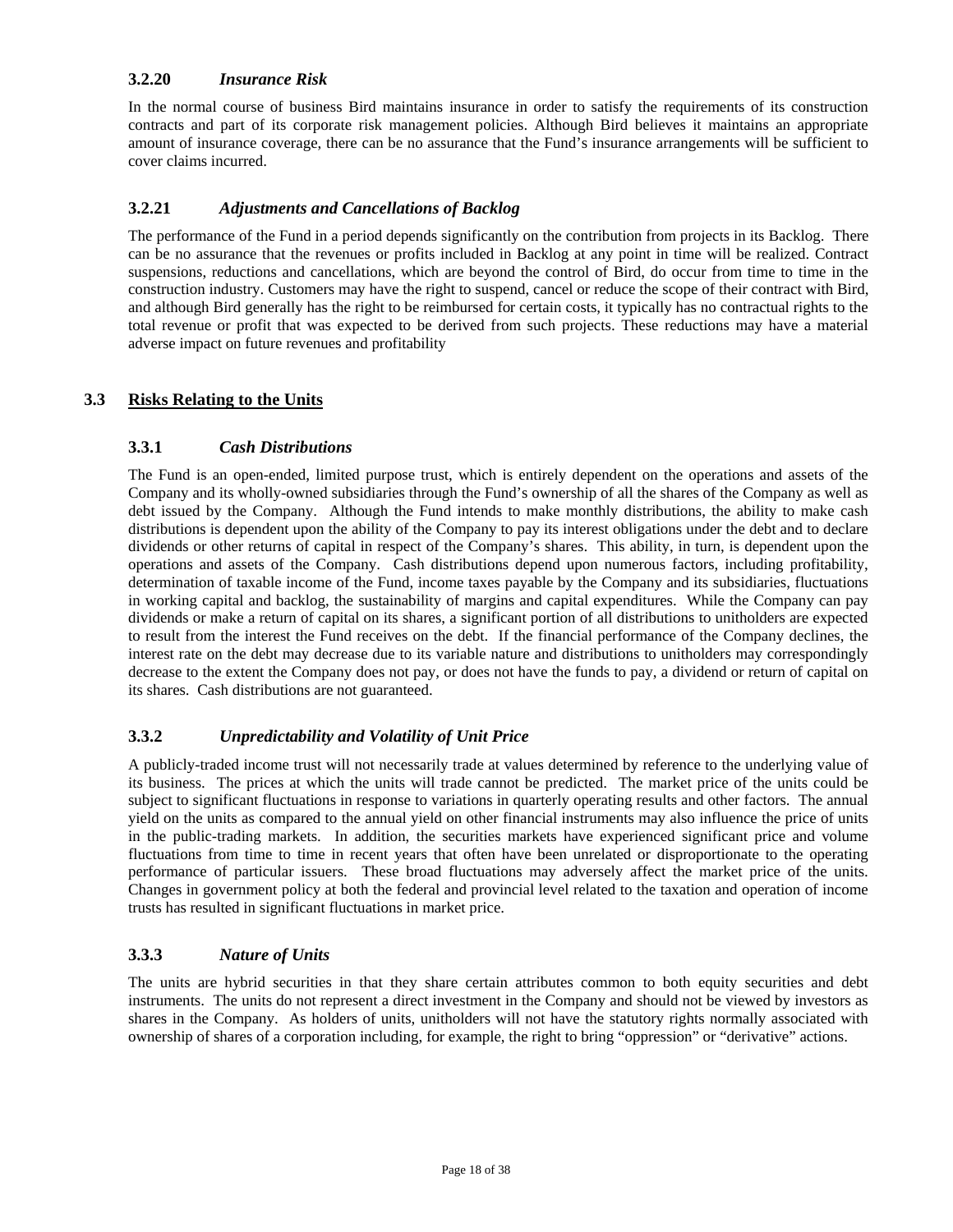### 3.2.20 *Insurance Risk*

In the normal course of business Bird maintains insurance in order to satisfy the requirements of its construction contracts and part of its corporate risk management policies. Although Bird believes it maintains an appropriate amount of insurance coverage, there can be no assurance that the Fund's insurance arrangements will be sufficient to cover claims incurred.

### 3.2.21 *Adjustments and Cancellations of Backlog*

The performance of the Fund in a period depends significantly on the contribution from projects in its Backlog. There can be no assurance that the revenues or profits included in Backlog at any point in time will be realized. Contract suspensions, reductions and cancellations, which are beyond the control of Bird, do occur from time to time in the construction industry. Customers may have the right to suspend, cancel or reduce the scope of their contract with Bird, and although Bird generally has the right to be reimbursed for certain costs, it typically has no contractual rights to the total revenue or profit that was expected to be derived from such projects. These reductions may have a material adverse impact on future revenues and profitability

## 3.3 <u>Risks Relating to the Units</u>

### 3.3.1 *Cash Distributions*

The Fund is an open-ended, limited purpose trust, which is entirely dependent on the operations and assets of the Company and its wholly-owned subsidiaries through the Fund's ownership of all the shares of the Company as well as debt issued by the Company. Although the Fund intends to make monthly distributions, the ability to make cash distributions is dependent upon the ability of the Company to pay its interest obligations under the debt and to declare dividends or other returns of capital in respect of the Company's shares. This ability, in turn, is dependent upon the operations and assets of the Company. Cash distributions depend upon numerous factors, including profitability, determination of taxable income of the Fund, income taxes payable by the Company and its subsidiaries, fluctuations in working capital and backlog, the sustainability of margins and capital expenditures. While the Company can pay dividends or make a return of capital on its shares, a significant portion of all distributions to unitholders are expected to result from the interest the Fund receives on the debt. If the financial performance of the Company declines, the interest rate on the debt may decrease due to its variable nature and distributions to unitholders may correspondingly decrease to the extent the Company does not pay, or does not have the funds to pay, a dividend or return of capital on its shares. Cash distributions are not guaranteed.

### 3.3.2 *Unpredictability and Volatility of Unit Price*

A publicly-traded income trust will not necessarily trade at values determined by reference to the underlying value of its business. The prices at which the units will trade cannot be predicted. The market price of the units could be subject to significant fluctuations in response to variations in quarterly operating results and other factors. The annual yield on the units as compared to the annual yield on other financial instruments may also influence the price of units in the public-trading markets. In addition, the securities markets have experienced significant price and volume fluctuations from time to time in recent years that often have been unrelated or disproportionate to the operating performance of particular issuers. These broad fluctuations may adversely affect the market price of the units. Changes in government policy at both the federal and provincial level related to the taxation and operation of income trusts has resulted in significant fluctuations in market price.

### 3.3.3 *Nature of Units*

The units are hybrid securities in that they share certain attributes common to both equity securities and debt instruments. The units do not represent a direct investment in the Company and should not be viewed by investors as shares in the Company. As holders of units, unitholders will not have the statutory rights normally associated with ownership of shares of a corporation including, for example, the right to bring "oppression" or "derivative" actions.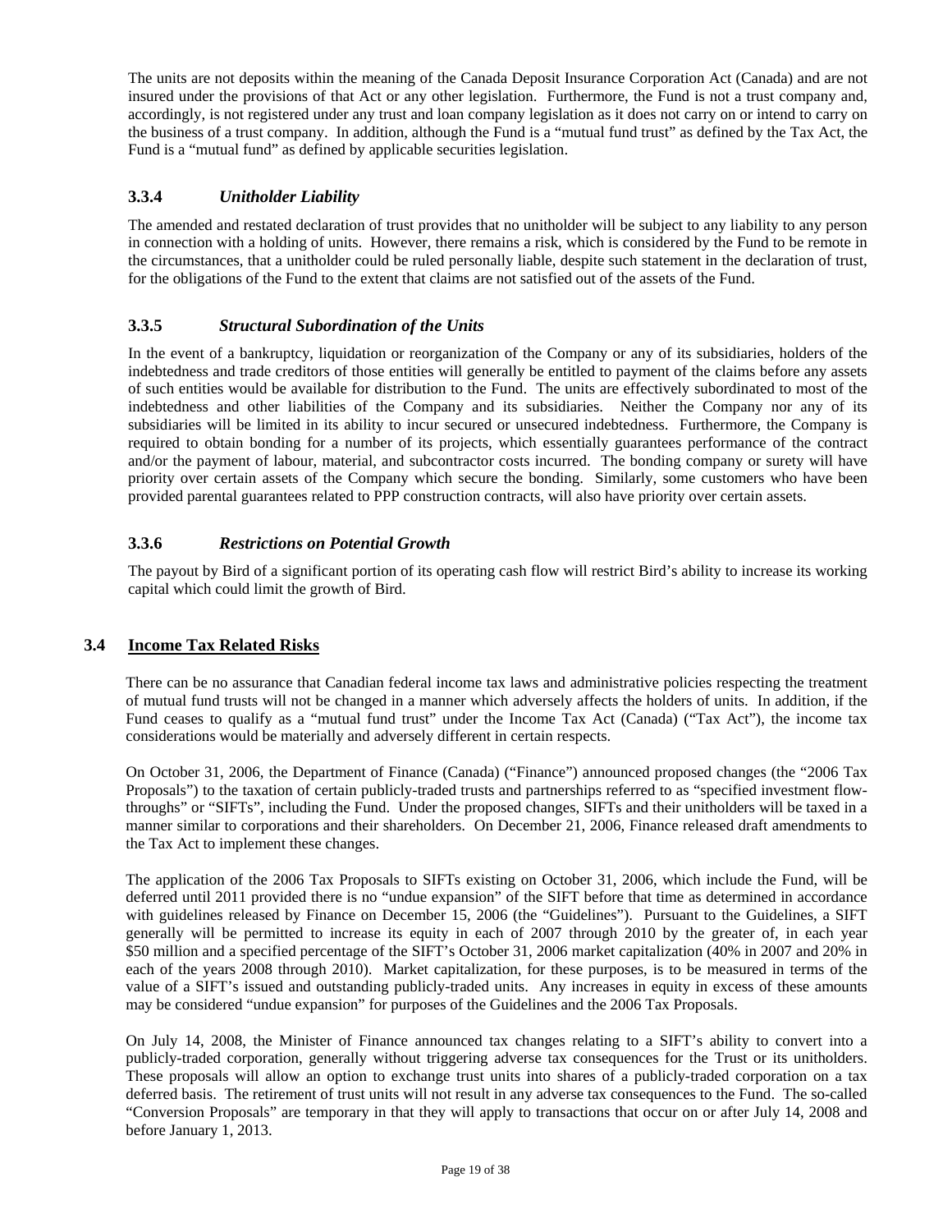The units are not deposits within the meaning of the Canada Deposit Insurance Corporation Act (Canada) and are not insured under the provisions of that Act or any other legislation. Furthermore, the Fund is not a trust company and, accordingly, is not registered under any trust and loan company legislation as it does not carry on or intend to carry on the business of a trust company. In addition, although the Fund is a "mutual fund trust" as defined by the Tax Act, the Fund is a "mutual fund" as defined by applicable securities legislation.

### 3.3.4 *Unitholder Liability*

The amended and restated declaration of trust provides that no unitholder will be subject to any liability to any person in connection with a holding of units. However, there remains a risk, which is considered by the Fund to be remote in the circumstances, that a unitholder could be ruled personally liable, despite such statement in the declaration of trust, for the obligations of the Fund to the extent that claims are not satisfied out of the assets of the Fund.

### 3.3.5 *Structural Subordination of the Units*

In the event of a bankruptcy, liquidation or reorganization of the Company or any of its subsidiaries, holders of the indebtedness and trade creditors of those entities will generally be entitled to payment of the claims before any assets of such entities would be available for distribution to the Fund. The units are effectively subordinated to most of the indebtedness and other liabilities of the Company and its subsidiaries. Neither the Company nor any of its subsidiaries will be limited in its ability to incur secured or unsecured indebtedness. Furthermore, the Company is required to obtain bonding for a number of its projects, which essentially guarantees performance of the contract and/or the payment of labour, material, and subcontractor costs incurred. The bonding company or surety will have priority over certain assets of the Company which secure the bonding. Similarly, some customers who have been provided parental guarantees related to PPP construction contracts, will also have priority over certain assets.

### 3.3.6 *Restrictions on Potential Growth*

The payout by Bird of a significant portion of its operating cash flow will restrict Bird's ability to increase its working capital which could limit the growth of Bird.

## 3.4 Income Tax Related Risks

There can be no assurance that Canadian federal income tax laws and administrative policies respecting the treatment of mutual fund trusts will not be changed in a manner which adversely affects the holders of units. In addition, if the Fund ceases to qualify as a "mutual fund trust" under the Income Tax Act (Canada) ("Tax Act"), the income tax considerations would be materially and adversely different in certain respects.

On October 31, 2006, the Department of Finance (Canada) ("Finance") announced proposed changes (the "2006 Tax Proposals") to the taxation of certain publicly-traded trusts and partnerships referred to as "specified investment flow-throughs" or "SIFTs", including the Fund. Under the proposed changes, SIFTs and their unitholders will be taxed in a manner similar to corporations and their shareholders. On December 21, 2006, Finance released draft amendments to the Tax Act to implement these changes.

The application of the 2006 Tax Proposals to SIFTs existing on October 31, 2006, which include the Fund, will be deferred until 2011 provided there is no "undue expansion" of the SIFT before that time as determined in accordance with guidelines released by Finance on December 15, 2006 (the "Guidelines"). Pursuant to the Guidelines, a SIFT generally will be permitted to increase its equity in each of 2007 through 2010 by the greater of, in each year \$50 million and a specified percentage of the SIFT's October 31, 2006 market capitalization (40% in 2007 and 20% in each of the years 2008 through 2010). Market capitalization, for these purposes, is to be measured in terms of the value of a SIFT's issued and outstanding publicly-traded units. Any increases in equity in excess of these amounts may be considered "undue expansion" for purposes of the Guidelines and the 2006 Tax Proposals.

On July 14, 2008, the Minister of Finance announced tax changes relating to a SIFT's ability to convert into a publicly-traded corporation, generally without triggering adverse tax consequences for the Trust or its unitholders. These proposals will allow an option to exchange trust units into shares of a publicly-traded corporation on a tax deferred basis. The retirement of trust units will not result in any adverse tax consequences to the Fund. The so-called "Conversion Proposals" are temporary in that they will apply to transactions that occur on or after July 14, 2008 and before January 1, 2013.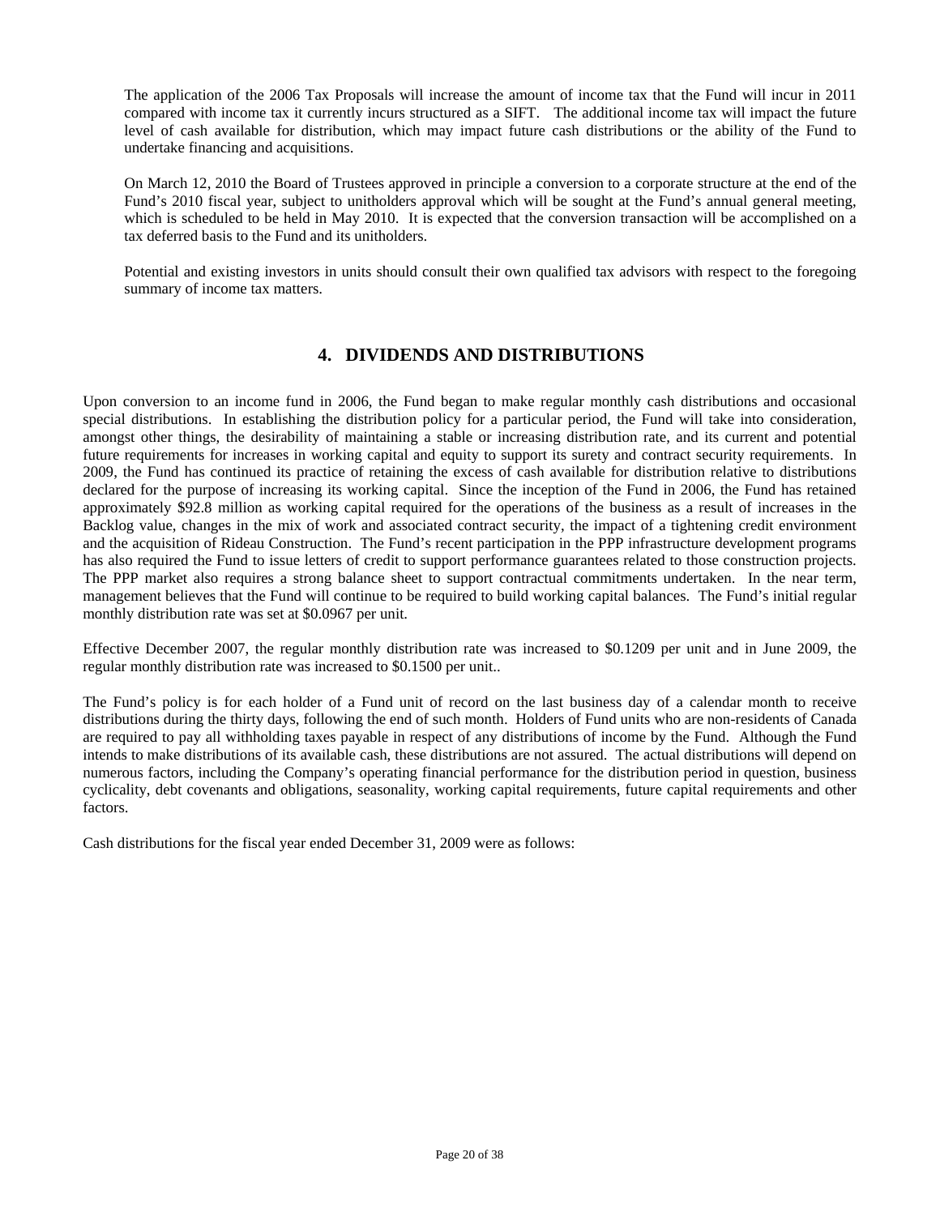The application of the 2006 Tax Proposals will increase the amount of income tax that the Fund will incur in 2011 compared with income tax it currently incurs structured as a SIFT. The additional income tax will impact the future level of cash available for distribution, which may impact future cash distributions or the ability of the Fund to undertake financing and acquisitions.

On March 12, 2010 the Board of Trustees approved in principle a conversion to a corporate structure at the end of the Fund's 2010 fiscal year, subject to unitholders approval which will be sought at the Fund's annual general meeting, which is scheduled to be held in May 2010. It is expected that the conversion transaction will be accomplished on a tax deferred basis to the Fund and its unitholders.

Potential and existing investors in units should consult their own qualified tax advisors with respect to the foregoing summary of income tax matters.

## 4. DIVIDENDS AND DISTRIBUTIONS

Upon conversion to an income fund in 2006, the Fund began to make regular monthly cash distributions and occasional special distributions. In establishing the distribution policy for a particular period, the Fund will take into consideration, amongst other things, the desirability of maintaining a stable or increasing distribution rate, and its current and potential future requirements for increases in working capital and equity to support its surety and contract security requirements. In 2009, the Fund has continued its practice of retaining the excess of cash available for distribution relative to distributions declared for the purpose of increasing its working capital. Since the inception of the Fund in 2006, the Fund has retained approximately $92.8 million as working capital required for the operations of the business as a result of increases in the Backlog value, changes in the mix of work and associated contract security, the impact of a tightening credit environment and the acquisition of Rideau Construction. The Fund's recent participation in the PPP infrastructure development programs has also required the Fund to issue letters of credit to support performance guarantees related to those construction projects. The PPP market also requires a strong balance sheet to support contractual commitments undertaken. In the near term, management believes that the Fund will continue to be required to build working capital balances. The Fund's initial regular monthly distribution rate was set at $0.0967 per unit.

Effective December 2007, the regular monthly distribution rate was increased to $0.1209 per unit and in June 2009, the regular monthly distribution rate was increased to $0.1500 per unit..

The Fund's policy is for each holder of a Fund unit of record on the last business day of a calendar month to receive distributions during the thirty days, following the end of such month. Holders of Fund units who are non-residents of Canada are required to pay all withholding taxes payable in respect of any distributions of income by the Fund. Although the Fund intends to make distributions of its available cash, these distributions are not assured. The actual distributions will depend on numerous factors, including the Company's operating financial performance for the distribution period in question, business cyclicality, debt covenants and obligations, seasonality, working capital requirements, future capital requirements and other factors.

Cash distributions for the fiscal year ended December 31, 2009 were as follows: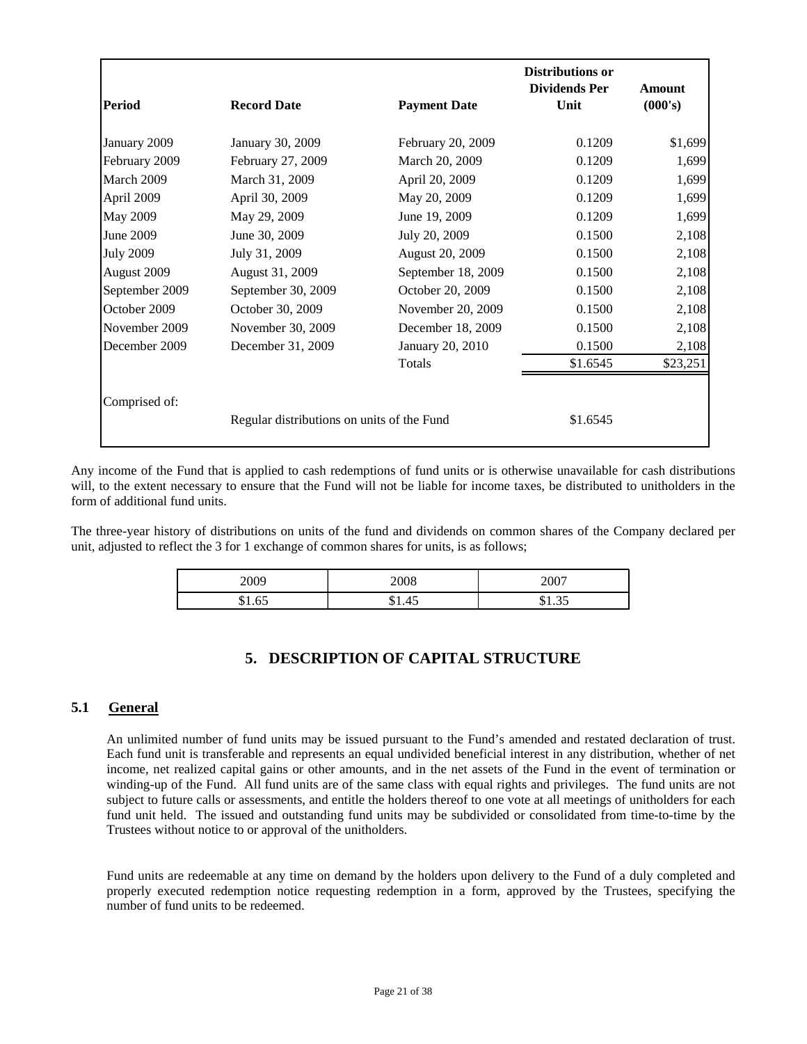| Period | Record Date | Payment Date | Distributions or Dividends Per Unit | Amount (000's) |
|---|---|---|---|---|
| January 2009 | January 30, 2009 | February 20, 2009 | 0.1209 | $1,699 |
| February 2009 | February 27, 2009 | March 20, 2009 | 0.1209 | 1,699 |
| March 2009 | March 31, 2009 | April 20, 2009 | 0.1209 | 1,699 |
| April 2009 | April 30, 2009 | May 20, 2009 | 0.1209 | 1,699 |
| May 2009 | May 29, 2009 | June 19, 2009 | 0.1209 | 1,699 |
| June 2009 | June 30, 2009 | July 20, 2009 | 0.1500 | 2,108 |
| July 2009 | July 31, 2009 | August 20, 2009 | 0.1500 | 2,108 |
| August 2009 | August 31, 2009 | September 18, 2009 | 0.1500 | 2,108 |
| September 2009 | September 30, 2009 | October 20, 2009 | 0.1500 | 2,108 |
| October 2009 | October 30, 2009 | November 20, 2009 | 0.1500 | 2,108 |
| November 2009 | November 30, 2009 | December 18, 2009 | 0.1500 | 2,108 |
| December 2009 | December 31, 2009 | January 20, 2010 | 0.1500 | 2,108 |
| | | Totals | $1.6545 | $23,251 |
| Comprised of: | | | | |
| | Regular distributions on units of the Fund | | $1.6545 | |

Any income of the Fund that is applied to cash redemptions of fund units or is otherwise unavailable for cash distributions will, to the extent necessary to ensure that the Fund will not be liable for income taxes, be distributed to unitholders in the form of additional fund units.

The three-year history of distributions on units of the fund and dividends on common shares of the Company declared per unit, adjusted to reflect the 3 for 1 exchange of common shares for units, is as follows;

| 2009 | 2008 | 2007 |
|---|---|---|
| $1.65 | $1.45 | $1.35 |

# 5. DESCRIPTION OF CAPITAL STRUCTURE

## 5.1 General

An unlimited number of fund units may be issued pursuant to the Fund's amended and restated declaration of trust. Each fund unit is transferable and represents an equal undivided beneficial interest in any distribution, whether of net income, net realized capital gains or other amounts, and in the net assets of the Fund in the event of termination or winding-up of the Fund. All fund units are of the same class with equal rights and privileges. The fund units are not subject to future calls or assessments, and entitle the holders thereof to one vote at all meetings of unitholders for each fund unit held. The issued and outstanding fund units may be subdivided or consolidated from time-to-time by the Trustees without notice to or approval of the unitholders.

Fund units are redeemable at any time on demand by the holders upon delivery to the Fund of a duly completed and properly executed redemption notice requesting redemption in a form, approved by the Trustees, specifying the number of fund units to be redeemed.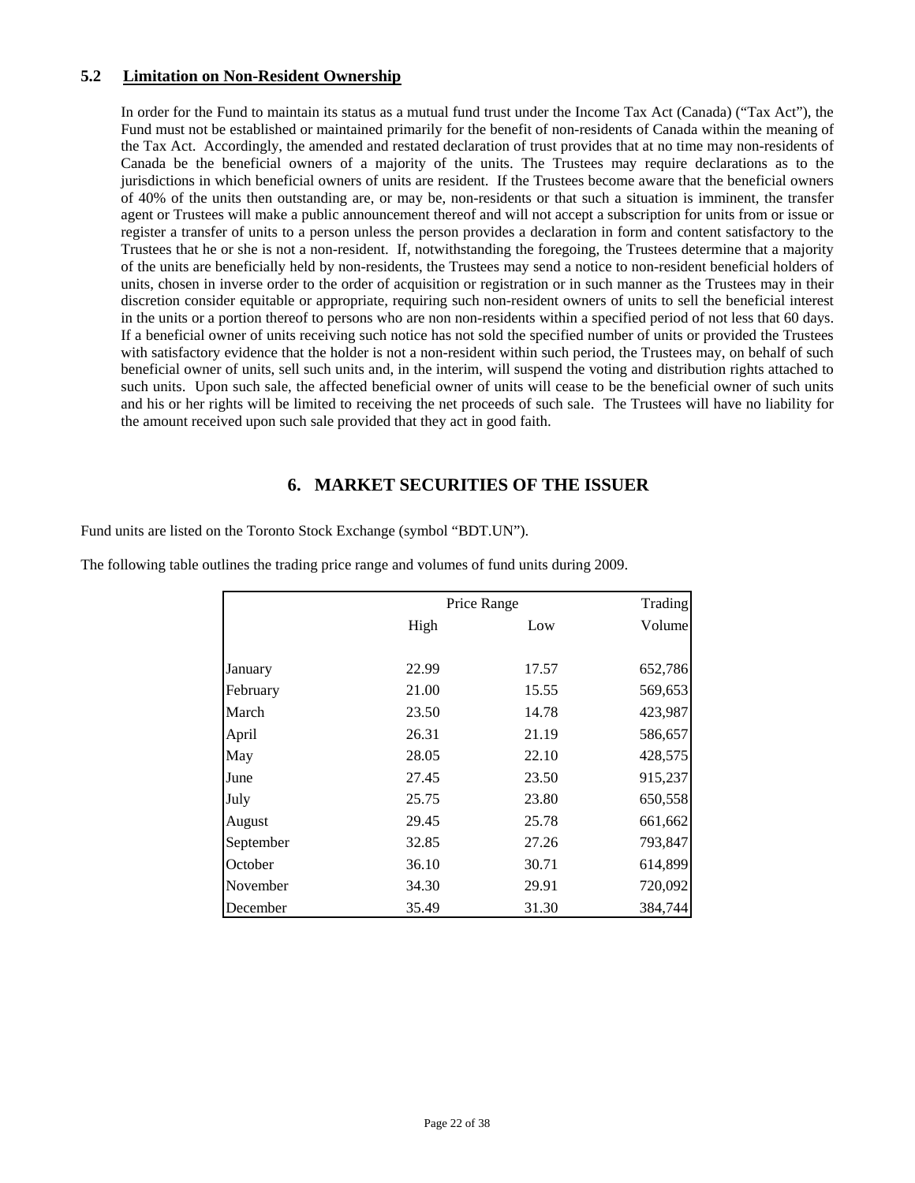### 5.2 Limitation on Non-Resident Ownership

In order for the Fund to maintain its status as a mutual fund trust under the Income Tax Act (Canada) ("Tax Act"), the Fund must not be established or maintained primarily for the benefit of non-residents of Canada within the meaning of the Tax Act. Accordingly, the amended and restated declaration of trust provides that at no time may non-residents of Canada be the beneficial owners of a majority of the units. The Trustees may require declarations as to the jurisdictions in which beneficial owners of units are resident. If the Trustees become aware that the beneficial owners of 40% of the units then outstanding are, or may be, non-residents or that such a situation is imminent, the transfer agent or Trustees will make a public announcement thereof and will not accept a subscription for units from or issue or register a transfer of units to a person unless the person provides a declaration in form and content satisfactory to the Trustees that he or she is not a non-resident. If, notwithstanding the foregoing, the Trustees determine that a majority of the units are beneficially held by non-residents, the Trustees may send a notice to non-resident beneficial holders of units, chosen in inverse order to the order of acquisition or registration or in such manner as the Trustees may in their discretion consider equitable or appropriate, requiring such non-resident owners of units to sell the beneficial interest in the units or a portion thereof to persons who are non non-residents within a specified period of not less that 60 days. If a beneficial owner of units receiving such notice has not sold the specified number of units or provided the Trustees with satisfactory evidence that the holder is not a non-resident within such period, the Trustees may, on behalf of such beneficial owner of units, sell such units and, in the interim, will suspend the voting and distribution rights attached to such units. Upon such sale, the affected beneficial owner of units will cease to be the beneficial owner of such units and his or her rights will be limited to receiving the net proceeds of such sale. The Trustees will have no liability for the amount received upon such sale provided that they act in good faith.

## 6. MARKET SECURITIES OF THE ISSUER

Fund units are listed on the Toronto Stock Exchange (symbol "BDT.UN").

The following table outlines the trading price range and volumes of fund units during 2009.

| | Price Range | | Trading |
|---|---|---|---|
| | High | Low | Volume |
| January | 22.99 | 17.57 | 652,786 |
| February | 21.00 | 15.55 | 569,653 |
| March | 23.50 | 14.78 | 423,987 |
| April | 26.31 | 21.19 | 586,657 |
| May | 28.05 | 22.10 | 428,575 |
| June | 27.45 | 23.50 | 915,237 |
| July | 25.75 | 23.80 | 650,558 |
| August | 29.45 | 25.78 | 661,662 |
| September | 32.85 | 27.26 | 793,847 |
| October | 36.10 | 30.71 | 614,899 |
| November | 34.30 | 29.91 | 720,092 |
| December | 35.49 | 31.30 | 384,744 |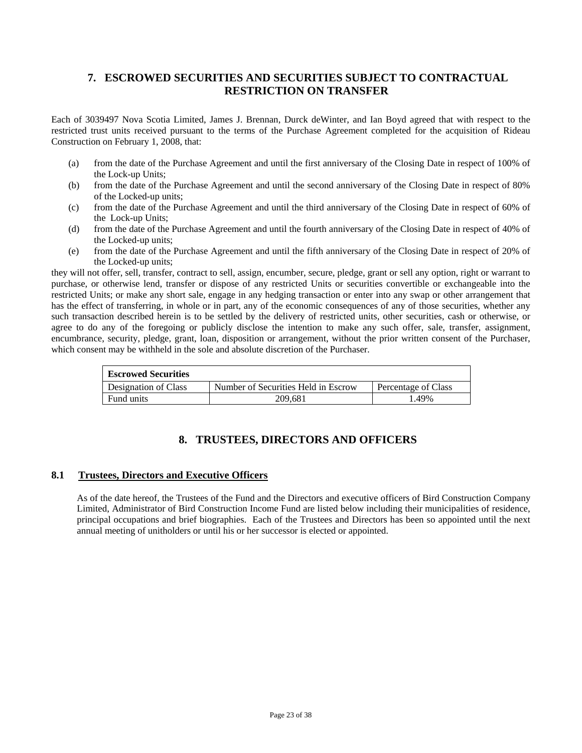# 7. ESCROWED SECURITIES AND SECURITIES SUBJECT TO CONTRACTUAL RESTRICTION ON TRANSFER

Each of 3039497 Nova Scotia Limited, James J. Brennan, Durck deWinter, and Ian Boyd agreed that with respect to the restricted trust units received pursuant to the terms of the Purchase Agreement completed for the acquisition of Rideau Construction on February 1, 2008, that:

(a) from the date of the Purchase Agreement and until the first anniversary of the Closing Date in respect of 100% of the Lock-up Units;

(b) from the date of the Purchase Agreement and until the second anniversary of the Closing Date in respect of 80% of the Locked-up units;

(c) from the date of the Purchase Agreement and until the third anniversary of the Closing Date in respect of 60% of the Lock-up Units;

(d) from the date of the Purchase Agreement and until the fourth anniversary of the Closing Date in respect of 40% of the Locked-up units;

(e) from the date of the Purchase Agreement and until the fifth anniversary of the Closing Date in respect of 20% of the Locked-up units;

they will not offer, sell, transfer, contract to sell, assign, encumber, secure, pledge, grant or sell any option, right or warrant to purchase, or otherwise lend, transfer or dispose of any restricted Units or securities convertible or exchangeable into the restricted Units; or make any short sale, engage in any hedging transaction or enter into any swap or other arrangement that has the effect of transferring, in whole or in part, any of the economic consequences of any of those securities, whether any such transaction described herein is to be settled by the delivery of restricted units, other securities, cash or otherwise, or agree to do any of the foregoing or publicly disclose the intention to make any such offer, sale, transfer, assignment, encumbrance, security, pledge, grant, loan, disposition or arrangement, without the prior written consent of the Purchaser, which consent may be withheld in the sole and absolute discretion of the Purchaser.

| **Escrowed Securities** | | |
|---|---|---|
| Designation of Class | Number of Securities Held in Escrow | Percentage of Class |
| Fund units | 209,681 | 1.49% |

# 8. TRUSTEES, DIRECTORS AND OFFICERS

## 8.1 Trustees, Directors and Executive Officers

As of the date hereof, the Trustees of the Fund and the Directors and executive officers of Bird Construction Company Limited, Administrator of Bird Construction Income Fund are listed below including their municipalities of residence, principal occupations and brief biographies. Each of the Trustees and Directors has been so appointed until the next annual meeting of unitholders or until his or her successor is elected or appointed.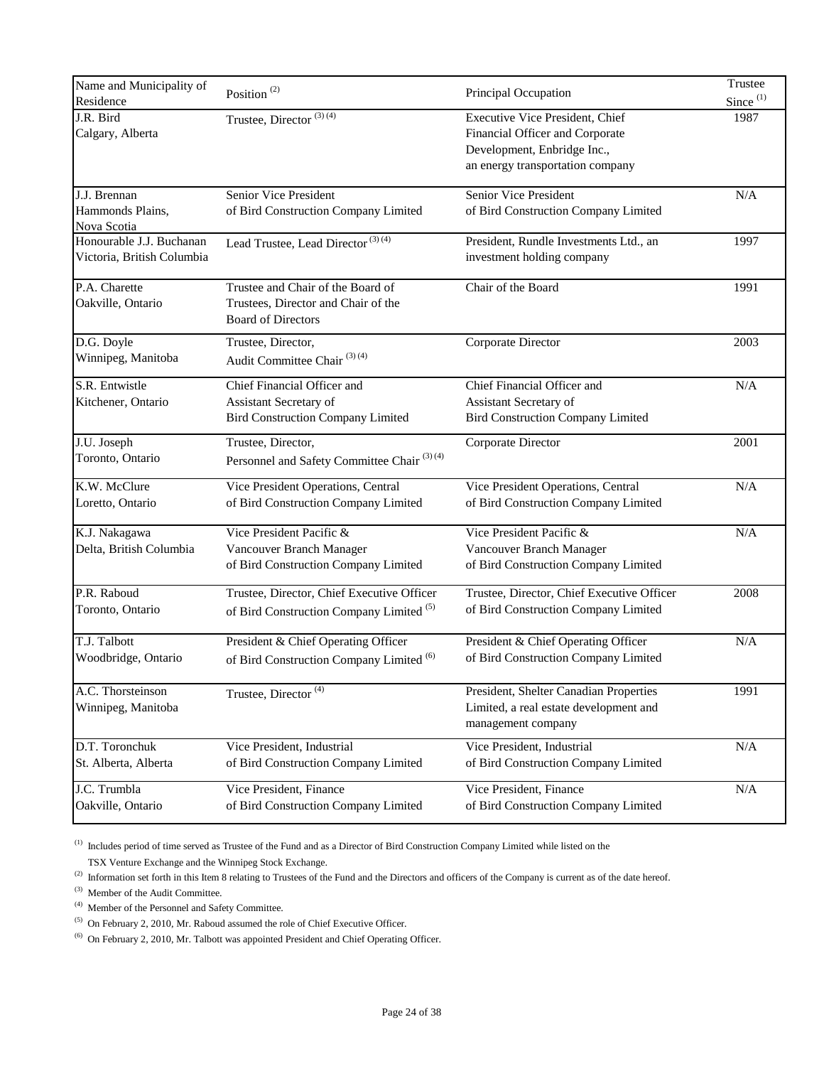| Name and Municipality of Residence | Position [(2)] | Principal Occupation | Trustee Since [(1)] |
|---|---|---|---|
| J.R. Bird<br>Calgary, Alberta | Trustee, Director [(3)(4)] | Executive Vice President, Chief Financial Officer and Corporate Development, Enbridge Inc., an energy transportation company | 1987 |
| J.J. Brennan<br>Hammonds Plains, Nova Scotia | Senior Vice President of Bird Construction Company Limited | Senior Vice President of Bird Construction Company Limited | N/A |
| Honourable J.J. Buchanan<br>Victoria, British Columbia | Lead Trustee, Lead Director [(3)(4)] | President, Rundle Investments Ltd., an investment holding company | 1997 |
| P.A. Charette<br>Oakville, Ontario | Trustee and Chair of the Board of Trustees, Director and Chair of the Board of Directors | Chair of the Board | 1991 |
| D.G. Doyle<br>Winnipeg, Manitoba | Trustee, Director, Audit Committee Chair [(3)(4)] | Corporate Director | 2003 |
| S.R. Entwistle<br>Kitchener, Ontario | Chief Financial Officer and Assistant Secretary of Bird Construction Company Limited | Chief Financial Officer and Assistant Secretary of Bird Construction Company Limited | N/A |
| J.U. Joseph<br>Toronto, Ontario | Trustee, Director, Personnel and Safety Committee Chair [(3)(4)] | Corporate Director | 2001 |
| K.W. McClure<br>Loretto, Ontario | Vice President Operations, Central of Bird Construction Company Limited | Vice President Operations, Central of Bird Construction Company Limited | N/A |
| K.J. Nakagawa<br>Delta, British Columbia | Vice President Pacific & Vancouver Branch Manager of Bird Construction Company Limited | Vice President Pacific & Vancouver Branch Manager of Bird Construction Company Limited | N/A |
| P.R. Raboud<br>Toronto, Ontario | Trustee, Director, Chief Executive Officer of Bird Construction Company Limited [(5)] | Trustee, Director, Chief Executive Officer of Bird Construction Company Limited | 2008 |
| T.J. Talbott<br>Woodbridge, Ontario | President & Chief Operating Officer of Bird Construction Company Limited [(6)] | President & Chief Operating Officer of Bird Construction Company Limited | N/A |
| A.C. Thorsteinson<br>Winnipeg, Manitoba | Trustee, Director [(4)] | President, Shelter Canadian Properties Limited, a real estate development and management company | 1991 |
| D.T. Toronchuk<br>St. Alberta, Alberta | Vice President, Industrial of Bird Construction Company Limited | Vice President, Industrial of Bird Construction Company Limited | N/A |
| J.C. Trumbla<br>Oakville, Ontario | Vice President, Finance of Bird Construction Company Limited | Vice President, Finance of Bird Construction Company Limited | N/A |

[(1)] Includes period of time served as Trustee of the Fund and as a Director of Bird Construction Company Limited while listed on the TSX Venture Exchange and the Winnipeg Stock Exchange.

[(2)] Information set forth in this Item 8 relating to Trustees of the Fund and the Directors and officers of the Company is current as of the date hereof.

[(3)] Member of the Audit Committee.

[(4)] Member of the Personnel and Safety Committee.

[(5)] On February 2, 2010, Mr. Raboud assumed the role of Chief Executive Officer.

[(6)] On February 2, 2010, Mr. Talbott was appointed President and Chief Operating Officer.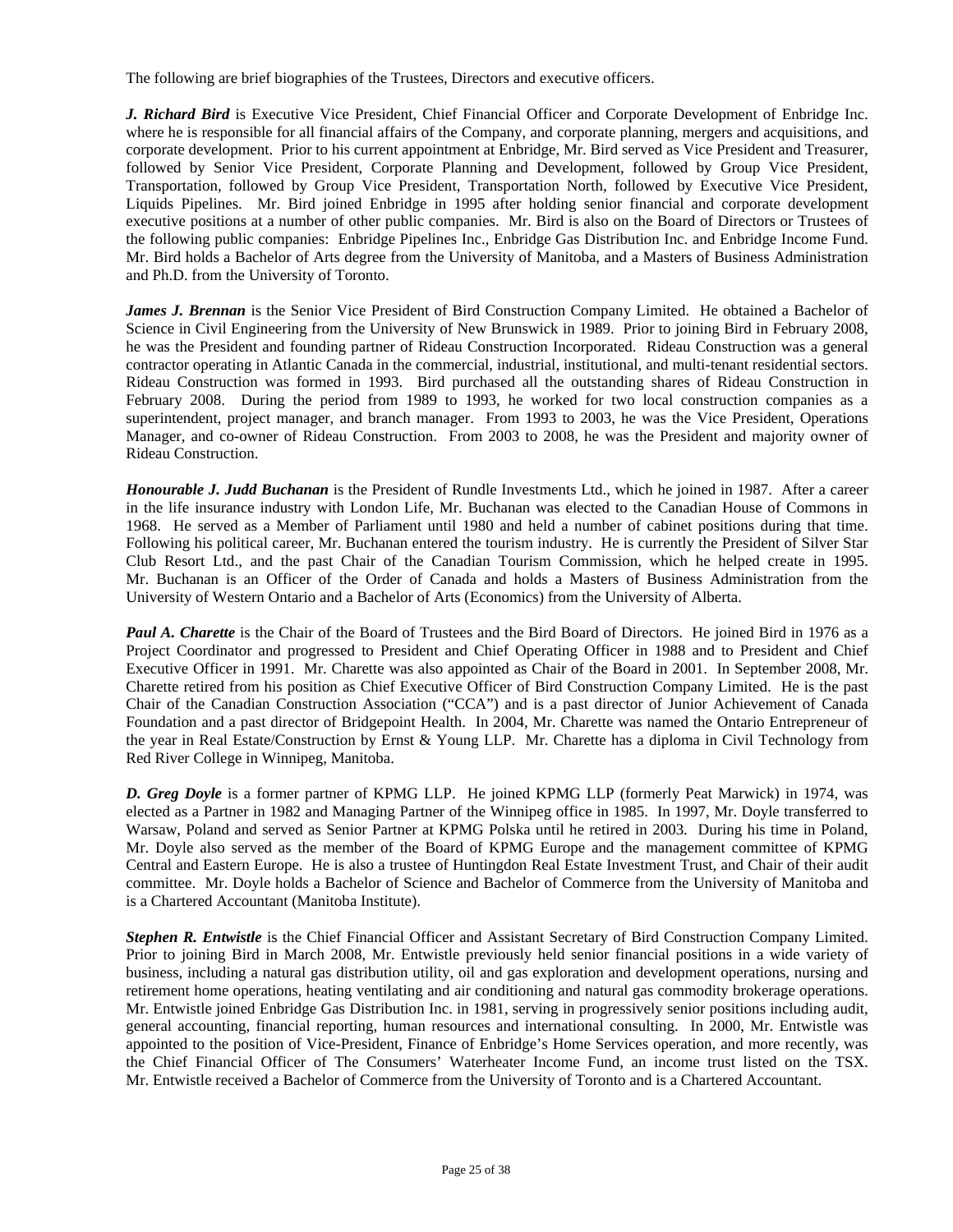The following are brief biographies of the Trustees, Directors and executive officers.

***J. Richard Bird*** is Executive Vice President, Chief Financial Officer and Corporate Development of Enbridge Inc. where he is responsible for all financial affairs of the Company, and corporate planning, mergers and acquisitions, and corporate development. Prior to his current appointment at Enbridge, Mr. Bird served as Vice President and Treasurer, followed by Senior Vice President, Corporate Planning and Development, followed by Group Vice President, Transportation, followed by Group Vice President, Transportation North, followed by Executive Vice President, Liquids Pipelines. Mr. Bird joined Enbridge in 1995 after holding senior financial and corporate development executive positions at a number of other public companies. Mr. Bird is also on the Board of Directors or Trustees of the following public companies: Enbridge Pipelines Inc., Enbridge Gas Distribution Inc. and Enbridge Income Fund. Mr. Bird holds a Bachelor of Arts degree from the University of Manitoba, and a Masters of Business Administration and Ph.D. from the University of Toronto.

***James J. Brennan*** is the Senior Vice President of Bird Construction Company Limited. He obtained a Bachelor of Science in Civil Engineering from the University of New Brunswick in 1989. Prior to joining Bird in February 2008, he was the President and founding partner of Rideau Construction Incorporated. Rideau Construction was a general contractor operating in Atlantic Canada in the commercial, industrial, institutional, and multi-tenant residential sectors. Rideau Construction was formed in 1993. Bird purchased all the outstanding shares of Rideau Construction in February 2008. During the period from 1989 to 1993, he worked for two local construction companies as a superintendent, project manager, and branch manager. From 1993 to 2003, he was the Vice President, Operations Manager, and co-owner of Rideau Construction. From 2003 to 2008, he was the President and majority owner of Rideau Construction.

***Honourable J. Judd Buchanan*** is the President of Rundle Investments Ltd., which he joined in 1987. After a career in the life insurance industry with London Life, Mr. Buchanan was elected to the Canadian House of Commons in 1968. He served as a Member of Parliament until 1980 and held a number of cabinet positions during that time. Following his political career, Mr. Buchanan entered the tourism industry. He is currently the President of Silver Star Club Resort Ltd., and the past Chair of the Canadian Tourism Commission, which he helped create in 1995. Mr. Buchanan is an Officer of the Order of Canada and holds a Masters of Business Administration from the University of Western Ontario and a Bachelor of Arts (Economics) from the University of Alberta.

***Paul A. Charette*** is the Chair of the Board of Trustees and the Bird Board of Directors. He joined Bird in 1976 as a Project Coordinator and progressed to President and Chief Operating Officer in 1988 and to President and Chief Executive Officer in 1991. Mr. Charette was also appointed as Chair of the Board in 2001. In September 2008, Mr. Charette retired from his position as Chief Executive Officer of Bird Construction Company Limited. He is the past Chair of the Canadian Construction Association ("CCA") and is a past director of Junior Achievement of Canada Foundation and a past director of Bridgepoint Health. In 2004, Mr. Charette was named the Ontario Entrepreneur of the year in Real Estate/Construction by Ernst & Young LLP. Mr. Charette has a diploma in Civil Technology from Red River College in Winnipeg, Manitoba.

***D. Greg Doyle*** is a former partner of KPMG LLP. He joined KPMG LLP (formerly Peat Marwick) in 1974, was elected as a Partner in 1982 and Managing Partner of the Winnipeg office in 1985. In 1997, Mr. Doyle transferred to Warsaw, Poland and served as Senior Partner at KPMG Polska until he retired in 2003. During his time in Poland, Mr. Doyle also served as the member of the Board of KPMG Europe and the management committee of KPMG Central and Eastern Europe. He is also a trustee of Huntingdon Real Estate Investment Trust, and Chair of their audit committee. Mr. Doyle holds a Bachelor of Science and Bachelor of Commerce from the University of Manitoba and is a Chartered Accountant (Manitoba Institute).

***Stephen R. Entwistle*** is the Chief Financial Officer and Assistant Secretary of Bird Construction Company Limited. Prior to joining Bird in March 2008, Mr. Entwistle previously held senior financial positions in a wide variety of business, including a natural gas distribution utility, oil and gas exploration and development operations, nursing and retirement home operations, heating ventilating and air conditioning and natural gas commodity brokerage operations. Mr. Entwistle joined Enbridge Gas Distribution Inc. in 1981, serving in progressively senior positions including audit, general accounting, financial reporting, human resources and international consulting. In 2000, Mr. Entwistle was appointed to the position of Vice-President, Finance of Enbridge's Home Services operation, and more recently, was the Chief Financial Officer of The Consumers' Waterheater Income Fund, an income trust listed on the TSX. Mr. Entwistle received a Bachelor of Commerce from the University of Toronto and is a Chartered Accountant.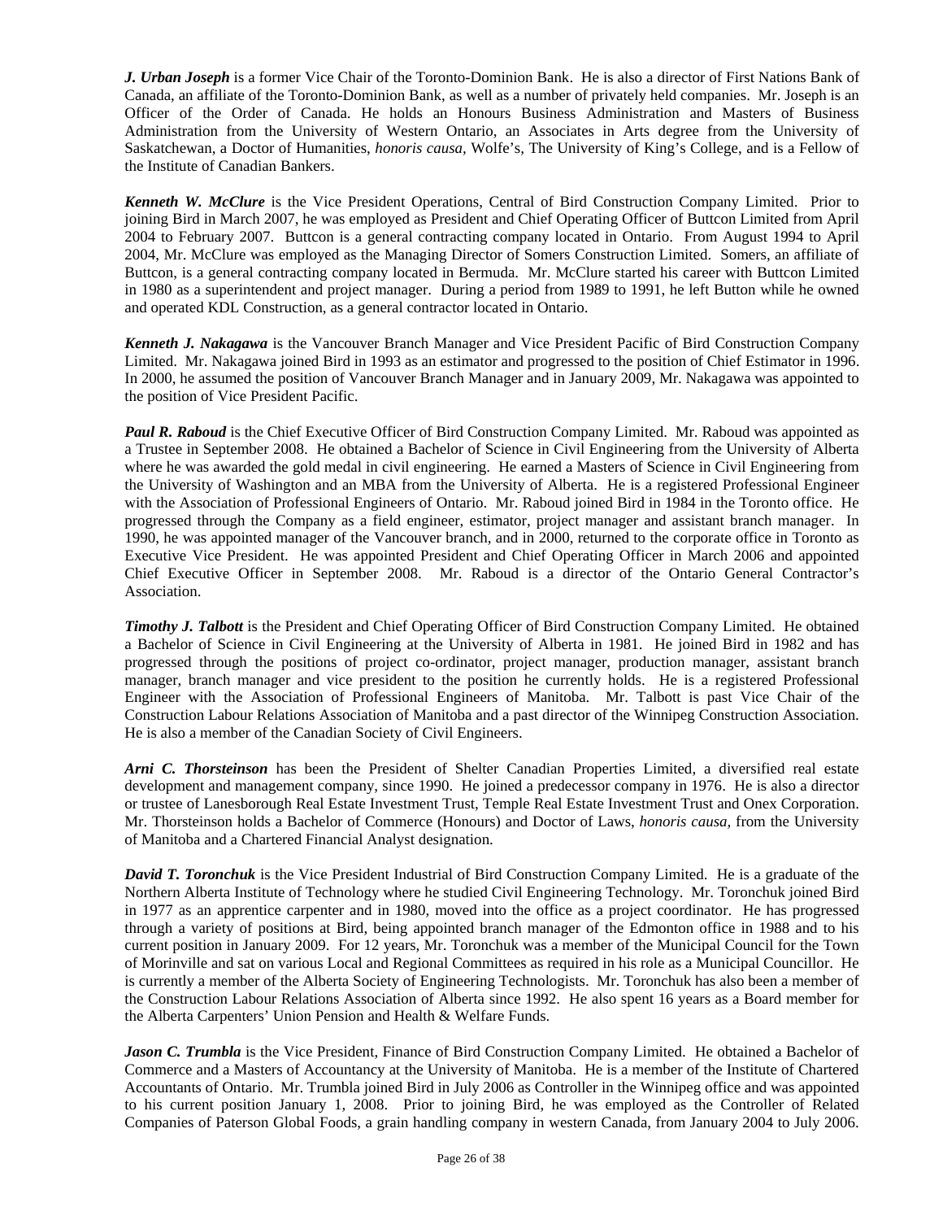***J. Urban Joseph*** is a former Vice Chair of the Toronto-Dominion Bank. He is also a director of First Nations Bank of Canada, an affiliate of the Toronto-Dominion Bank, as well as a number of privately held companies. Mr. Joseph is an Officer of the Order of Canada. He holds an Honours Business Administration and Masters of Business Administration from the University of Western Ontario, an Associates in Arts degree from the University of Saskatchewan, a Doctor of Humanities, *honoris causa*, Wolfe's, The University of King's College, and is a Fellow of the Institute of Canadian Bankers.

***Kenneth W. McClure*** is the Vice President Operations, Central of Bird Construction Company Limited. Prior to joining Bird in March 2007, he was employed as President and Chief Operating Officer of Buttcon Limited from April 2004 to February 2007. Buttcon is a general contracting company located in Ontario. From August 1994 to April 2004, Mr. McClure was employed as the Managing Director of Somers Construction Limited. Somers, an affiliate of Buttcon, is a general contracting company located in Bermuda. Mr. McClure started his career with Buttcon Limited in 1980 as a superintendent and project manager. During a period from 1989 to 1991, he left Button while he owned and operated KDL Construction, as a general contractor located in Ontario.

***Kenneth J. Nakagawa*** is the Vancouver Branch Manager and Vice President Pacific of Bird Construction Company Limited. Mr. Nakagawa joined Bird in 1993 as an estimator and progressed to the position of Chief Estimator in 1996. In 2000, he assumed the position of Vancouver Branch Manager and in January 2009, Mr. Nakagawa was appointed to the position of Vice President Pacific.

***Paul R. Raboud*** is the Chief Executive Officer of Bird Construction Company Limited. Mr. Raboud was appointed as a Trustee in September 2008. He obtained a Bachelor of Science in Civil Engineering from the University of Alberta where he was awarded the gold medal in civil engineering. He earned a Masters of Science in Civil Engineering from the University of Washington and an MBA from the University of Alberta. He is a registered Professional Engineer with the Association of Professional Engineers of Ontario. Mr. Raboud joined Bird in 1984 in the Toronto office. He progressed through the Company as a field engineer, estimator, project manager and assistant branch manager. In 1990, he was appointed manager of the Vancouver branch, and in 2000, returned to the corporate office in Toronto as Executive Vice President. He was appointed President and Chief Operating Officer in March 2006 and appointed Chief Executive Officer in September 2008. Mr. Raboud is a director of the Ontario General Contractor's Association.

***Timothy J. Talbott*** is the President and Chief Operating Officer of Bird Construction Company Limited. He obtained a Bachelor of Science in Civil Engineering at the University of Alberta in 1981. He joined Bird in 1982 and has progressed through the positions of project co-ordinator, project manager, production manager, assistant branch manager, branch manager and vice president to the position he currently holds. He is a registered Professional Engineer with the Association of Professional Engineers of Manitoba. Mr. Talbott is past Vice Chair of the Construction Labour Relations Association of Manitoba and a past director of the Winnipeg Construction Association. He is also a member of the Canadian Society of Civil Engineers.

***Arni C. Thorsteinson*** has been the President of Shelter Canadian Properties Limited, a diversified real estate development and management company, since 1990. He joined a predecessor company in 1976. He is also a director or trustee of Lanesborough Real Estate Investment Trust, Temple Real Estate Investment Trust and Onex Corporation. Mr. Thorsteinson holds a Bachelor of Commerce (Honours) and Doctor of Laws, *honoris causa,* from the University of Manitoba and a Chartered Financial Analyst designation.

***David T. Toronchuk*** is the Vice President Industrial of Bird Construction Company Limited. He is a graduate of the Northern Alberta Institute of Technology where he studied Civil Engineering Technology. Mr. Toronchuk joined Bird in 1977 as an apprentice carpenter and in 1980, moved into the office as a project coordinator. He has progressed through a variety of positions at Bird, being appointed branch manager of the Edmonton office in 1988 and to his current position in January 2009. For 12 years, Mr. Toronchuk was a member of the Municipal Council for the Town of Morinville and sat on various Local and Regional Committees as required in his role as a Municipal Councillor. He is currently a member of the Alberta Society of Engineering Technologists. Mr. Toronchuk has also been a member of the Construction Labour Relations Association of Alberta since 1992. He also spent 16 years as a Board member for the Alberta Carpenters' Union Pension and Health & Welfare Funds.

***Jason C. Trumbla*** is the Vice President, Finance of Bird Construction Company Limited. He obtained a Bachelor of Commerce and a Masters of Accountancy at the University of Manitoba. He is a member of the Institute of Chartered Accountants of Ontario. Mr. Trumbla joined Bird in July 2006 as Controller in the Winnipeg office and was appointed to his current position January 1, 2008. Prior to joining Bird, he was employed as the Controller of Related Companies of Paterson Global Foods, a grain handling company in western Canada, from January 2004 to July 2006.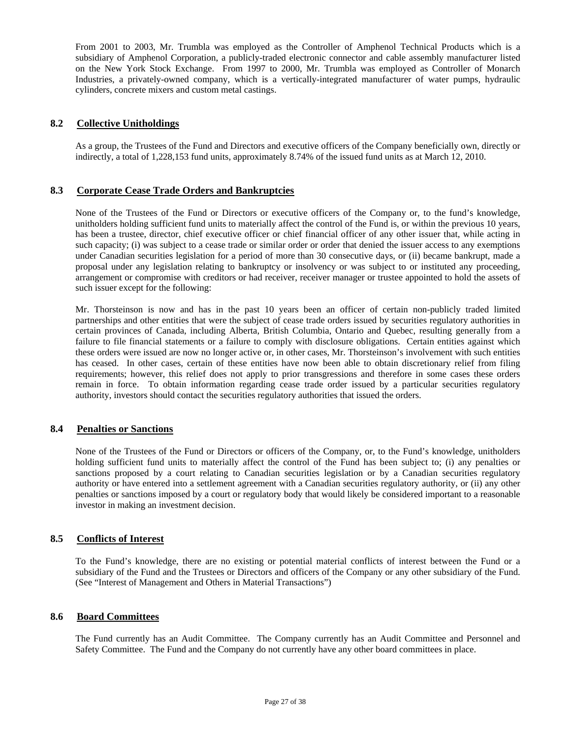From 2001 to 2003, Mr. Trumbla was employed as the Controller of Amphenol Technical Products which is a subsidiary of Amphenol Corporation, a publicly-traded electronic connector and cable assembly manufacturer listed on the New York Stock Exchange. From 1997 to 2000, Mr. Trumbla was employed as Controller of Monarch Industries, a privately-owned company, which is a vertically-integrated manufacturer of water pumps, hydraulic cylinders, concrete mixers and custom metal castings.

## 8.2 Collective Unitholdings

As a group, the Trustees of the Fund and Directors and executive officers of the Company beneficially own, directly or indirectly, a total of 1,228,153 fund units, approximately 8.74% of the issued fund units as at March 12, 2010.

## 8.3 Corporate Cease Trade Orders and Bankruptcies

None of the Trustees of the Fund or Directors or executive officers of the Company or, to the fund's knowledge, unitholders holding sufficient fund units to materially affect the control of the Fund is, or within the previous 10 years, has been a trustee, director, chief executive officer or chief financial officer of any other issuer that, while acting in such capacity; (i) was subject to a cease trade or similar order or order that denied the issuer access to any exemptions under Canadian securities legislation for a period of more than 30 consecutive days, or (ii) became bankrupt, made a proposal under any legislation relating to bankruptcy or insolvency or was subject to or instituted any proceeding, arrangement or compromise with creditors or had receiver, receiver manager or trustee appointed to hold the assets of such issuer except for the following:

Mr. Thorsteinson is now and has in the past 10 years been an officer of certain non-publicly traded limited partnerships and other entities that were the subject of cease trade orders issued by securities regulatory authorities in certain provinces of Canada, including Alberta, British Columbia, Ontario and Quebec, resulting generally from a failure to file financial statements or a failure to comply with disclosure obligations. Certain entities against which these orders were issued are now no longer active or, in other cases, Mr. Thorsteinson's involvement with such entities has ceased. In other cases, certain of these entities have now been able to obtain discretionary relief from filing requirements; however, this relief does not apply to prior transgressions and therefore in some cases these orders remain in force. To obtain information regarding cease trade order issued by a particular securities regulatory authority, investors should contact the securities regulatory authorities that issued the orders.

## 8.4 Penalties or Sanctions

None of the Trustees of the Fund or Directors or officers of the Company, or, to the Fund's knowledge, unitholders holding sufficient fund units to materially affect the control of the Fund has been subject to; (i) any penalties or sanctions proposed by a court relating to Canadian securities legislation or by a Canadian securities regulatory authority or have entered into a settlement agreement with a Canadian securities regulatory authority, or (ii) any other penalties or sanctions imposed by a court or regulatory body that would likely be considered important to a reasonable investor in making an investment decision.

## 8.5 Conflicts of Interest

To the Fund's knowledge, there are no existing or potential material conflicts of interest between the Fund or a subsidiary of the Fund and the Trustees or Directors and officers of the Company or any other subsidiary of the Fund. (See "Interest of Management and Others in Material Transactions")

## 8.6 Board Committees

The Fund currently has an Audit Committee. The Company currently has an Audit Committee and Personnel and Safety Committee. The Fund and the Company do not currently have any other board committees in place.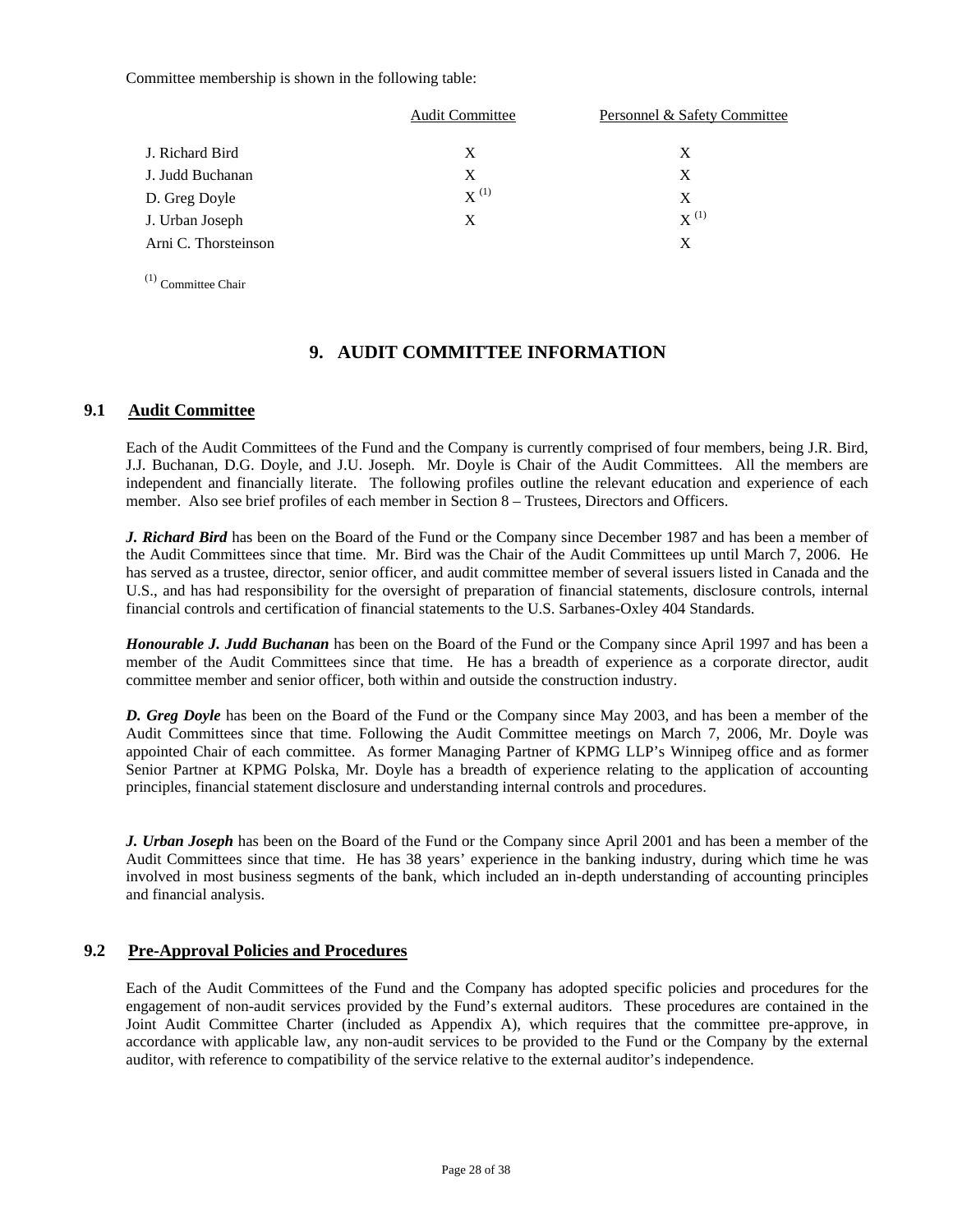Committee membership is shown in the following table:

| | Audit Committee | Personnel & Safety Committee |
|---|---|---|
| J. Richard Bird | X | X |
| J. Judd Buchanan | X | X |
| D. Greg Doyle | X [(1)] | X |
| J. Urban Joseph | X | X [(1)] |
| Arni C. Thorsteinson | | X |

[(1)] Committee Chair

## 9. AUDIT COMMITTEE INFORMATION

### 9.1 Audit Committee

Each of the Audit Committees of the Fund and the Company is currently comprised of four members, being J.R. Bird, J.J. Buchanan, D.G. Doyle, and J.U. Joseph. Mr. Doyle is Chair of the Audit Committees. All the members are independent and financially literate. The following profiles outline the relevant education and experience of each member. Also see brief profiles of each member in Section 8 – Trustees, Directors and Officers.

***J. Richard Bird*** has been on the Board of the Fund or the Company since December 1987 and has been a member of the Audit Committees since that time. Mr. Bird was the Chair of the Audit Committees up until March 7, 2006. He has served as a trustee, director, senior officer, and audit committee member of several issuers listed in Canada and the U.S., and has had responsibility for the oversight of preparation of financial statements, disclosure controls, internal financial controls and certification of financial statements to the U.S. Sarbanes-Oxley 404 Standards.

***Honourable J. Judd Buchanan*** has been on the Board of the Fund or the Company since April 1997 and has been a member of the Audit Committees since that time. He has a breadth of experience as a corporate director, audit committee member and senior officer, both within and outside the construction industry.

***D. Greg Doyle*** has been on the Board of the Fund or the Company since May 2003, and has been a member of the Audit Committees since that time. Following the Audit Committee meetings on March 7, 2006, Mr. Doyle was appointed Chair of each committee. As former Managing Partner of KPMG LLP's Winnipeg office and as former Senior Partner at KPMG Polska, Mr. Doyle has a breadth of experience relating to the application of accounting principles, financial statement disclosure and understanding internal controls and procedures.

***J. Urban Joseph*** has been on the Board of the Fund or the Company since April 2001 and has been a member of the Audit Committees since that time. He has 38 years' experience in the banking industry, during which time he was involved in most business segments of the bank, which included an in-depth understanding of accounting principles and financial analysis.

### 9.2 Pre-Approval Policies and Procedures

Each of the Audit Committees of the Fund and the Company has adopted specific policies and procedures for the engagement of non-audit services provided by the Fund's external auditors. These procedures are contained in the Joint Audit Committee Charter (included as Appendix A), which requires that the committee pre-approve, in accordance with applicable law, any non-audit services to be provided to the Fund or the Company by the external auditor, with reference to compatibility of the service relative to the external auditor's independence.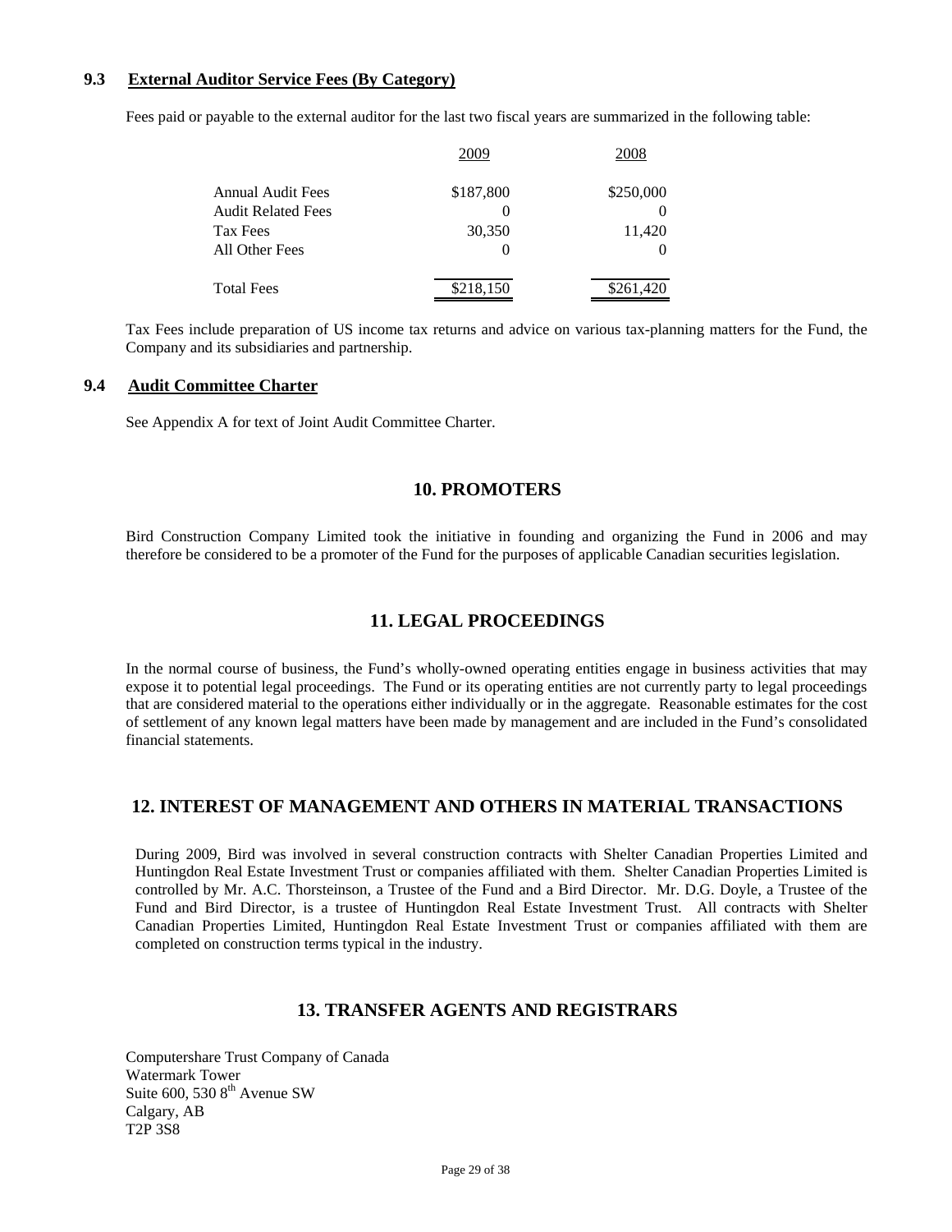### 9.3 External Auditor Service Fees (By Category)

Fees paid or payable to the external auditor for the last two fiscal years are summarized in the following table:

| | 2009 | 2008 |
|---|---|---|
| Annual Audit Fees | $187,800 | $250,000 |
| Audit Related Fees | 0 | 0 |
| Tax Fees | 30,350 | 11,420 |
| All Other Fees | 0 | 0 |
| Total Fees | $218,150 | $261,420 |

Tax Fees include preparation of US income tax returns and advice on various tax-planning matters for the Fund, the Company and its subsidiaries and partnership.

### 9.4 Audit Committee Charter

See Appendix A for text of Joint Audit Committee Charter.

## 10. PROMOTERS

Bird Construction Company Limited took the initiative in founding and organizing the Fund in 2006 and may therefore be considered to be a promoter of the Fund for the purposes of applicable Canadian securities legislation.

## 11. LEGAL PROCEEDINGS

In the normal course of business, the Fund's wholly-owned operating entities engage in business activities that may expose it to potential legal proceedings. The Fund or its operating entities are not currently party to legal proceedings that are considered material to the operations either individually or in the aggregate. Reasonable estimates for the cost of settlement of any known legal matters have been made by management and are included in the Fund's consolidated financial statements.

## 12. INTEREST OF MANAGEMENT AND OTHERS IN MATERIAL TRANSACTIONS

During 2009, Bird was involved in several construction contracts with Shelter Canadian Properties Limited and Huntingdon Real Estate Investment Trust or companies affiliated with them. Shelter Canadian Properties Limited is controlled by Mr. A.C. Thorsteinson, a Trustee of the Fund and a Bird Director. Mr. D.G. Doyle, a Trustee of the Fund and Bird Director, is a trustee of Huntingdon Real Estate Investment Trust. All contracts with Shelter Canadian Properties Limited, Huntingdon Real Estate Investment Trust or companies affiliated with them are completed on construction terms typical in the industry.

## 13. TRANSFER AGENTS AND REGISTRARS

Computershare Trust Company of Canada
Watermark Tower
Suite 600, 530 8th Avenue SW
Calgary, AB
T2P 3S8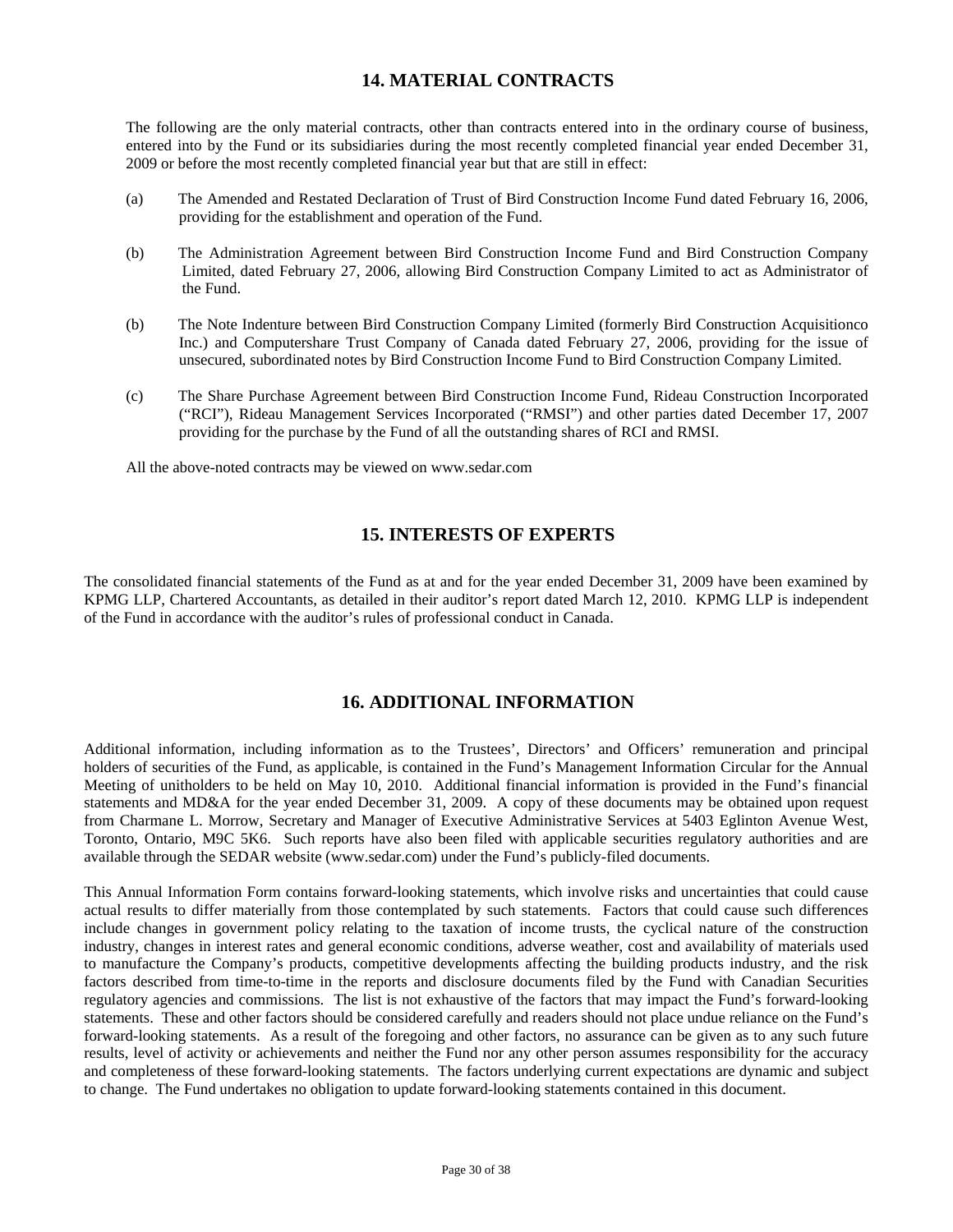## 14. MATERIAL CONTRACTS

The following are the only material contracts, other than contracts entered into in the ordinary course of business, entered into by the Fund or its subsidiaries during the most recently completed financial year ended December 31, 2009 or before the most recently completed financial year but that are still in effect:

(a) The Amended and Restated Declaration of Trust of Bird Construction Income Fund dated February 16, 2006, providing for the establishment and operation of the Fund.

(b) The Administration Agreement between Bird Construction Income Fund and Bird Construction Company Limited, dated February 27, 2006, allowing Bird Construction Company Limited to act as Administrator of the Fund.

(b) The Note Indenture between Bird Construction Company Limited (formerly Bird Construction Acquisitionco Inc.) and Computershare Trust Company of Canada dated February 27, 2006, providing for the issue of unsecured, subordinated notes by Bird Construction Income Fund to Bird Construction Company Limited.

(c) The Share Purchase Agreement between Bird Construction Income Fund, Rideau Construction Incorporated ("RCI"), Rideau Management Services Incorporated ("RMSI") and other parties dated December 17, 2007 providing for the purchase by the Fund of all the outstanding shares of RCI and RMSI.

All the above-noted contracts may be viewed on www.sedar.com

## 15. INTERESTS OF EXPERTS

The consolidated financial statements of the Fund as at and for the year ended December 31, 2009 have been examined by KPMG LLP, Chartered Accountants, as detailed in their auditor's report dated March 12, 2010. KPMG LLP is independent of the Fund in accordance with the auditor's rules of professional conduct in Canada.

## 16. ADDITIONAL INFORMATION

Additional information, including information as to the Trustees', Directors' and Officers' remuneration and principal holders of securities of the Fund, as applicable, is contained in the Fund's Management Information Circular for the Annual Meeting of unitholders to be held on May 10, 2010. Additional financial information is provided in the Fund's financial statements and MD&A for the year ended December 31, 2009. A copy of these documents may be obtained upon request from Charmane L. Morrow, Secretary and Manager of Executive Administrative Services at 5403 Eglinton Avenue West, Toronto, Ontario, M9C 5K6. Such reports have also been filed with applicable securities regulatory authorities and are available through the SEDAR website (www.sedar.com) under the Fund's publicly-filed documents.

This Annual Information Form contains forward-looking statements, which involve risks and uncertainties that could cause actual results to differ materially from those contemplated by such statements. Factors that could cause such differences include changes in government policy relating to the taxation of income trusts, the cyclical nature of the construction industry, changes in interest rates and general economic conditions, adverse weather, cost and availability of materials used to manufacture the Company's products, competitive developments affecting the building products industry, and the risk factors described from time-to-time in the reports and disclosure documents filed by the Fund with Canadian Securities regulatory agencies and commissions. The list is not exhaustive of the factors that may impact the Fund's forward-looking statements. These and other factors should be considered carefully and readers should not place undue reliance on the Fund's forward-looking statements. As a result of the foregoing and other factors, no assurance can be given as to any such future results, level of activity or achievements and neither the Fund nor any other person assumes responsibility for the accuracy and completeness of these forward-looking statements. The factors underlying current expectations are dynamic and subject to change. The Fund undertakes no obligation to update forward-looking statements contained in this document.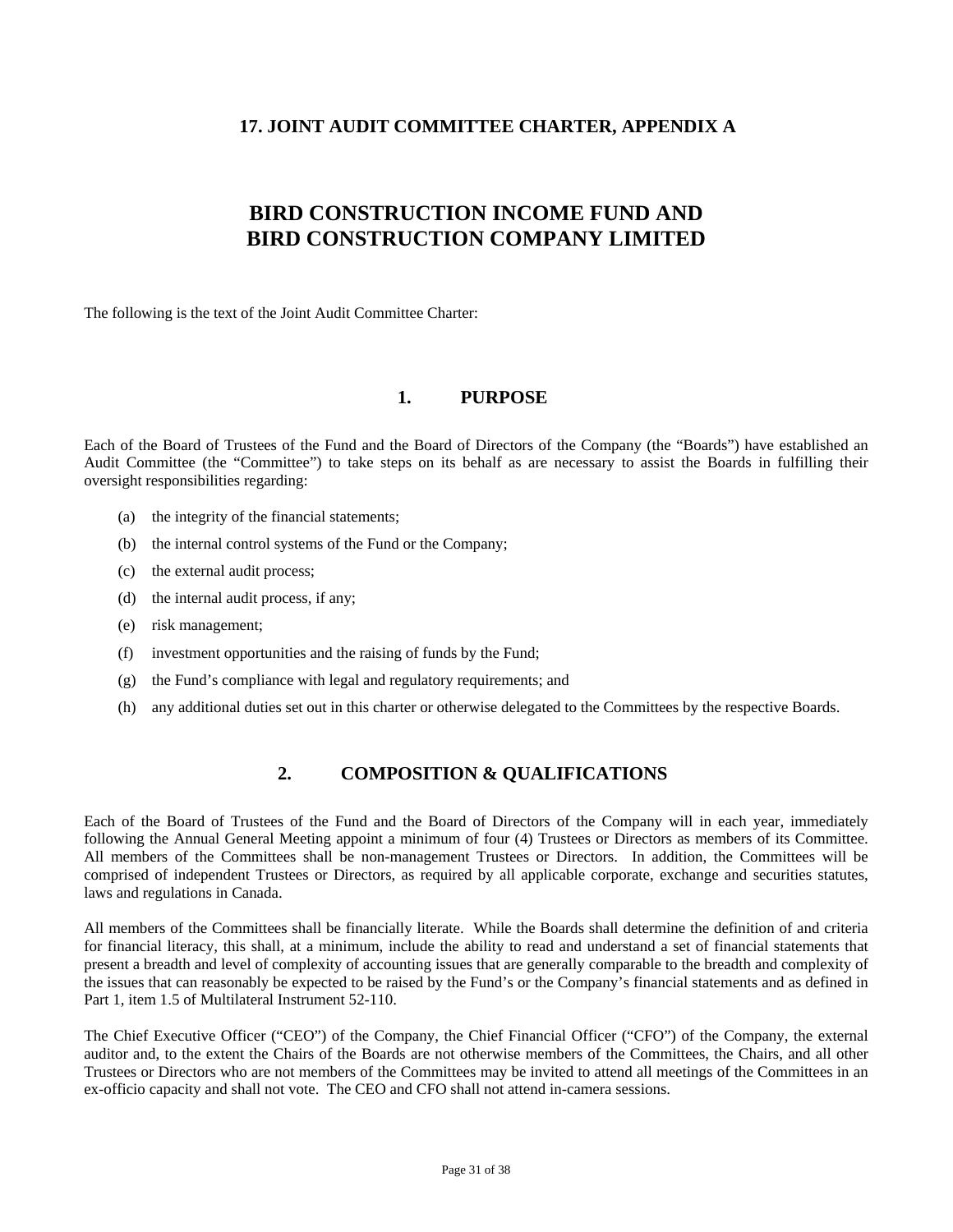## 17. JOINT AUDIT COMMITTEE CHARTER, APPENDIX A

# BIRD CONSTRUCTION INCOME FUND AND BIRD CONSTRUCTION COMPANY LIMITED

The following is the text of the Joint Audit Committee Charter:

## 1. PURPOSE

Each of the Board of Trustees of the Fund and the Board of Directors of the Company (the "Boards") have established an Audit Committee (the "Committee") to take steps on its behalf as are necessary to assist the Boards in fulfilling their oversight responsibilities regarding:

(a) the integrity of the financial statements;

(b) the internal control systems of the Fund or the Company;

(c) the external audit process;

(d) the internal audit process, if any;

(e) risk management;

(f) investment opportunities and the raising of funds by the Fund;

(g) the Fund's compliance with legal and regulatory requirements; and

(h) any additional duties set out in this charter or otherwise delegated to the Committees by the respective Boards.

## 2. COMPOSITION & QUALIFICATIONS

Each of the Board of Trustees of the Fund and the Board of Directors of the Company will in each year, immediately following the Annual General Meeting appoint a minimum of four (4) Trustees or Directors as members of its Committee. All members of the Committees shall be non-management Trustees or Directors. In addition, the Committees will be comprised of independent Trustees or Directors, as required by all applicable corporate, exchange and securities statutes, laws and regulations in Canada.

All members of the Committees shall be financially literate. While the Boards shall determine the definition of and criteria for financial literacy, this shall, at a minimum, include the ability to read and understand a set of financial statements that present a breadth and level of complexity of accounting issues that are generally comparable to the breadth and complexity of the issues that can reasonably be expected to be raised by the Fund's or the Company's financial statements and as defined in Part 1, item 1.5 of Multilateral Instrument 52-110.

The Chief Executive Officer ("CEO") of the Company, the Chief Financial Officer ("CFO") of the Company, the external auditor and, to the extent the Chairs of the Boards are not otherwise members of the Committees, the Chairs, and all other Trustees or Directors who are not members of the Committees may be invited to attend all meetings of the Committees in an ex-officio capacity and shall not vote. The CEO and CFO shall not attend in-camera sessions.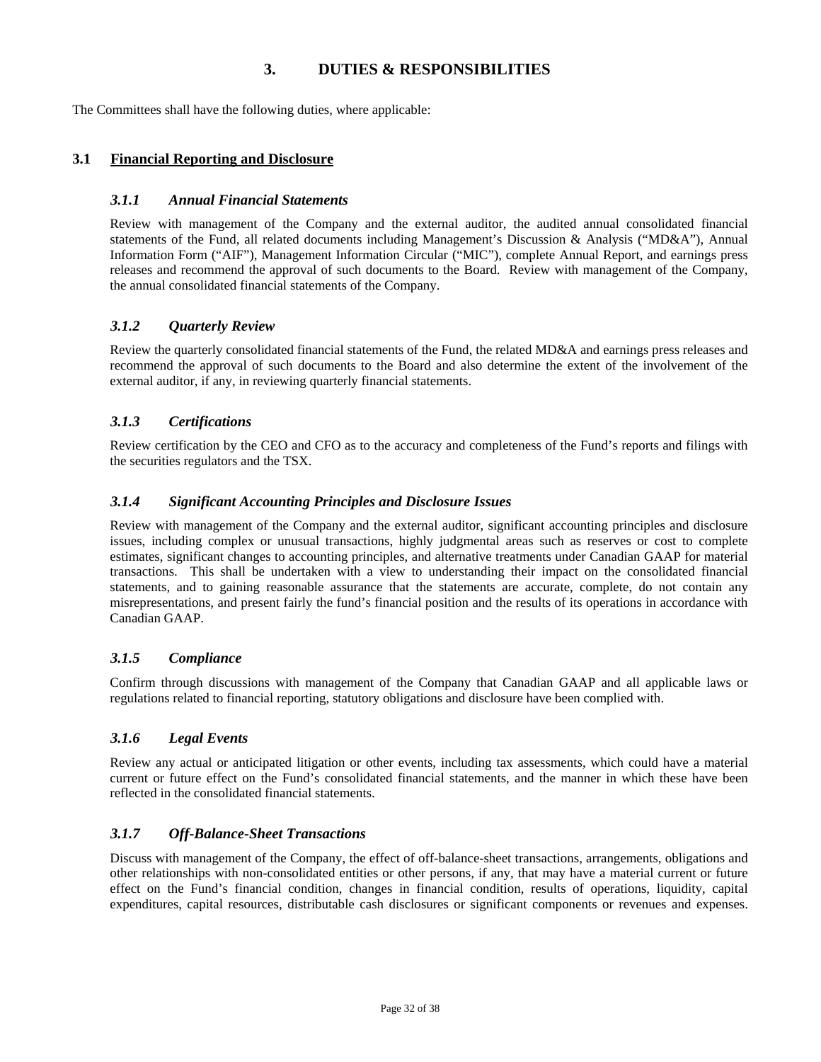# 3. DUTIES & RESPONSIBILITIES

The Committees shall have the following duties, where applicable:

## 3.1 Financial Reporting and Disclosure

### *3.1.1 Annual Financial Statements*

Review with management of the Company and the external auditor, the audited annual consolidated financial statements of the Fund, all related documents including Management's Discussion & Analysis ("MD&A"), Annual Information Form ("AIF"), Management Information Circular ("MIC"), complete Annual Report, and earnings press releases and recommend the approval of such documents to the Board. Review with management of the Company, the annual consolidated financial statements of the Company.

### *3.1.2 Quarterly Review*

Review the quarterly consolidated financial statements of the Fund, the related MD&A and earnings press releases and recommend the approval of such documents to the Board and also determine the extent of the involvement of the external auditor, if any, in reviewing quarterly financial statements.

### *3.1.3 Certifications*

Review certification by the CEO and CFO as to the accuracy and completeness of the Fund's reports and filings with the securities regulators and the TSX.

### *3.1.4 Significant Accounting Principles and Disclosure Issues*

Review with management of the Company and the external auditor, significant accounting principles and disclosure issues, including complex or unusual transactions, highly judgmental areas such as reserves or cost to complete estimates, significant changes to accounting principles, and alternative treatments under Canadian GAAP for material transactions. This shall be undertaken with a view to understanding their impact on the consolidated financial statements, and to gaining reasonable assurance that the statements are accurate, complete, do not contain any misrepresentations, and present fairly the fund's financial position and the results of its operations in accordance with Canadian GAAP.

### *3.1.5 Compliance*

Confirm through discussions with management of the Company that Canadian GAAP and all applicable laws or regulations related to financial reporting, statutory obligations and disclosure have been complied with.

### *3.1.6 Legal Events*

Review any actual or anticipated litigation or other events, including tax assessments, which could have a material current or future effect on the Fund's consolidated financial statements, and the manner in which these have been reflected in the consolidated financial statements.

### *3.1.7 Off-Balance-Sheet Transactions*

Discuss with management of the Company, the effect of off-balance-sheet transactions, arrangements, obligations and other relationships with non-consolidated entities or other persons, if any, that may have a material current or future effect on the Fund's financial condition, changes in financial condition, results of operations, liquidity, capital expenditures, capital resources, distributable cash disclosures or significant components or revenues and expenses.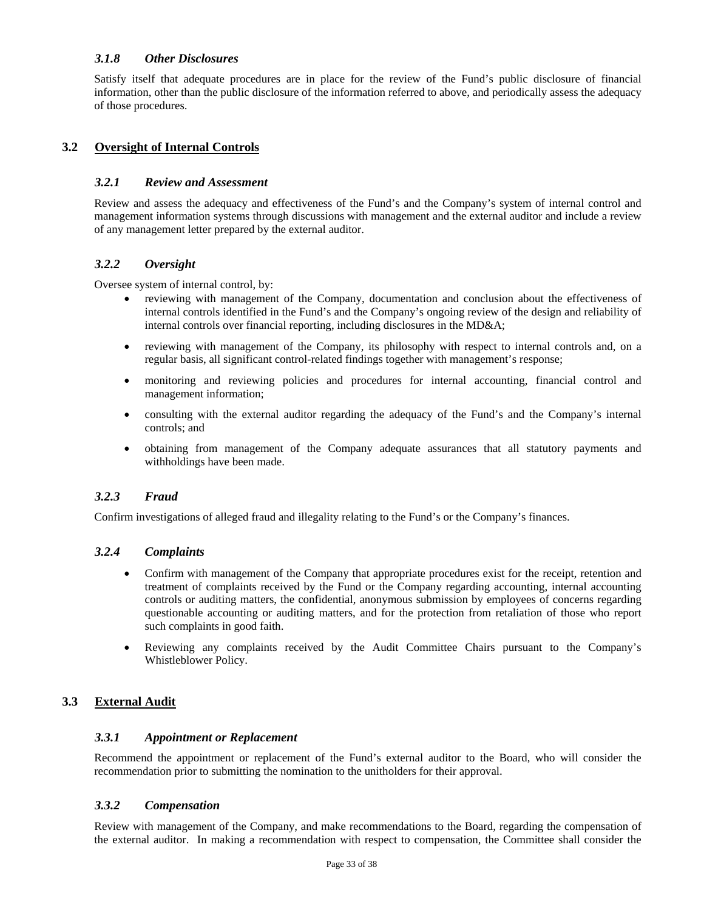#### *3.1.8 Other Disclosures*

Satisfy itself that adequate procedures are in place for the review of the Fund's public disclosure of financial information, other than the public disclosure of the information referred to above, and periodically assess the adequacy of those procedures.

### 3.2 Oversight of Internal Controls

#### *3.2.1 Review and Assessment*

Review and assess the adequacy and effectiveness of the Fund's and the Company's system of internal control and management information systems through discussions with management and the external auditor and include a review of any management letter prepared by the external auditor.

#### *3.2.2 Oversight*

Oversee system of internal control, by:

- reviewing with management of the Company, documentation and conclusion about the effectiveness of internal controls identified in the Fund's and the Company's ongoing review of the design and reliability of internal controls over financial reporting, including disclosures in the MD&A;
- reviewing with management of the Company, its philosophy with respect to internal controls and, on a regular basis, all significant control-related findings together with management's response;
- monitoring and reviewing policies and procedures for internal accounting, financial control and management information;
- consulting with the external auditor regarding the adequacy of the Fund's and the Company's internal controls; and
- obtaining from management of the Company adequate assurances that all statutory payments and withholdings have been made.

#### *3.2.3 Fraud*

Confirm investigations of alleged fraud and illegality relating to the Fund's or the Company's finances.

#### *3.2.4 Complaints*

- Confirm with management of the Company that appropriate procedures exist for the receipt, retention and treatment of complaints received by the Fund or the Company regarding accounting, internal accounting controls or auditing matters, the confidential, anonymous submission by employees of concerns regarding questionable accounting or auditing matters, and for the protection from retaliation of those who report such complaints in good faith.
- Reviewing any complaints received by the Audit Committee Chairs pursuant to the Company's Whistleblower Policy.

### 3.3 External Audit

#### *3.3.1 Appointment or Replacement*

Recommend the appointment or replacement of the Fund's external auditor to the Board, who will consider the recommendation prior to submitting the nomination to the unitholders for their approval.

#### *3.3.2 Compensation*

Review with management of the Company, and make recommendations to the Board, regarding the compensation of the external auditor. In making a recommendation with respect to compensation, the Committee shall consider the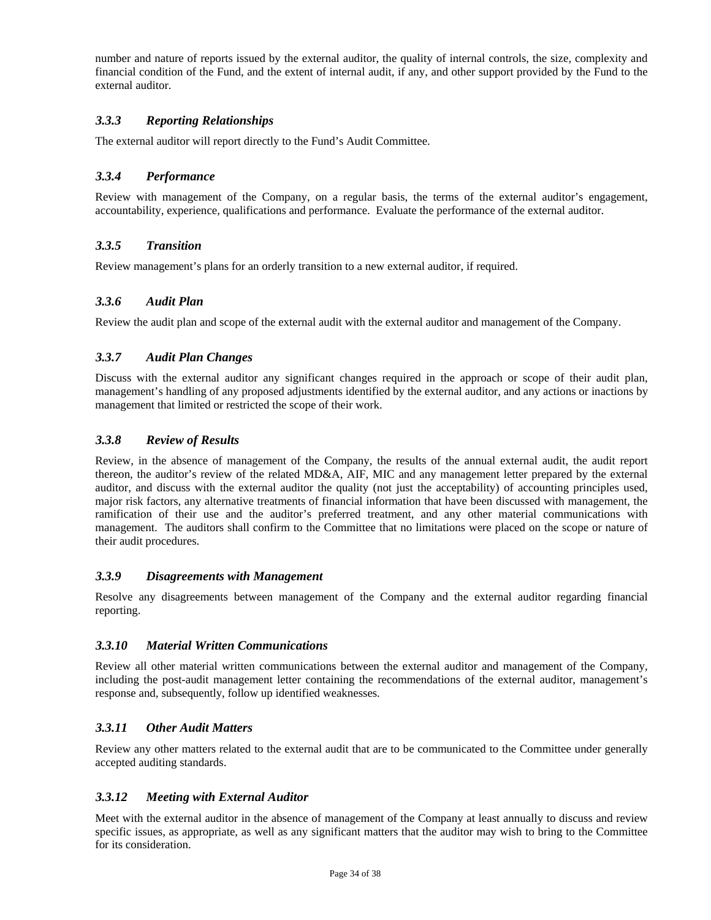number and nature of reports issued by the external auditor, the quality of internal controls, the size, complexity and financial condition of the Fund, and the extent of internal audit, if any, and other support provided by the Fund to the external auditor.

### *3.3.3 Reporting Relationships*

The external auditor will report directly to the Fund's Audit Committee.

### *3.3.4 Performance*

Review with management of the Company, on a regular basis, the terms of the external auditor's engagement, accountability, experience, qualifications and performance. Evaluate the performance of the external auditor.

### *3.3.5 Transition*

Review management's plans for an orderly transition to a new external auditor, if required.

### *3.3.6 Audit Plan*

Review the audit plan and scope of the external audit with the external auditor and management of the Company.

### *3.3.7 Audit Plan Changes*

Discuss with the external auditor any significant changes required in the approach or scope of their audit plan, management's handling of any proposed adjustments identified by the external auditor, and any actions or inactions by management that limited or restricted the scope of their work.

### *3.3.8 Review of Results*

Review, in the absence of management of the Company, the results of the annual external audit, the audit report thereon, the auditor's review of the related MD&A, AIF, MIC and any management letter prepared by the external auditor, and discuss with the external auditor the quality (not just the acceptability) of accounting principles used, major risk factors, any alternative treatments of financial information that have been discussed with management, the ramification of their use and the auditor's preferred treatment, and any other material communications with management. The auditors shall confirm to the Committee that no limitations were placed on the scope or nature of their audit procedures.

### *3.3.9 Disagreements with Management*

Resolve any disagreements between management of the Company and the external auditor regarding financial reporting.

### *3.3.10 Material Written Communications*

Review all other material written communications between the external auditor and management of the Company, including the post-audit management letter containing the recommendations of the external auditor, management's response and, subsequently, follow up identified weaknesses.

### *3.3.11 Other Audit Matters*

Review any other matters related to the external audit that are to be communicated to the Committee under generally accepted auditing standards.

### *3.3.12 Meeting with External Auditor*

Meet with the external auditor in the absence of management of the Company at least annually to discuss and review specific issues, as appropriate, as well as any significant matters that the auditor may wish to bring to the Committee for its consideration.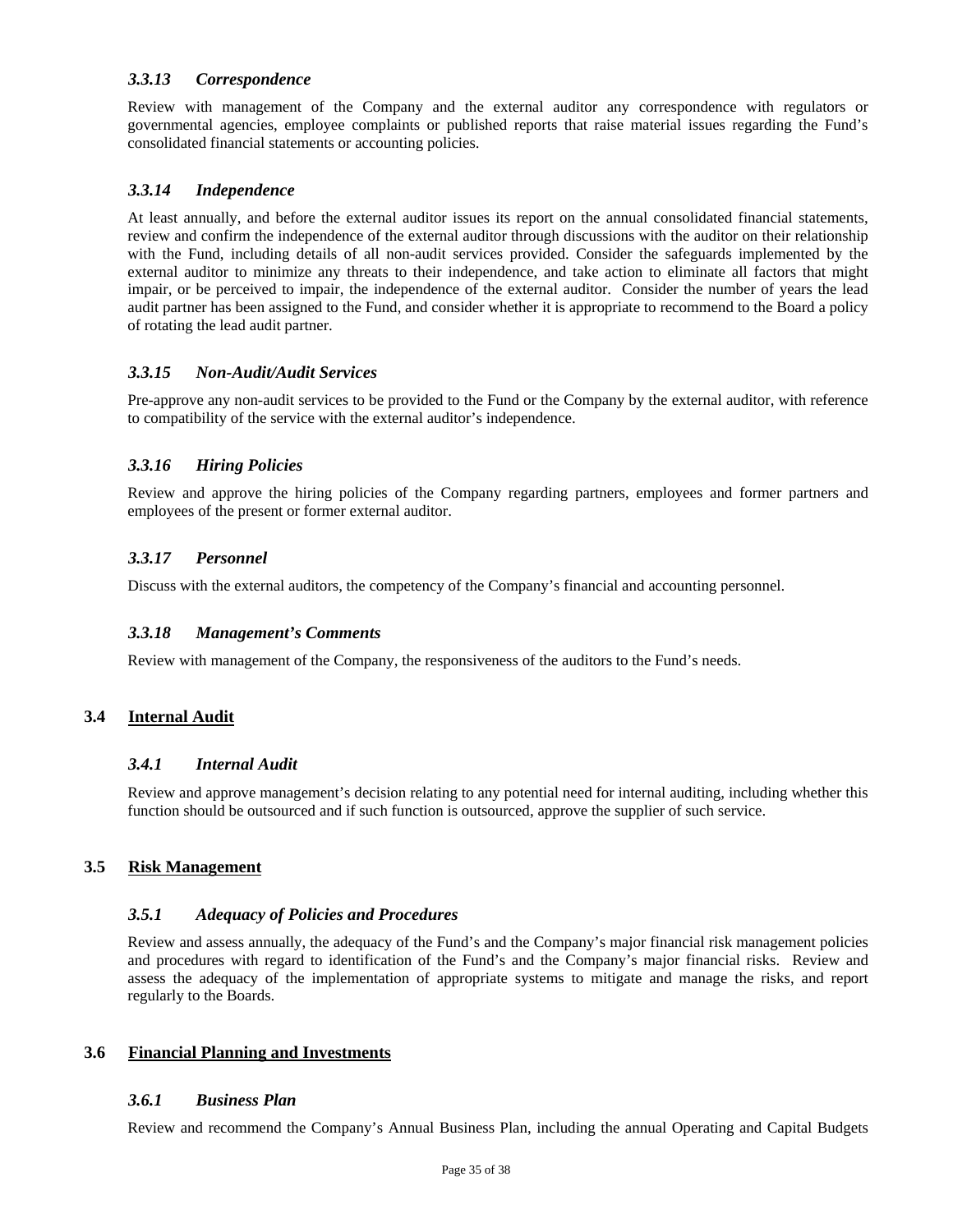#### *3.3.13 Correspondence*

Review with management of the Company and the external auditor any correspondence with regulators or governmental agencies, employee complaints or published reports that raise material issues regarding the Fund's consolidated financial statements or accounting policies.

#### *3.3.14 Independence*

At least annually, and before the external auditor issues its report on the annual consolidated financial statements, review and confirm the independence of the external auditor through discussions with the auditor on their relationship with the Fund, including details of all non-audit services provided. Consider the safeguards implemented by the external auditor to minimize any threats to their independence, and take action to eliminate all factors that might impair, or be perceived to impair, the independence of the external auditor. Consider the number of years the lead audit partner has been assigned to the Fund, and consider whether it is appropriate to recommend to the Board a policy of rotating the lead audit partner.

#### *3.3.15 Non-Audit/Audit Services*

Pre-approve any non-audit services to be provided to the Fund or the Company by the external auditor, with reference to compatibility of the service with the external auditor's independence.

#### *3.3.16 Hiring Policies*

Review and approve the hiring policies of the Company regarding partners, employees and former partners and employees of the present or former external auditor.

#### *3.3.17 Personnel*

Discuss with the external auditors, the competency of the Company's financial and accounting personnel.

#### *3.3.18 Management's Comments*

Review with management of the Company, the responsiveness of the auditors to the Fund's needs.

### 3.4 Internal Audit

#### *3.4.1 Internal Audit*

Review and approve management's decision relating to any potential need for internal auditing, including whether this function should be outsourced and if such function is outsourced, approve the supplier of such service.

### 3.5 Risk Management

#### *3.5.1 Adequacy of Policies and Procedures*

Review and assess annually, the adequacy of the Fund's and the Company's major financial risk management policies and procedures with regard to identification of the Fund's and the Company's major financial risks. Review and assess the adequacy of the implementation of appropriate systems to mitigate and manage the risks, and report regularly to the Boards.

### 3.6 Financial Planning and Investments

#### *3.6.1 Business Plan*

Review and recommend the Company's Annual Business Plan, including the annual Operating and Capital Budgets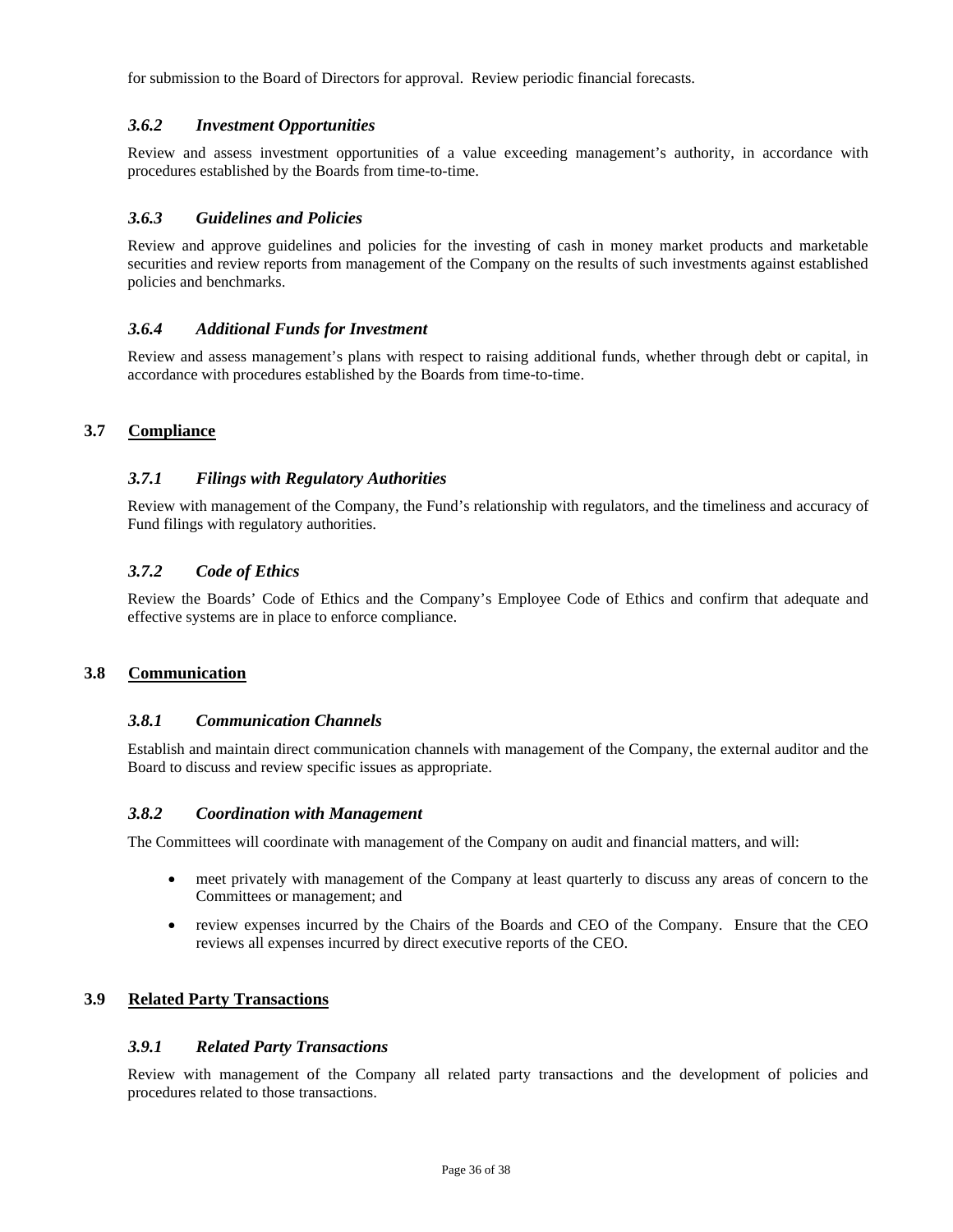for submission to the Board of Directors for approval. Review periodic financial forecasts.

### *3.6.2 Investment Opportunities*

Review and assess investment opportunities of a value exceeding management's authority, in accordance with procedures established by the Boards from time-to-time.

### *3.6.3 Guidelines and Policies*

Review and approve guidelines and policies for the investing of cash in money market products and marketable securities and review reports from management of the Company on the results of such investments against established policies and benchmarks.

### *3.6.4 Additional Funds for Investment*

Review and assess management's plans with respect to raising additional funds, whether through debt or capital, in accordance with procedures established by the Boards from time-to-time.

## 3.7 Compliance

### *3.7.1 Filings with Regulatory Authorities*

Review with management of the Company, the Fund's relationship with regulators, and the timeliness and accuracy of Fund filings with regulatory authorities.

### *3.7.2 Code of Ethics*

Review the Boards' Code of Ethics and the Company's Employee Code of Ethics and confirm that adequate and effective systems are in place to enforce compliance.

## 3.8 Communication

### *3.8.1 Communication Channels*

Establish and maintain direct communication channels with management of the Company, the external auditor and the Board to discuss and review specific issues as appropriate.

### *3.8.2 Coordination with Management*

The Committees will coordinate with management of the Company on audit and financial matters, and will:

- meet privately with management of the Company at least quarterly to discuss any areas of concern to the Committees or management; and
- review expenses incurred by the Chairs of the Boards and CEO of the Company. Ensure that the CEO reviews all expenses incurred by direct executive reports of the CEO.

## 3.9 Related Party Transactions

### *3.9.1 Related Party Transactions*

Review with management of the Company all related party transactions and the development of policies and procedures related to those transactions.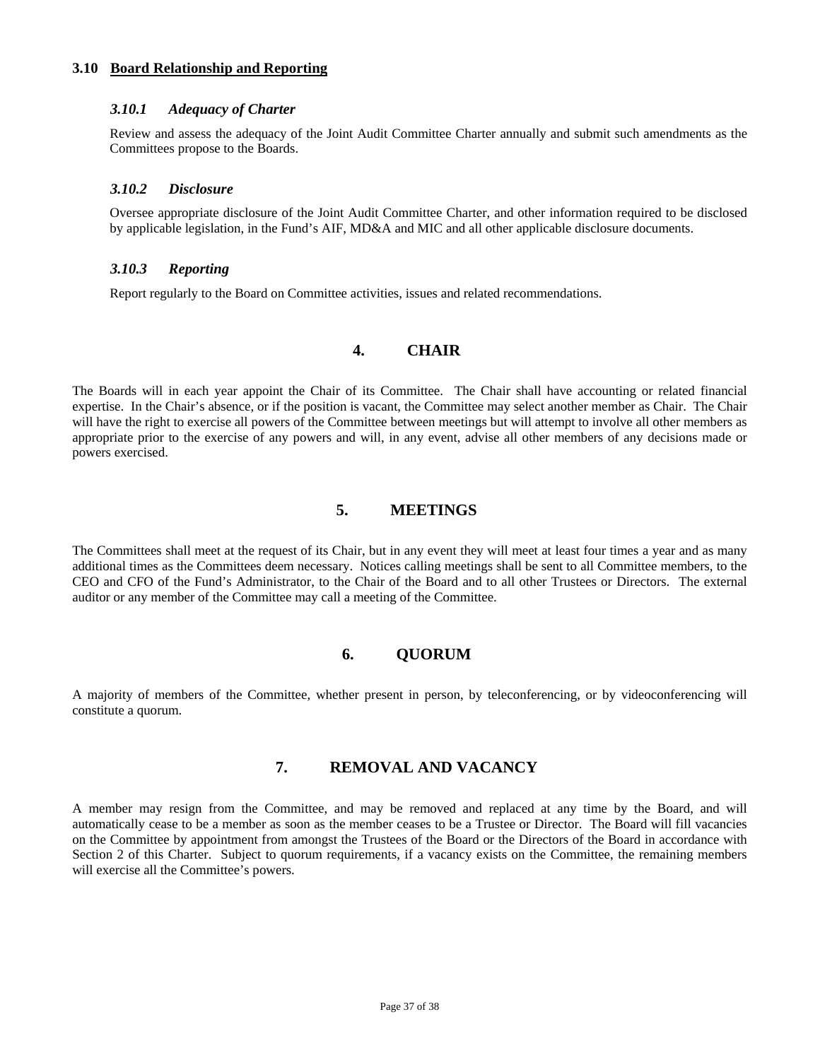### 3.10 Board Relationship and Reporting

#### *3.10.1 Adequacy of Charter*

Review and assess the adequacy of the Joint Audit Committee Charter annually and submit such amendments as the Committees propose to the Boards.

#### *3.10.2 Disclosure*

Oversee appropriate disclosure of the Joint Audit Committee Charter, and other information required to be disclosed by applicable legislation, in the Fund's AIF, MD&A and MIC and all other applicable disclosure documents.

#### *3.10.3 Reporting*

Report regularly to the Board on Committee activities, issues and related recommendations.

## 4. CHAIR

The Boards will in each year appoint the Chair of its Committee. The Chair shall have accounting or related financial expertise. In the Chair's absence, or if the position is vacant, the Committee may select another member as Chair. The Chair will have the right to exercise all powers of the Committee between meetings but will attempt to involve all other members as appropriate prior to the exercise of any powers and will, in any event, advise all other members of any decisions made or powers exercised.

## 5. MEETINGS

The Committees shall meet at the request of its Chair, but in any event they will meet at least four times a year and as many additional times as the Committees deem necessary. Notices calling meetings shall be sent to all Committee members, to the CEO and CFO of the Fund's Administrator, to the Chair of the Board and to all other Trustees or Directors. The external auditor or any member of the Committee may call a meeting of the Committee.

## 6. QUORUM

A majority of members of the Committee, whether present in person, by teleconferencing, or by videoconferencing will constitute a quorum.

## 7. REMOVAL AND VACANCY

A member may resign from the Committee, and may be removed and replaced at any time by the Board, and will automatically cease to be a member as soon as the member ceases to be a Trustee or Director. The Board will fill vacancies on the Committee by appointment from amongst the Trustees of the Board or the Directors of the Board in accordance with Section 2 of this Charter. Subject to quorum requirements, if a vacancy exists on the Committee, the remaining members will exercise all the Committee's powers.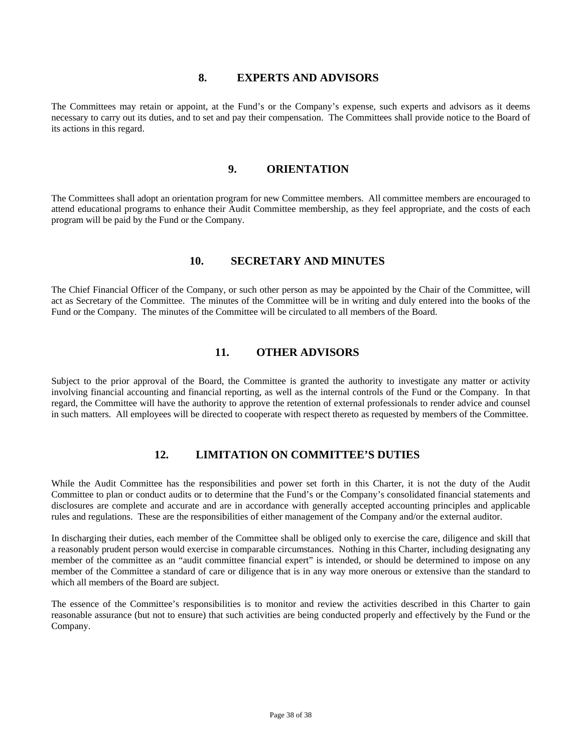## 8. EXPERTS AND ADVISORS

The Committees may retain or appoint, at the Fund's or the Company's expense, such experts and advisors as it deems necessary to carry out its duties, and to set and pay their compensation. The Committees shall provide notice to the Board of its actions in this regard.

## 9. ORIENTATION

The Committees shall adopt an orientation program for new Committee members. All committee members are encouraged to attend educational programs to enhance their Audit Committee membership, as they feel appropriate, and the costs of each program will be paid by the Fund or the Company.

## 10. SECRETARY AND MINUTES

The Chief Financial Officer of the Company, or such other person as may be appointed by the Chair of the Committee, will act as Secretary of the Committee. The minutes of the Committee will be in writing and duly entered into the books of the Fund or the Company. The minutes of the Committee will be circulated to all members of the Board.

## 11. OTHER ADVISORS

Subject to the prior approval of the Board, the Committee is granted the authority to investigate any matter or activity involving financial accounting and financial reporting, as well as the internal controls of the Fund or the Company. In that regard, the Committee will have the authority to approve the retention of external professionals to render advice and counsel in such matters. All employees will be directed to cooperate with respect thereto as requested by members of the Committee.

## 12. LIMITATION ON COMMITTEE'S DUTIES

While the Audit Committee has the responsibilities and power set forth in this Charter, it is not the duty of the Audit Committee to plan or conduct audits or to determine that the Fund's or the Company's consolidated financial statements and disclosures are complete and accurate and are in accordance with generally accepted accounting principles and applicable rules and regulations. These are the responsibilities of either management of the Company and/or the external auditor.

In discharging their duties, each member of the Committee shall be obliged only to exercise the care, diligence and skill that a reasonably prudent person would exercise in comparable circumstances. Nothing in this Charter, including designating any member of the committee as an "audit committee financial expert" is intended, or should be determined to impose on any member of the Committee a standard of care or diligence that is in any way more onerous or extensive than the standard to which all members of the Board are subject.

The essence of the Committee's responsibilities is to monitor and review the activities described in this Charter to gain reasonable assurance (but not to ensure) that such activities are being conducted properly and effectively by the Fund or the Company.